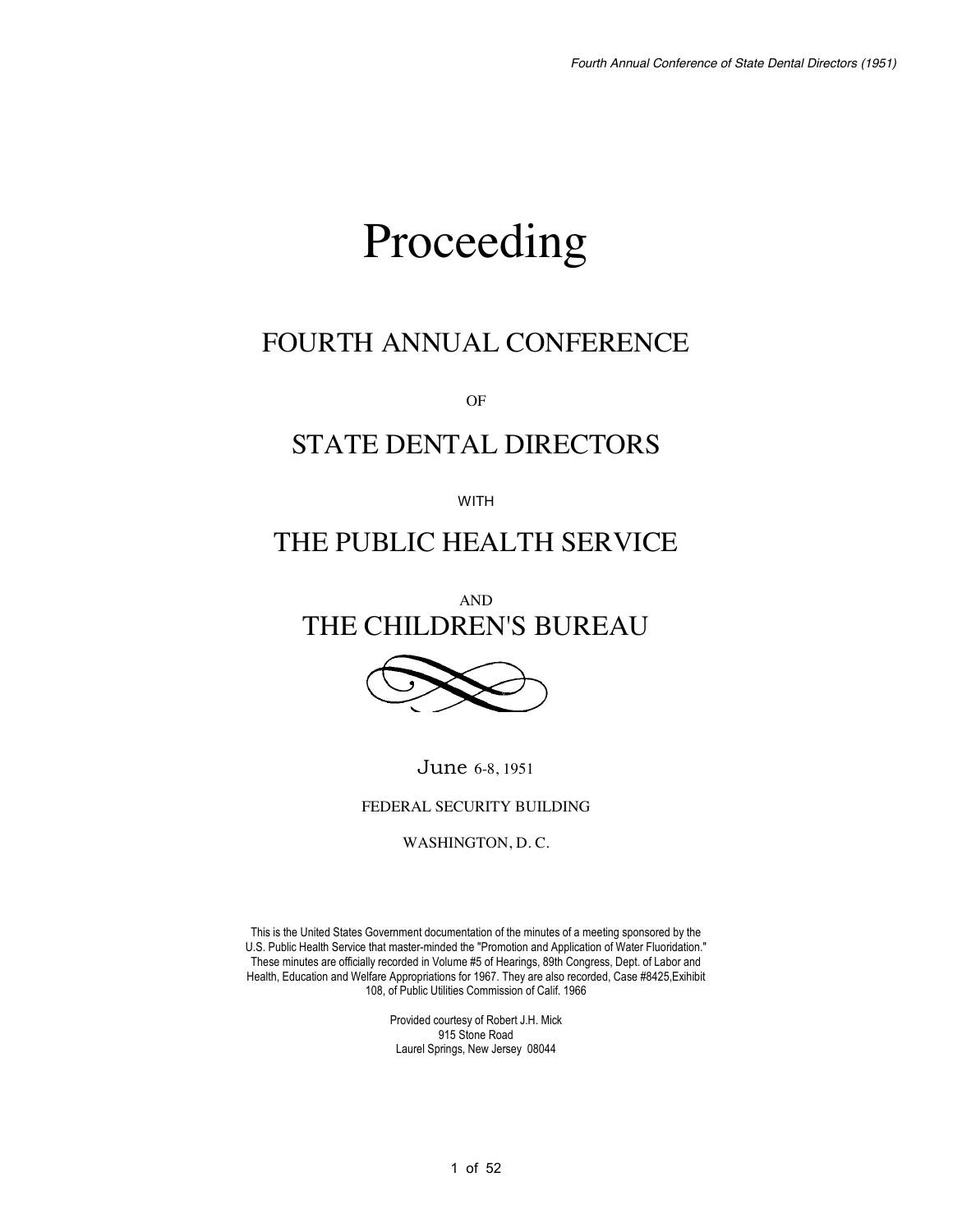# Proceeding

## FOURTH ANNUAL CONFERENCE

OF

## STATE DENTAL DIRECTORS

WITH

## THE PUBLIC HEALTH SERVICE

AND

## THE CHILDREN'S BUREAU

June 6-8, 1951

FEDERAL SECURITY BUILDING

WASHINGTON, D. C.

This is the United States Government documentation of the minutes of a meeting sponsored by the U.S. Public Health Service that master-minded the "Promotion and Application of Water Fluoridation." These minutes are officially recorded in Volume #5 of Hearings, 89th Congress, Dept. of Labor and Health, Education and Welfare Appropriations for 1967. They are also recorded, Case #8425,Exihibit 108, of Public Utilities Commission of Calif. 1966

Provided courtesy of Robert J.H. Mick
915 Stone Road
Laurel Springs, New Jersey 08044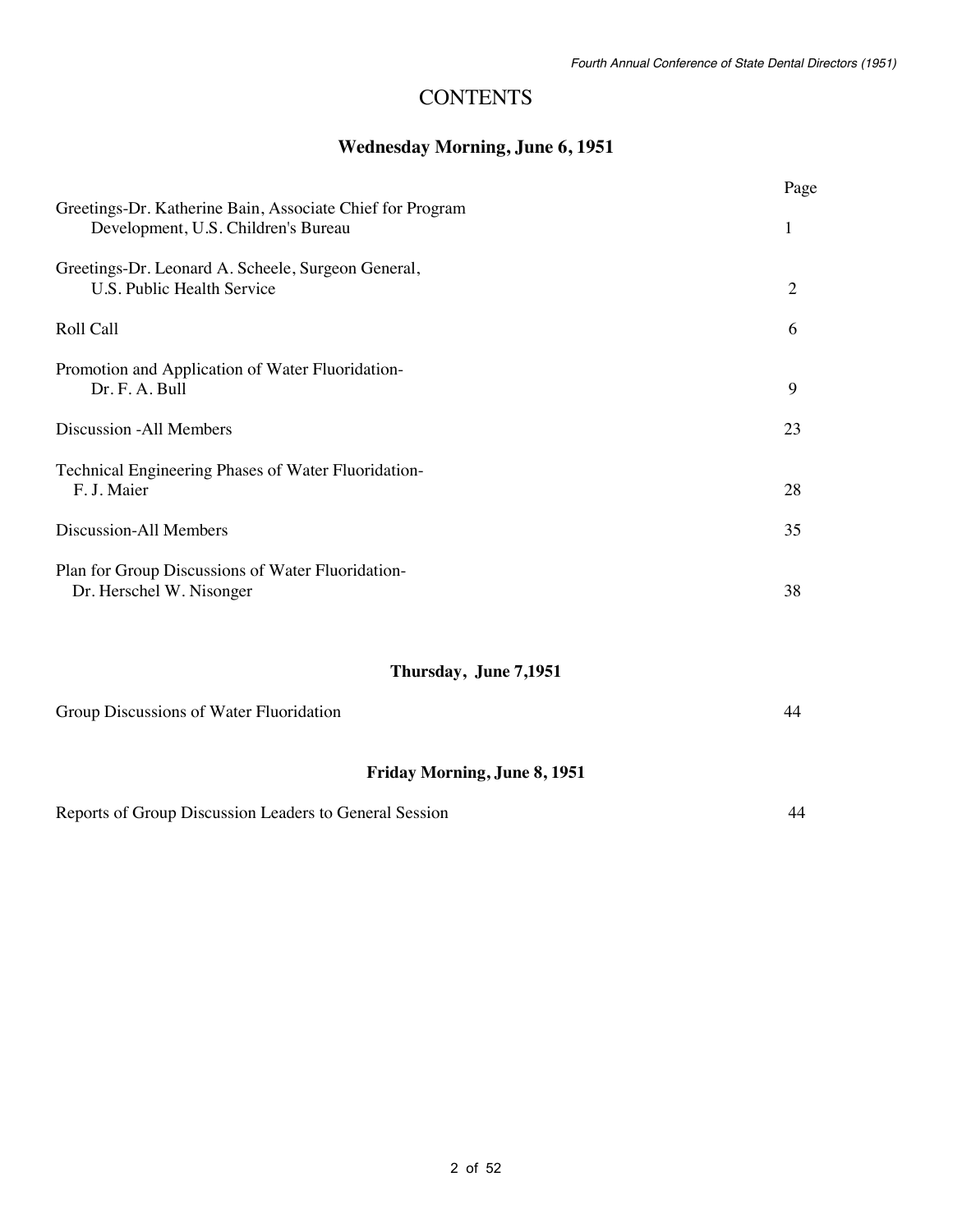# CONTENTS

## Wednesday Morning, June 6, 1951

| | Page |
|---|---|
| Greetings-Dr. Katherine Bain, Associate Chief for Program Development, U.S. Children's Bureau | 1 |
| Greetings-Dr. Leonard A. Scheele, Surgeon General, U.S. Public Health Service | 2 |
| Roll Call | 6 |
| Promotion and Application of Water Fluoridation-Dr. F. A. Bull | 9 |
| Discussion -All Members | 23 |
| Technical Engineering Phases of Water Fluoridation-F. J. Maier | 28 |
| Discussion-All Members | 35 |
| Plan for Group Discussions of Water Fluoridation-Dr. Herschel W. Nisonger | 38 |

## Thursday, June 7,1951

| | |
|---|---|
| Group Discussions of Water Fluoridation | 44 |

## Friday Morning, June 8, 1951

| | |
|---|---|
| Reports of Group Discussion Leaders to General Session | 44 |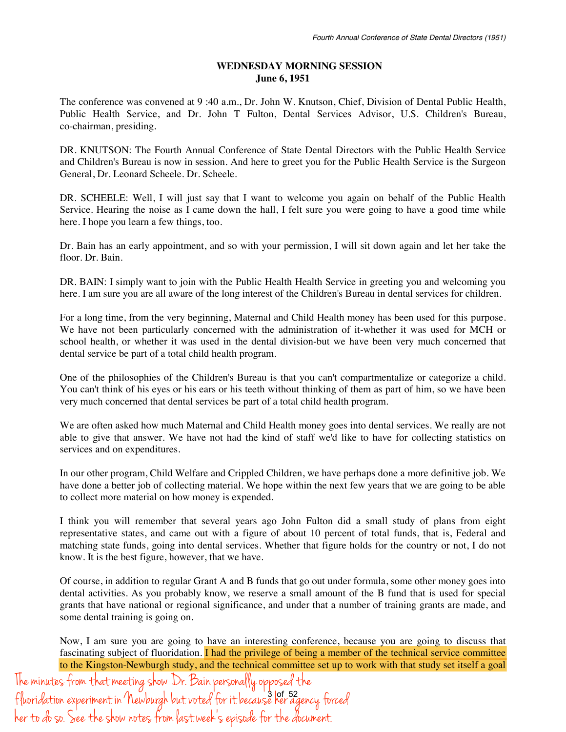**WEDNESDAY MORNING SESSION**
**June 6, 1951**

The conference was convened at 9 :40 a.m., Dr. John W. Knutson, Chief, Division of Dental Public Health, Public Health Service, and Dr. John T Fulton, Dental Services Advisor, U.S. Children's Bureau, co-chairman, presiding.

DR. KNUTSON: The Fourth Annual Conference of State Dental Directors with the Public Health Service and Children's Bureau is now in session. And here to greet you for the Public Health Service is the Surgeon General, Dr. Leonard Scheele. Dr. Scheele.

DR. SCHEELE: Well, I will just say that I want to welcome you again on behalf of the Public Health Service. Hearing the noise as I came down the hall, I felt sure you were going to have a good time while here. I hope you learn a few things, too.

Dr. Bain has an early appointment, and so with your permission, I will sit down again and let her take the floor. Dr. Bain.

DR. BAIN: I simply want to join with the Public Health Health Service in greeting you and welcoming you here. I am sure you are all aware of the long interest of the Children's Bureau in dental services for children.

For a long time, from the very beginning, Maternal and Child Health money has been used for this purpose. We have not been particularly concerned with the administration of it-whether it was used for MCH or school health, or whether it was used in the dental division-but we have been very much concerned that dental service be part of a total child health program.

One of the philosophies of the Children's Bureau is that you can't compartmentalize or categorize a child. You can't think of his eyes or his ears or his teeth without thinking of them as part of him, so we have been very much concerned that dental services be part of a total child health program.

We are often asked how much Maternal and Child Health money goes into dental services. We really are not able to give that answer. We have not had the kind of staff we'd like to have for collecting statistics on services and on expenditures.

In our other program, Child Welfare and Crippled Children, we have perhaps done a more definitive job. We have done a better job of collecting material. We hope within the next few years that we are going to be able to collect more material on how money is expended.

I think you will remember that several years ago John Fulton did a small study of plans from eight representative states, and came out with a figure of about 10 percent of total funds, that is, Federal and matching state funds, going into dental services. Whether that figure holds for the country or not, I do not know. It is the best figure, however, that we have.

Of course, in addition to regular Grant A and B funds that go out under formula, some other money goes into dental activities. As you probably know, we reserve a small amount of the B fund that is used for special grants that have national or regional significance, and under that a number of training grants are made, and some dental training is going on.

Now, I am sure you are going to have an interesting conference, because you are going to discuss that fascinating subject of fluoridation. I had the privilege of being a member of the technical service committee to the Kingston-Newburgh study, and the technical committee set up to work with that study set itself a goal

*The minutes from that meeting show Dr. Bain personally opposed the fluoridation experiment in Newburgh but voted for it because her agency forced her to do so. See the show notes from last week's episode for the document.*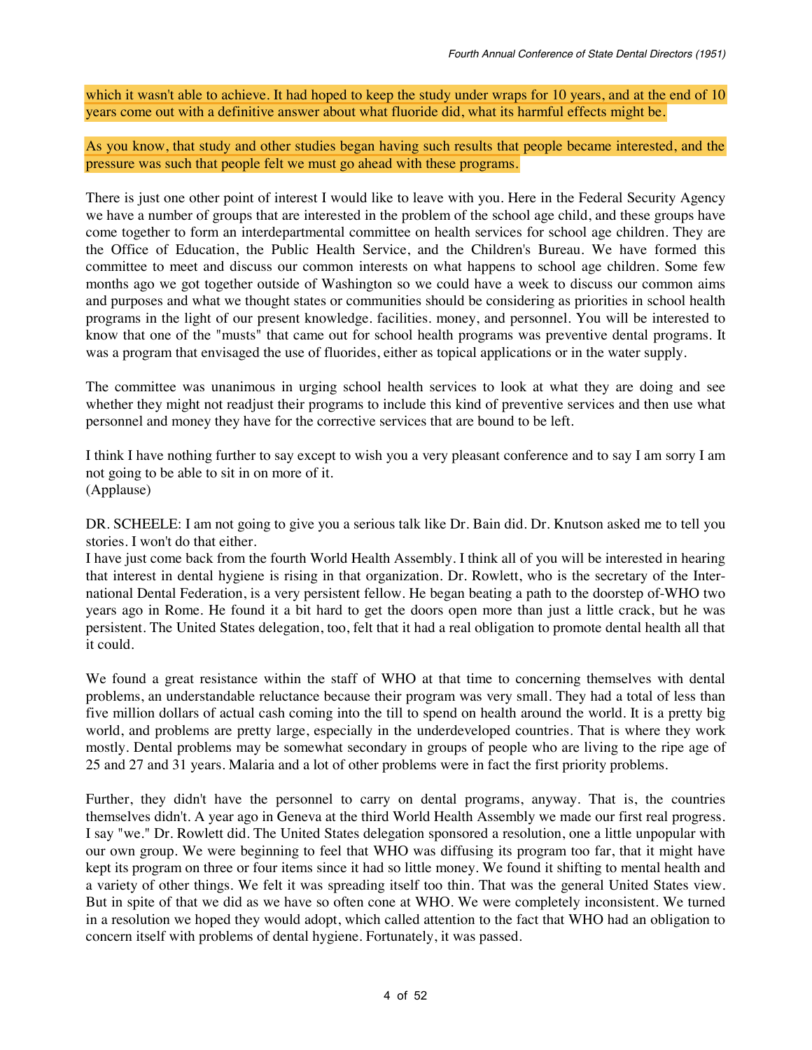which it wasn't able to achieve. It had hoped to keep the study under wraps for 10 years, and at the end of 10 years come out with a definitive answer about what fluoride did, what its harmful effects might be.

As you know, that study and other studies began having such results that people became interested, and the pressure was such that people felt we must go ahead with these programs.

There is just one other point of interest I would like to leave with you. Here in the Federal Security Agency we have a number of groups that are interested in the problem of the school age child, and these groups have come together to form an interdepartmental committee on health services for school age children. They are the Office of Education, the Public Health Service, and the Children's Bureau. We have formed this committee to meet and discuss our common interests on what happens to school age children. Some few months ago we got together outside of Washington so we could have a week to discuss our common aims and purposes and what we thought states or communities should be considering as priorities in school health programs in the light of our present knowledge. facilities. money, and personnel. You will be interested to know that one of the "musts" that came out for school health programs was preventive dental programs. It was a program that envisaged the use of fluorides, either as topical applications or in the water supply.

The committee was unanimous in urging school health services to look at what they are doing and see whether they might not readjust their programs to include this kind of preventive services and then use what personnel and money they have for the corrective services that are bound to be left.

I think I have nothing further to say except to wish you a very pleasant conference and to say I am sorry I am not going to be able to sit in on more of it.
(Applause)

DR. SCHEELE: I am not going to give you a serious talk like Dr. Bain did. Dr. Knutson asked me to tell you stories. I won't do that either.
I have just come back from the fourth World Health Assembly. I think all of you will be interested in hearing that interest in dental hygiene is rising in that organization. Dr. Rowlett, who is the secretary of the International Dental Federation, is a very persistent fellow. He began beating a path to the doorstep of-WHO two years ago in Rome. He found it a bit hard to get the doors open more than just a little crack, but he was persistent. The United States delegation, too, felt that it had a real obligation to promote dental health all that it could.

We found a great resistance within the staff of WHO at that time to concerning themselves with dental problems, an understandable reluctance because their program was very small. They had a total of less than five million dollars of actual cash coming into the till to spend on health around the world. It is a pretty big world, and problems are pretty large, especially in the underdeveloped countries. That is where they work mostly. Dental problems may be somewhat secondary in groups of people who are living to the ripe age of 25 and 27 and 31 years. Malaria and a lot of other problems were in fact the first priority problems.

Further, they didn't have the personnel to carry on dental programs, anyway. That is, the countries themselves didn't. A year ago in Geneva at the third World Health Assembly we made our first real progress. I say "we." Dr. Rowlett did. The United States delegation sponsored a resolution, one a little unpopular with our own group. We were beginning to feel that WHO was diffusing its program too far, that it might have kept its program on three or four items since it had so little money. We found it shifting to mental health and a variety of other things. We felt it was spreading itself too thin. That was the general United States view. But in spite of that we did as we have so often cone at WHO. We were completely inconsistent. We turned in a resolution we hoped they would adopt, which called attention to the fact that WHO had an obligation to concern itself with problems of dental hygiene. Fortunately, it was passed.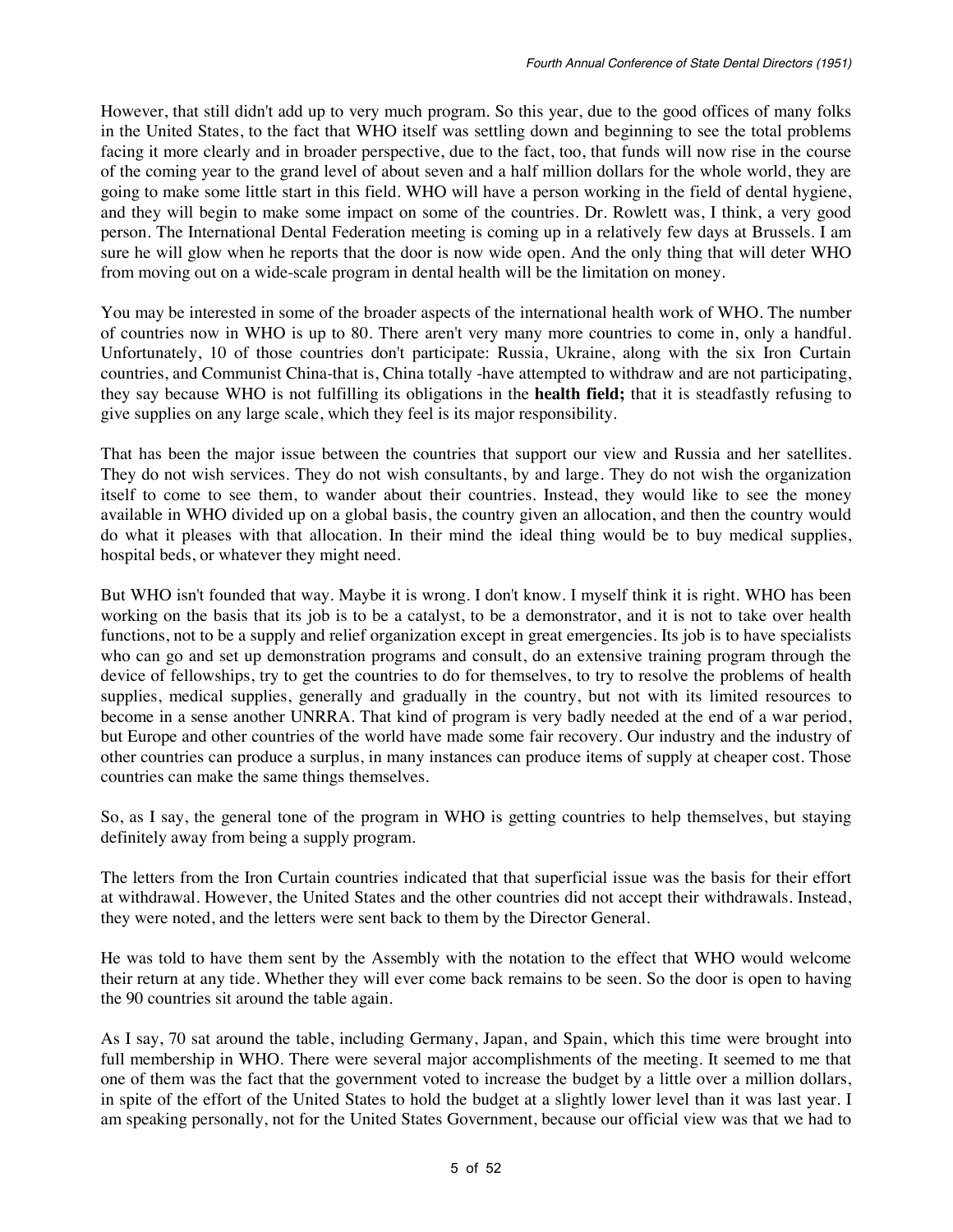However, that still didn't add up to very much program. So this year, due to the good offices of many folks in the United States, to the fact that WHO itself was settling down and beginning to see the total problems facing it more clearly and in broader perspective, due to the fact, too, that funds will now rise in the course of the coming year to the grand level of about seven and a half million dollars for the whole world, they are going to make some little start in this field. WHO will have a person working in the field of dental hygiene, and they will begin to make some impact on some of the countries. Dr. Rowlett was, I think, a very good person. The International Dental Federation meeting is coming up in a relatively few days at Brussels. I am sure he will glow when he reports that the door is now wide open. And the only thing that will deter WHO from moving out on a wide-scale program in dental health will be the limitation on money.

You may be interested in some of the broader aspects of the international health work of WHO. The number of countries now in WHO is up to 80. There aren't very many more countries to come in, only a handful. Unfortunately, 10 of those countries don't participate: Russia, Ukraine, along with the six Iron Curtain countries, and Communist China-that is, China totally -have attempted to withdraw and are not participating, they say because WHO is not fulfilling its obligations in the **health field;** that it is steadfastly refusing to give supplies on any large scale, which they feel is its major responsibility.

That has been the major issue between the countries that support our view and Russia and her satellites. They do not wish services. They do not wish consultants, by and large. They do not wish the organization itself to come to see them, to wander about their countries. Instead, they would like to see the money available in WHO divided up on a global basis, the country given an allocation, and then the country would do what it pleases with that allocation. In their mind the ideal thing would be to buy medical supplies, hospital beds, or whatever they might need.

But WHO isn't founded that way. Maybe it is wrong. I don't know. I myself think it is right. WHO has been working on the basis that its job is to be a catalyst, to be a demonstrator, and it is not to take over health functions, not to be a supply and relief organization except in great emergencies. Its job is to have specialists who can go and set up demonstration programs and consult, do an extensive training program through the device of fellowships, try to get the countries to do for themselves, to try to resolve the problems of health supplies, medical supplies, generally and gradually in the country, but not with its limited resources to become in a sense another UNRRA. That kind of program is very badly needed at the end of a war period, but Europe and other countries of the world have made some fair recovery. Our industry and the industry of other countries can produce a surplus, in many instances can produce items of supply at cheaper cost. Those countries can make the same things themselves.

So, as I say, the general tone of the program in WHO is getting countries to help themselves, but staying definitely away from being a supply program.

The letters from the Iron Curtain countries indicated that that superficial issue was the basis for their effort at withdrawal. However, the United States and the other countries did not accept their withdrawals. Instead, they were noted, and the letters were sent back to them by the Director General.

He was told to have them sent by the Assembly with the notation to the effect that WHO would welcome their return at any tide. Whether they will ever come back remains to be seen. So the door is open to having the 90 countries sit around the table again.

As I say, 70 sat around the table, including Germany, Japan, and Spain, which this time were brought into full membership in WHO. There were several major accomplishments of the meeting. It seemed to me that one of them was the fact that the government voted to increase the budget by a little over a million dollars, in spite of the effort of the United States to hold the budget at a slightly lower level than it was last year. I am speaking personally, not for the United States Government, because our official view was that we had to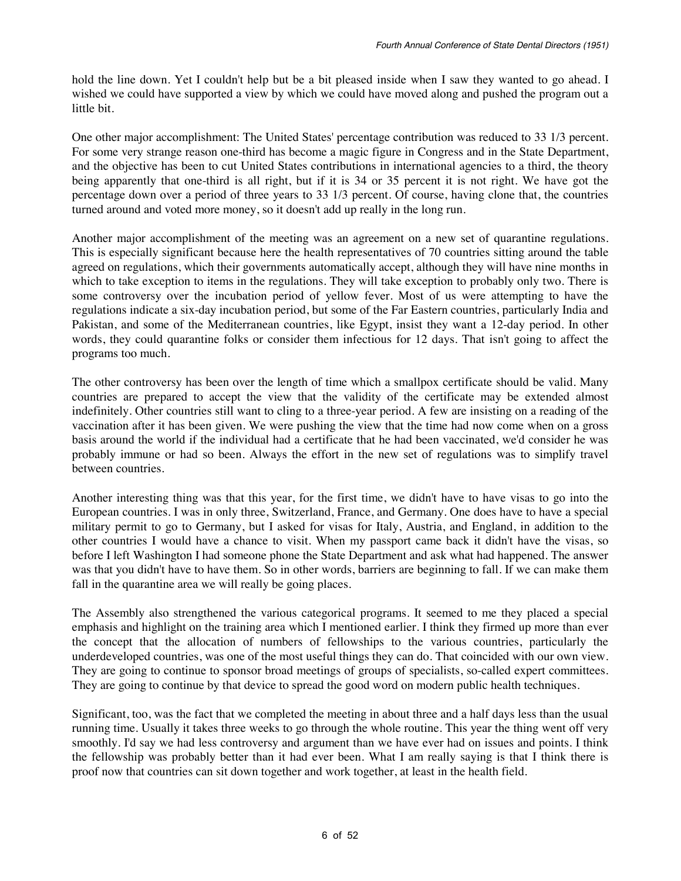hold the line down. Yet I couldn't help but be a bit pleased inside when I saw they wanted to go ahead. I wished we could have supported a view by which we could have moved along and pushed the program out a little bit.

One other major accomplishment: The United States' percentage contribution was reduced to 33 1/3 percent. For some very strange reason one-third has become a magic figure in Congress and in the State Department, and the objective has been to cut United States contributions in international agencies to a third, the theory being apparently that one-third is all right, but if it is 34 or 35 percent it is not right. We have got the percentage down over a period of three years to 33 1/3 percent. Of course, having clone that, the countries turned around and voted more money, so it doesn't add up really in the long run.

Another major accomplishment of the meeting was an agreement on a new set of quarantine regulations. This is especially significant because here the health representatives of 70 countries sitting around the table agreed on regulations, which their governments automatically accept, although they will have nine months in which to take exception to items in the regulations. They will take exception to probably only two. There is some controversy over the incubation period of yellow fever. Most of us were attempting to have the regulations indicate a six-day incubation period, but some of the Far Eastern countries, particularly India and Pakistan, and some of the Mediterranean countries, like Egypt, insist they want a 12-day period. In other words, they could quarantine folks or consider them infectious for 12 days. That isn't going to affect the programs too much.

The other controversy has been over the length of time which a smallpox certificate should be valid. Many countries are prepared to accept the view that the validity of the certificate may be extended almost indefinitely. Other countries still want to cling to a three-year period. A few are insisting on a reading of the vaccination after it has been given. We were pushing the view that the time had now come when on a gross basis around the world if the individual had a certificate that he had been vaccinated, we'd consider he was probably immune or had so been. Always the effort in the new set of regulations was to simplify travel between countries.

Another interesting thing was that this year, for the first time, we didn't have to have visas to go into the European countries. I was in only three, Switzerland, France, and Germany. One does have to have a special military permit to go to Germany, but I asked for visas for Italy, Austria, and England, in addition to the other countries I would have a chance to visit. When my passport came back it didn't have the visas, so before I left Washington I had someone phone the State Department and ask what had happened. The answer was that you didn't have to have them. So in other words, barriers are beginning to fall. If we can make them fall in the quarantine area we will really be going places.

The Assembly also strengthened the various categorical programs. It seemed to me they placed a special emphasis and highlight on the training area which I mentioned earlier. I think they firmed up more than ever the concept that the allocation of numbers of fellowships to the various countries, particularly the underdeveloped countries, was one of the most useful things they can do. That coincided with our own view. They are going to continue to sponsor broad meetings of groups of specialists, so-called expert committees. They are going to continue by that device to spread the good word on modern public health techniques.

Significant, too, was the fact that we completed the meeting in about three and a half days less than the usual running time. Usually it takes three weeks to go through the whole routine. This year the thing went off very smoothly. I'd say we had less controversy and argument than we have ever had on issues and points. I think the fellowship was probably better than it had ever been. What I am really saying is that I think there is proof now that countries can sit down together and work together, at least in the health field.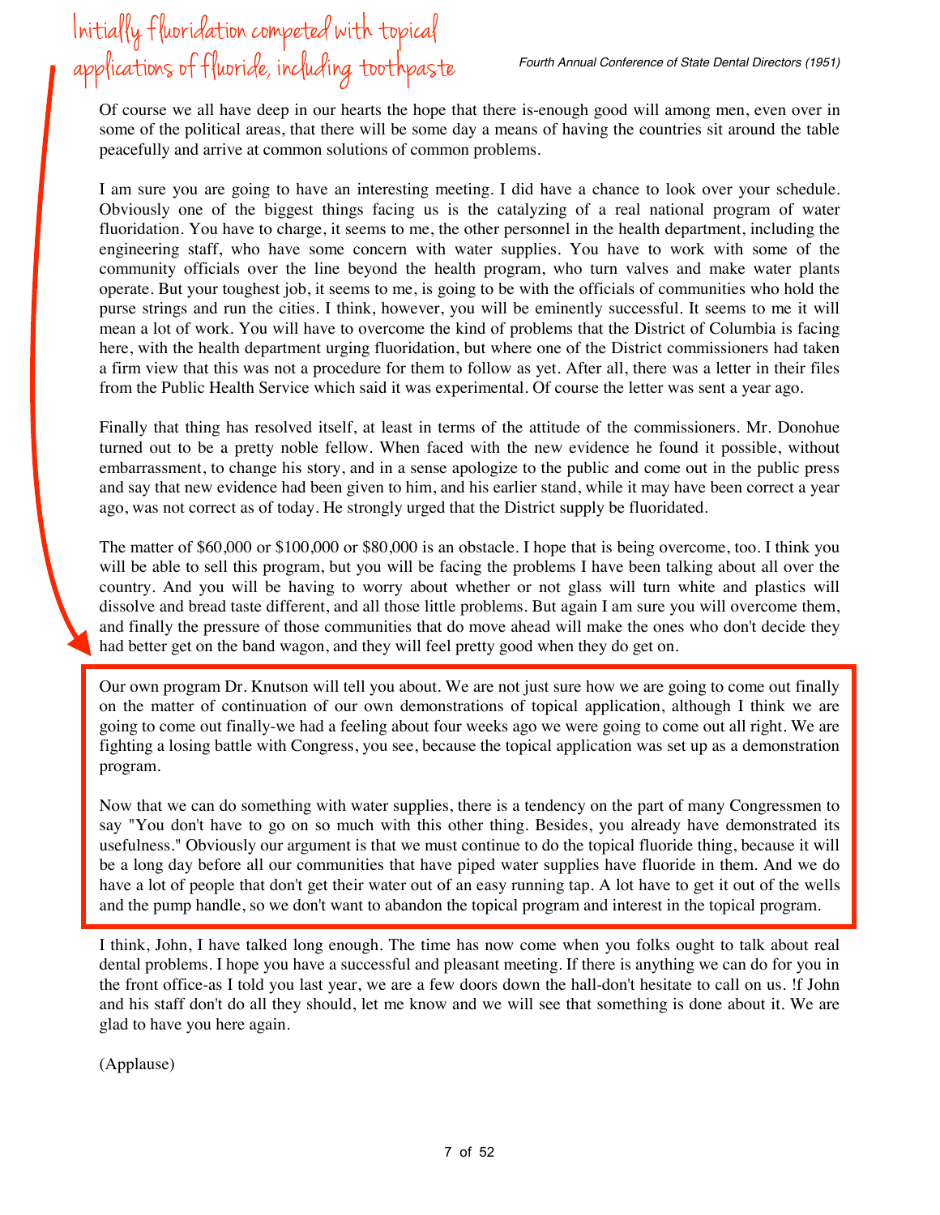Initially fluoridation competed with topical applications of fluoride, including toothpaste

Of course we all have deep in our hearts the hope that there is-enough good will among men, even over in some of the political areas, that there will be some day a means of having the countries sit around the table peacefully and arrive at common solutions of common problems.

I am sure you are going to have an interesting meeting. I did have a chance to look over your schedule. Obviously one of the biggest things facing us is the catalyzing of a real national program of water fluoridation. You have to charge, it seems to me, the other personnel in the health department, including the engineering staff, who have some concern with water supplies. You have to work with some of the community officials over the line beyond the health program, who turn valves and make water plants operate. But your toughest job, it seems to me, is going to be with the officials of communities who hold the purse strings and run the cities. I think, however, you will be eminently successful. It seems to me it will mean a lot of work. You will have to overcome the kind of problems that the District of Columbia is facing here, with the health department urging fluoridation, but where one of the District commissioners had taken a firm view that this was not a procedure for them to follow as yet. After all, there was a letter in their files from the Public Health Service which said it was experimental. Of course the letter was sent a year ago.

Finally that thing has resolved itself, at least in terms of the attitude of the commissioners. Mr. Donohue turned out to be a pretty noble fellow. When faced with the new evidence he found it possible, without embarrassment, to change his story, and in a sense apologize to the public and come out in the public press and say that new evidence had been given to him, and his earlier stand, while it may have been correct a year ago, was not correct as of today. He strongly urged that the District supply be fluoridated.

The matter of $60,000 or $100,000 or $80,000 is an obstacle. I hope that is being overcome, too. I think you will be able to sell this program, but you will be facing the problems I have been talking about all over the country. And you will be having to worry about whether or not glass will turn white and plastics will dissolve and bread taste different, and all those little problems. But again I am sure you will overcome them, and finally the pressure of those communities that do move ahead will make the ones who don't decide they had better get on the band wagon, and they will feel pretty good when they do get on.

Our own program Dr. Knutson will tell you about. We are not just sure how we are going to come out finally on the matter of continuation of our own demonstrations of topical application, although I think we are going to come out finally-we had a feeling about four weeks ago we were going to come out all right. We are fighting a losing battle with Congress, you see, because the topical application was set up as a demonstration program.

Now that we can do something with water supplies, there is a tendency on the part of many Congressmen to say "You don't have to go on so much with this other thing. Besides, you already have demonstrated its usefulness." Obviously our argument is that we must continue to do the topical fluoride thing, because it will be a long day before all our communities that have piped water supplies have fluoride in them. And we do have a lot of people that don't get their water out of an easy running tap. A lot have to get it out of the wells and the pump handle, so we don't want to abandon the topical program and interest in the topical program.

I think, John, I have talked long enough. The time has now come when you folks ought to talk about real dental problems. I hope you have a successful and pleasant meeting. If there is anything we can do for you in the front office-as I told you last year, we are a few doors down the hall-don't hesitate to call on us. !f John and his staff don't do all they should, let me know and we will see that something is done about it. We are glad to have you here again.

(Applause)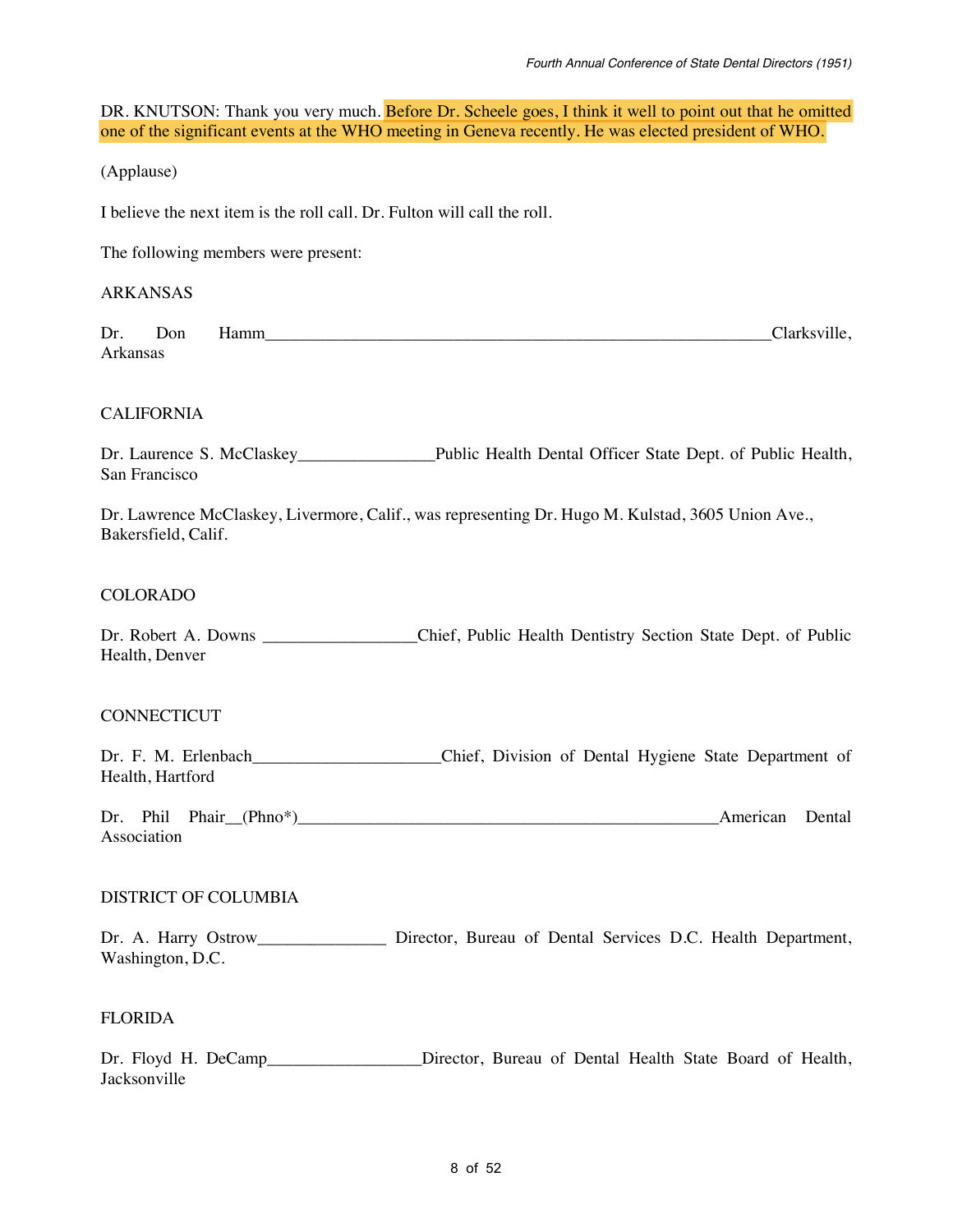DR. KNUTSON: Thank you very much. Before Dr. Scheele goes, I think it well to point out that he omitted one of the significant events at the WHO meeting in Geneva recently. He was elected president of WHO.

(Applause)

I believe the next item is the roll call. Dr. Fulton will call the roll.

The following members were present:

ARKANSAS

Dr. Don Hamm______________________________________________________________Clarksville, Arkansas

CALIFORNIA

Dr. Laurence S. McClaskey_______________Public Health Dental Officer State Dept. of Public Health, San Francisco

Dr. Lawrence McClaskey, Livermore, Calif., was representing Dr. Hugo M. Kulstad, 3605 Union Ave., Bakersfield, Calif.

COLORADO

Dr. Robert A. Downs _________________Chief, Public Health Dentistry Section State Dept. of Public Health, Denver

CONNECTICUT

Dr. F. M. Erlenbach_____________________Chief, Division of Dental Hygiene State Department of Health, Hartford

Dr. Phil Phair__(Phno*)_______________________________________________American Dental Association

DISTRICT OF COLUMBIA

Dr. A. Harry Ostrow______________ Director, Bureau of Dental Services D.C. Health Department, Washington, D.C.

FLORIDA

Dr. Floyd H. DeCamp_________________Director, Bureau of Dental Health State Board of Health, Jacksonville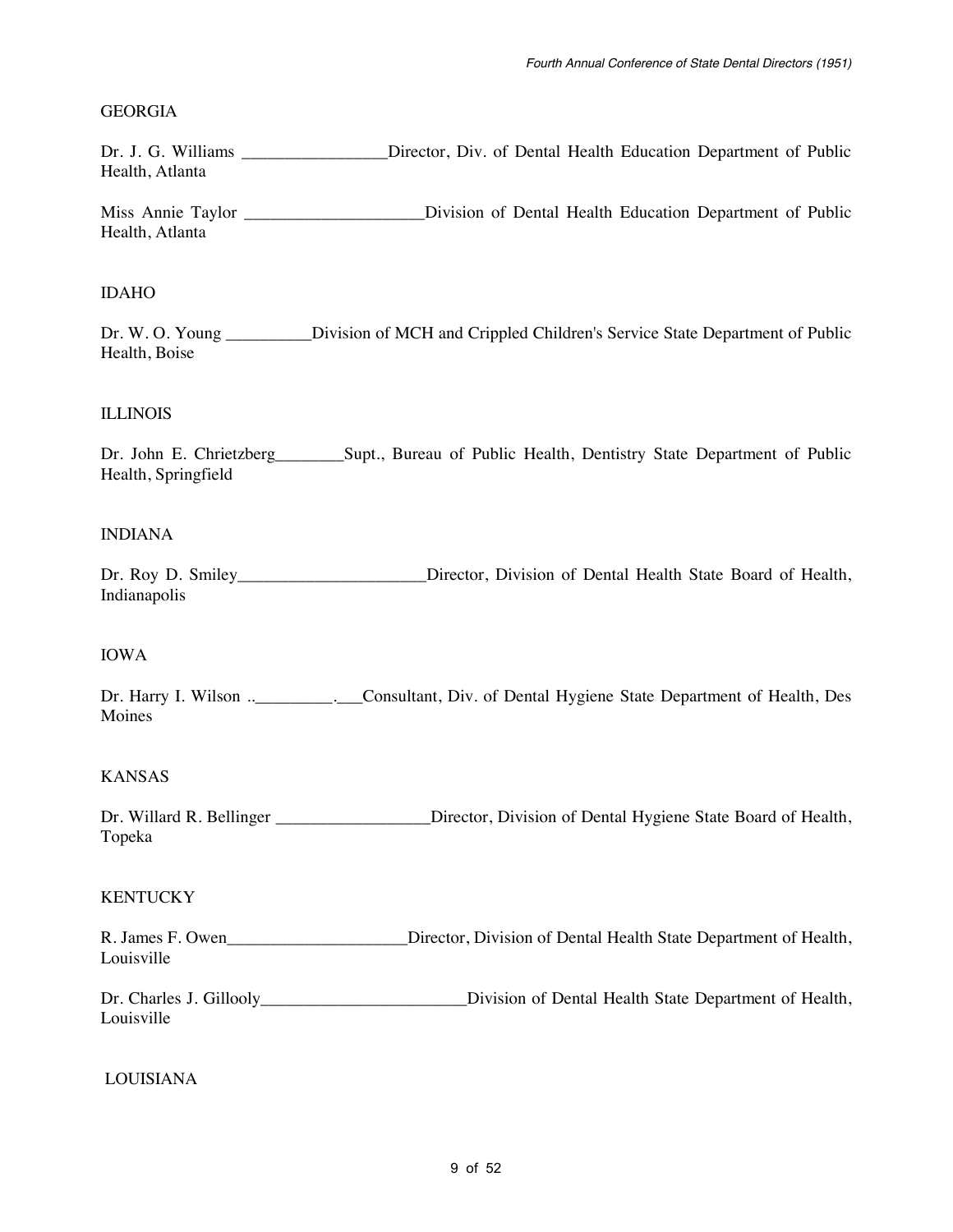GEORGIA

Dr. J. G. Williams _________________Director, Div. of Dental Health Education Department of Public Health, Atlanta

Miss Annie Taylor _____________________Division of Dental Health Education Department of Public Health, Atlanta

IDAHO

Dr. W. O. Young __________Division of MCH and Crippled Children's Service State Department of Public Health, Boise

ILLINOIS

Dr. John E. Chrietzberg________Supt., Bureau of Public Health, Dentistry State Department of Public Health, Springfield

INDIANA

Dr. Roy D. Smiley______________________Director, Division of Dental Health State Board of Health, Indianapolis

IOWA

Dr. Harry I. Wilson ..__________.___Consultant, Div. of Dental Hygiene State Department of Health, Des Moines

KANSAS

Dr. Willard R. Bellinger __________________Director, Division of Dental Hygiene State Board of Health, Topeka

KENTUCKY

R. James F. Owen_____________________Director, Division of Dental Health State Department of Health, Louisville

Dr. Charles J. Gillooly________________________Division of Dental Health State Department of Health, Louisville

LOUISIANA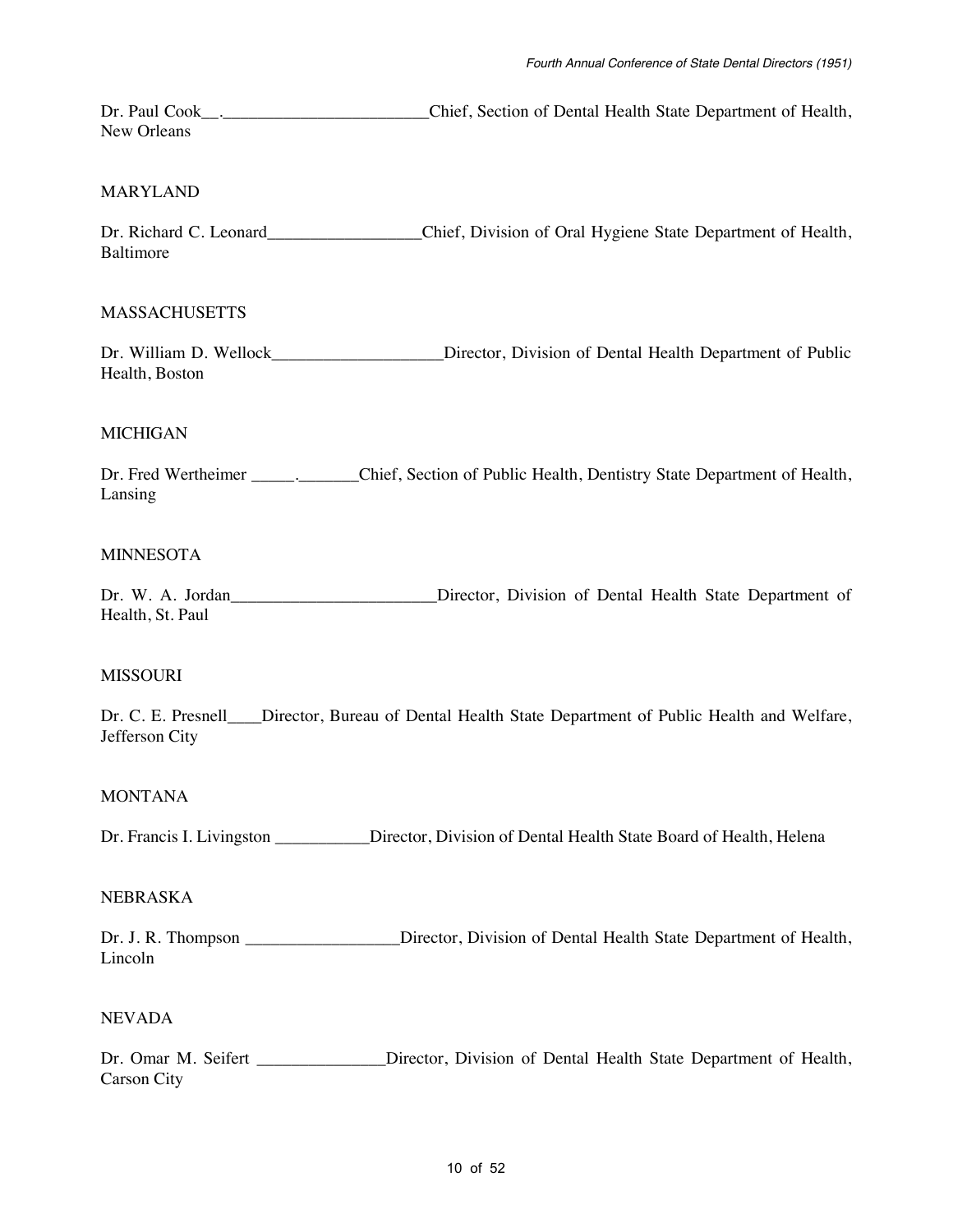Dr. Paul Cook__.________________________Chief, Section of Dental Health State Department of Health, New Orleans

MARYLAND

Dr. Richard C. Leonard__________________Chief, Division of Oral Hygiene State Department of Health, Baltimore

MASSACHUSETTS

Dr. William D. Wellock____________________Director, Division of Dental Health Department of Public Health, Boston

MICHIGAN

Dr. Fred Wertheimer _____._______Chief, Section of Public Health, Dentistry State Department of Health, Lansing

MINNESOTA

Dr. W. A. Jordan________________________Director, Division of Dental Health State Department of Health, St. Paul

MISSOURI

Dr. C. E. Presnell____Director, Bureau of Dental Health State Department of Public Health and Welfare, Jefferson City

MONTANA

Dr. Francis I. Livingston ___________Director, Division of Dental Health State Board of Health, Helena

NEBRASKA

Dr. J. R. Thompson __________________Director, Division of Dental Health State Department of Health, Lincoln

NEVADA

Dr. Omar M. Seifert _______________Director, Division of Dental Health State Department of Health, Carson City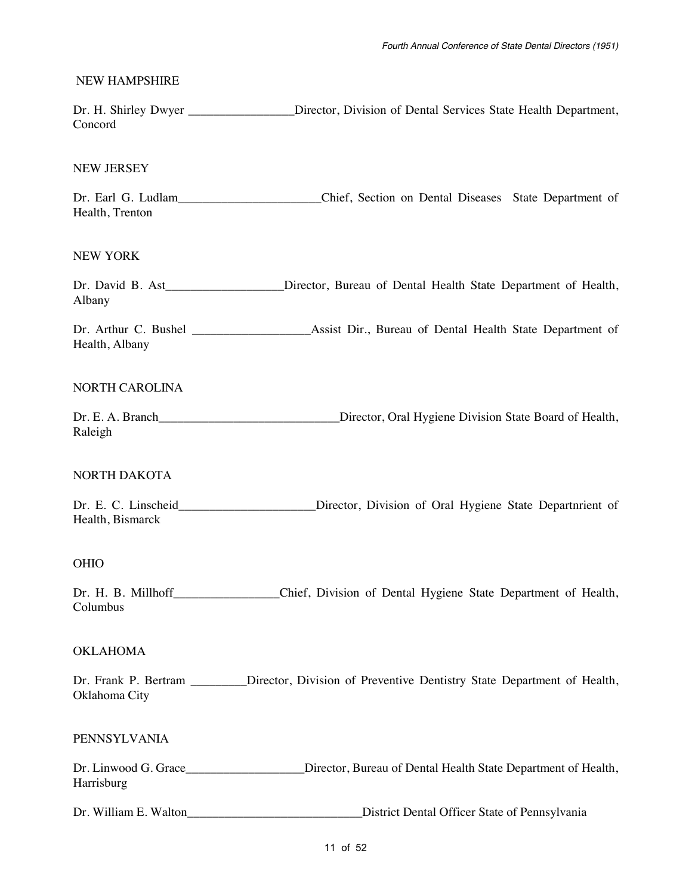NEW HAMPSHIRE

Dr. H. Shirley Dwyer _________________Director, Division of Dental Services State Health Department, Concord

NEW JERSEY

Dr. Earl G. Ludlam_______________________Chief, Section on Dental Diseases State Department of Health, Trenton

NEW YORK

Dr. David B. Ast___________________Director, Bureau of Dental Health State Department of Health, Albany

Dr. Arthur C. Bushel ___________________Assist Dir., Bureau of Dental Health State Department of Health, Albany

NORTH CAROLINA

Dr. E. A. Branch_____________________________Director, Oral Hygiene Division State Board of Health, Raleigh

NORTH DAKOTA

Dr. E. C. Linscheid______________________Director, Division of Oral Hygiene State Departnrient of Health, Bismarck

OHIO

Dr. H. B. Millhoff_________________Chief, Division of Dental Hygiene State Department of Health, Columbus

OKLAHOMA

Dr. Frank P. Bertram _________Director, Division of Preventive Dentistry State Department of Health, Oklahoma City

PENNSYLVANIA

Dr. Linwood G. Grace___________________Director, Bureau of Dental Health State Department of Health, Harrisburg

Dr. William E. Walton____________________________District Dental Officer State of Pennsylvania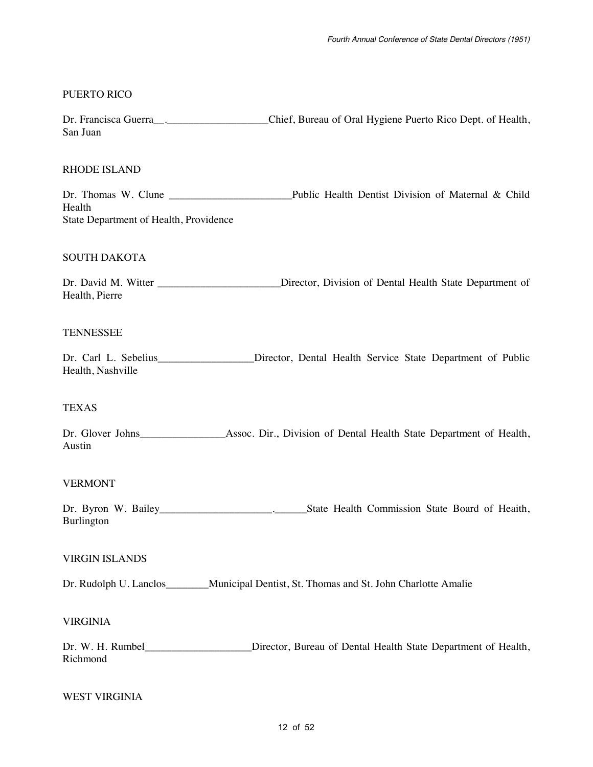PUERTO RICO

Dr. Francisca Guerra__.___________________Chief, Bureau of Oral Hygiene Puerto Rico Dept. of Health, San Juan

RHODE ISLAND

Dr. Thomas W. Clune _______________________Public Health Dentist Division of Maternal & Child Health
State Department of Health, Providence

SOUTH DAKOTA

Dr. David M. Witter _______________________Director, Division of Dental Health State Department of Health, Pierre

TENNESSEE

Dr. Carl L. Sebelius__________________Director, Dental Health Service State Department of Public Health, Nashville

TEXAS

Dr. Glover Johns________________Assoc. Dir., Division of Dental Health State Department of Health, Austin

VERMONT

Dr. Byron W. Bailey_____________________.______State Health Commission State Board of Heaith, Burlington

VIRGIN ISLANDS

Dr. Rudolph U. Lanclos________Municipal Dentist, St. Thomas and St. John Charlotte Amalie

VIRGINIA

Dr. W. H. Rumbel____________________Director, Bureau of Dental Health State Department of Health, Richmond

WEST VIRGINIA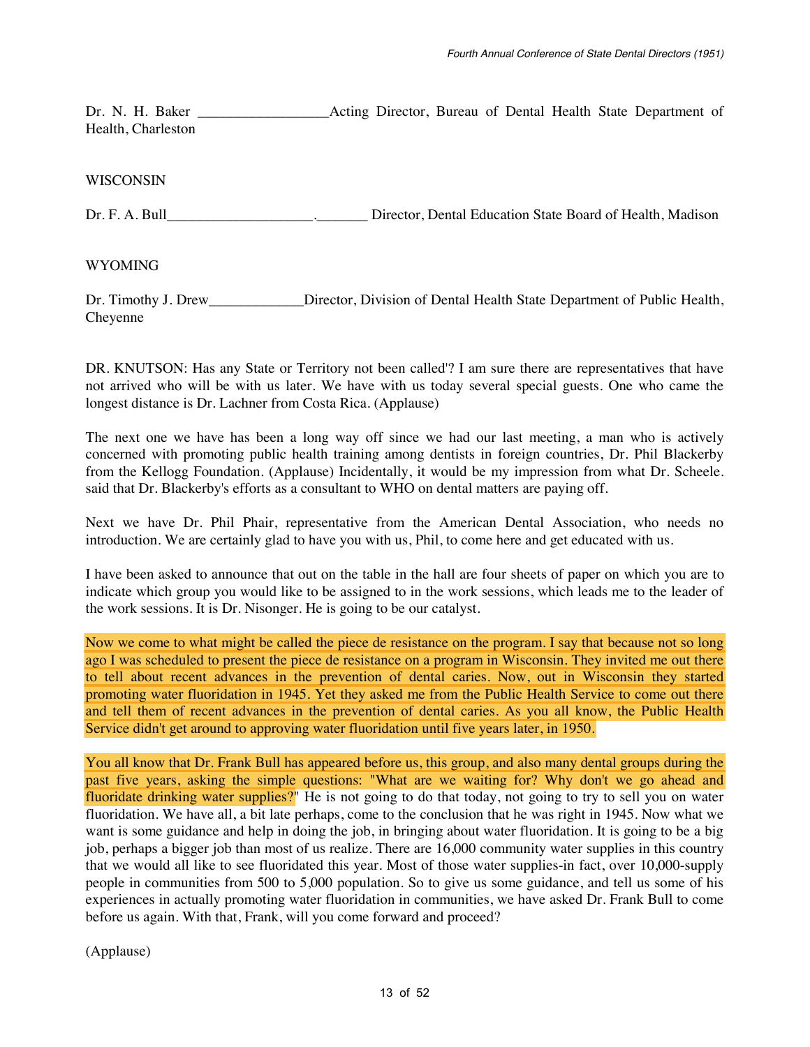Dr. N. H. Baker _________________Acting Director, Bureau of Dental Health State Department of Health, Charleston

WISCONSIN

Dr. F. A. Bull___________________._______ Director, Dental Education State Board of Health, Madison

WYOMING

Dr. Timothy J. Drew_____________Director, Division of Dental Health State Department of Public Health, Cheyenne

DR. KNUTSON: Has any State or Territory not been called'? I am sure there are representatives that have not arrived who will be with us later. We have with us today several special guests. One who came the longest distance is Dr. Lachner from Costa Rica. (Applause)

The next one we have has been a long way off since we had our last meeting, a man who is actively concerned with promoting public health training among dentists in foreign countries, Dr. Phil Blackerby from the Kellogg Foundation. (Applause) Incidentally, it would be my impression from what Dr. Scheele. said that Dr. Blackerby's efforts as a consultant to WHO on dental matters are paying off.

Next we have Dr. Phil Phair, representative from the American Dental Association, who needs no introduction. We are certainly glad to have you with us, Phil, to come here and get educated with us.

I have been asked to announce that out on the table in the hall are four sheets of paper on which you are to indicate which group you would like to be assigned to in the work sessions, which leads me to the leader of the work sessions. It is Dr. Nisonger. He is going to be our catalyst.

Now we come to what might be called the piece de resistance on the program. I say that because not so long ago I was scheduled to present the piece de resistance on a program in Wisconsin. They invited me out there to tell about recent advances in the prevention of dental caries. Now, out in Wisconsin they started promoting water fluoridation in 1945. Yet they asked me from the Public Health Service to come out there and tell them of recent advances in the prevention of dental caries. As you all know, the Public Health Service didn't get around to approving water fluoridation until five years later, in 1950.

You all know that Dr. Frank Bull has appeared before us, this group, and also many dental groups during the past five years, asking the simple questions: "What are we waiting for? Why don't we go ahead and fluoridate drinking water supplies?" He is not going to do that today, not going to try to sell you on water fluoridation. We have all, a bit late perhaps, come to the conclusion that he was right in 1945. Now what we want is some guidance and help in doing the job, in bringing about water fluoridation. It is going to be a big job, perhaps a bigger job than most of us realize. There are 16,000 community water supplies in this country that we would all like to see fluoridated this year. Most of those water supplies-in fact, over 10,000-supply people in communities from 500 to 5,000 population. So to give us some guidance, and tell us some of his experiences in actually promoting water fluoridation in communities, we have asked Dr. Frank Bull to come before us again. With that, Frank, will you come forward and proceed?

(Applause)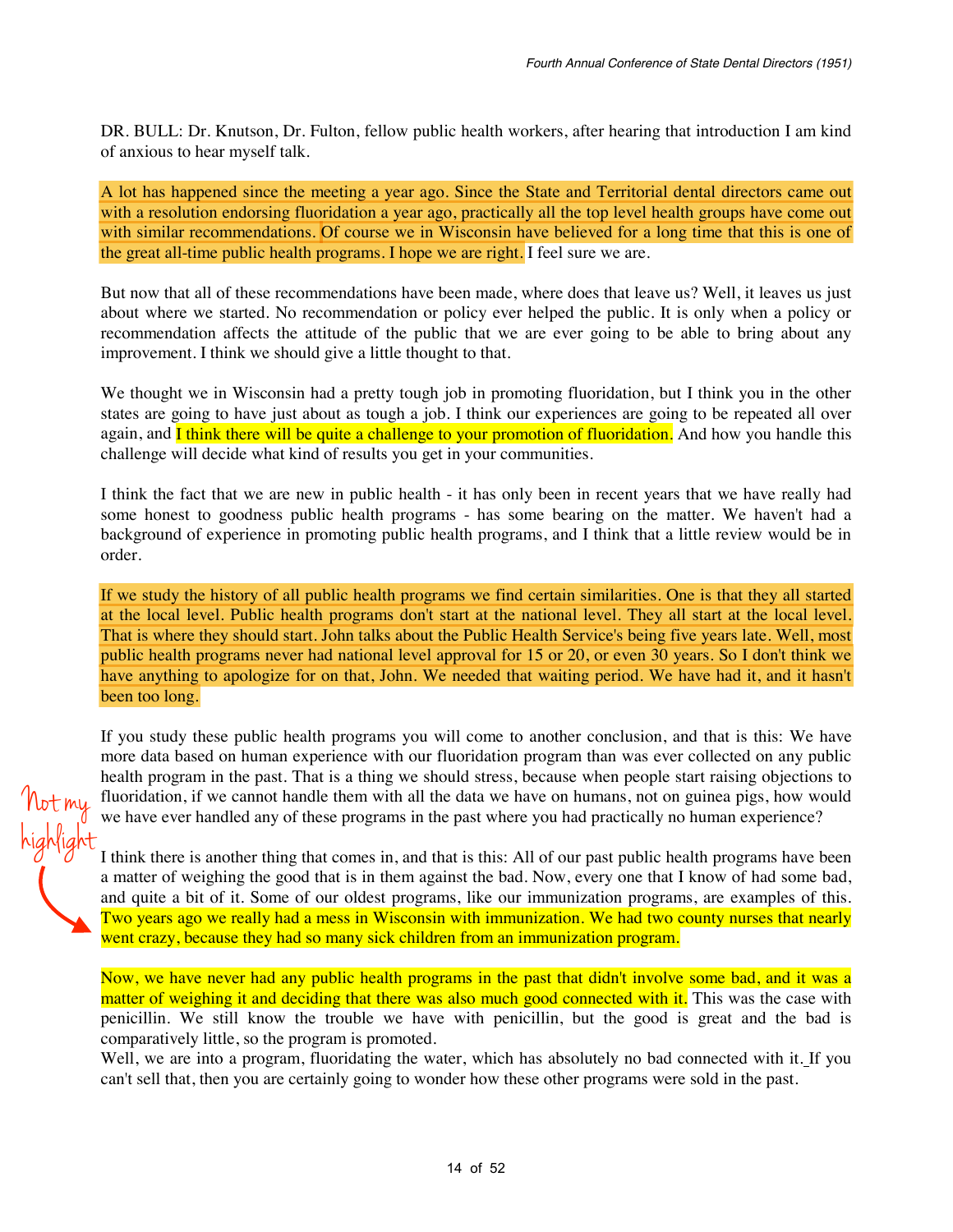DR. BULL: Dr. Knutson, Dr. Fulton, fellow public health workers, after hearing that introduction I am kind of anxious to hear myself talk.

A lot has happened since the meeting a year ago. Since the State and Territorial dental directors came out with a resolution endorsing fluoridation a year ago, practically all the top level health groups have come out with similar recommendations. Of course we in Wisconsin have believed for a long time that this is one of the great all-time public health programs. I hope we are right. I feel sure we are.

But now that all of these recommendations have been made, where does that leave us? Well, it leaves us just about where we started. No recommendation or policy ever helped the public. It is only when a policy or recommendation affects the attitude of the public that we are ever going to be able to bring about any improvement. I think we should give a little thought to that.

We thought we in Wisconsin had a pretty tough job in promoting fluoridation, but I think you in the other states are going to have just about as tough a job. I think our experiences are going to be repeated all over again, and I think there will be quite a challenge to your promotion of fluoridation. And how you handle this challenge will decide what kind of results you get in your communities.

I think the fact that we are new in public health - it has only been in recent years that we have really had some honest to goodness public health programs - has some bearing on the matter. We haven't had a background of experience in promoting public health programs, and I think that a little review would be in order.

If we study the history of all public health programs we find certain similarities. One is that they all started at the local level. Public health programs don't start at the national level. They all start at the local level. That is where they should start. John talks about the Public Health Service's being five years late. Well, most public health programs never had national level approval for 15 or 20, or even 30 years. So I don't think we have anything to apologize for on that, John. We needed that waiting period. We have had it, and it hasn't been too long.

If you study these public health programs you will come to another conclusion, and that is this: We have more data based on human experience with our fluoridation program than was ever collected on any public health program in the past. That is a thing we should stress, because when people start raising objections to fluoridation, if we cannot handle them with all the data we have on humans, not on guinea pigs, how would we have ever handled any of these programs in the past where you had practically no human experience?

I think there is another thing that comes in, and that is this: All of our past public health programs have been a matter of weighing the good that is in them against the bad. Now, every one that I know of had some bad, and quite a bit of it. Some of our oldest programs, like our immunization programs, are examples of this. Two years ago we really had a mess in Wisconsin with immunization. We had two county nurses that nearly went crazy, because they had so many sick children from an immunization program.

Now, we have never had any public health programs in the past that didn't involve some bad, and it was a matter of weighing it and deciding that there was also much good connected with it. This was the case with penicillin. We still know the trouble we have with penicillin, but the good is great and the bad is comparatively little, so the program is promoted.

Well, we are into a program, fluoridating the water, which has absolutely no bad connected with it. If you can't sell that, then you are certainly going to wonder how these other programs were sold in the past.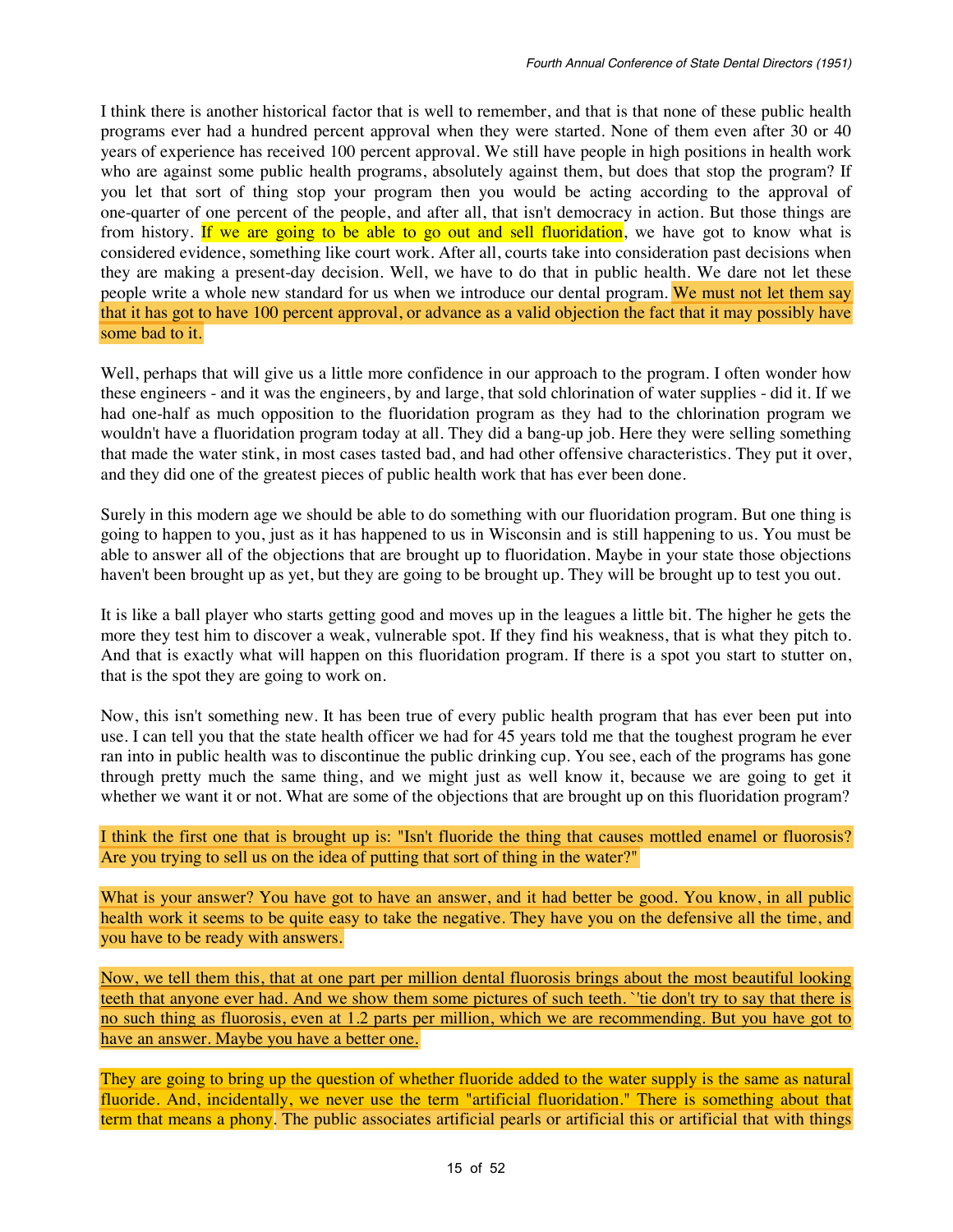I think there is another historical factor that is well to remember, and that is that none of these public health programs ever had a hundred percent approval when they were started. None of them even after 30 or 40 years of experience has received 100 percent approval. We still have people in high positions in health work who are against some public health programs, absolutely against them, but does that stop the program? If you let that sort of thing stop your program then you would be acting according to the approval of one-quarter of one percent of the people, and after all, that isn't democracy in action. But those things are from history. If we are going to be able to go out and sell fluoridation, we have got to know what is considered evidence, something like court work. After all, courts take into consideration past decisions when they are making a present-day decision. Well, we have to do that in public health. We dare not let these people write a whole new standard for us when we introduce our dental program. We must not let them say that it has got to have 100 percent approval, or advance as a valid objection the fact that it may possibly have some bad to it.

Well, perhaps that will give us a little more confidence in our approach to the program. I often wonder how these engineers - and it was the engineers, by and large, that sold chlorination of water supplies - did it. If we had one-half as much opposition to the fluoridation program as they had to the chlorination program we wouldn't have a fluoridation program today at all. They did a bang-up job. Here they were selling something that made the water stink, in most cases tasted bad, and had other offensive characteristics. They put it over, and they did one of the greatest pieces of public health work that has ever been done.

Surely in this modern age we should be able to do something with our fluoridation program. But one thing is going to happen to you, just as it has happened to us in Wisconsin and is still happening to us. You must be able to answer all of the objections that are brought up to fluoridation. Maybe in your state those objections haven't been brought up as yet, but they are going to be brought up. They will be brought up to test you out.

It is like a ball player who starts getting good and moves up in the leagues a little bit. The higher he gets the more they test him to discover a weak, vulnerable spot. If they find his weakness, that is what they pitch to. And that is exactly what will happen on this fluoridation program. If there is a spot you start to stutter on, that is the spot they are going to work on.

Now, this isn't something new. It has been true of every public health program that has ever been put into use. I can tell you that the state health officer we had for 45 years told me that the toughest program he ever ran into in public health was to discontinue the public drinking cup. You see, each of the programs has gone through pretty much the same thing, and we might just as well know it, because we are going to get it whether we want it or not. What are some of the objections that are brought up on this fluoridation program?

I think the first one that is brought up is: "Isn't fluoride the thing that causes mottled enamel or fluorosis? Are you trying to sell us on the idea of putting that sort of thing in the water?"

What is your answer? You have got to have an answer, and it had better be good. You know, in all public health work it seems to be quite easy to take the negative. They have you on the defensive all the time, and you have to be ready with answers.

Now, we tell them this, that at one part per million dental fluorosis brings about the most beautiful looking teeth that anyone ever had. And we show them some pictures of such teeth. `'tie don't try to say that there is no such thing as fluorosis, even at 1.2 parts per million, which we are recommending. But you have got to have an answer. Maybe you have a better one.

They are going to bring up the question of whether fluoride added to the water supply is the same as natural fluoride. And, incidentally, we never use the term "artificial fluoridation." There is something about that term that means a phony. The public associates artificial pearls or artificial this or artificial that with things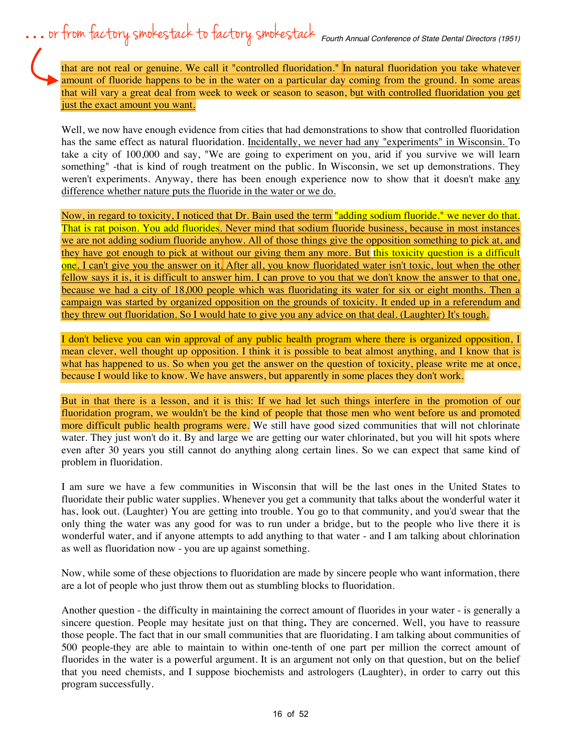. . . or from factory smokestack to factory smokestack

that are not real or genuine. We call it "controlled fluoridation." In natural fluoridation you take whatever amount of fluoride happens to be in the water on a particular day coming from the ground. In some areas that will vary a great deal from week to week or season to season, but with controlled fluoridation you get just the exact amount you want.

Well, we now have enough evidence from cities that had demonstrations to show that controlled fluoridation has the same effect as natural fluoridation. Incidentally, we never had any "experiments" in Wisconsin. To take a city of 100,000 and say, "We are going to experiment on you, arid if you survive we will learn something" -that is kind of rough treatment on the public. In Wisconsin, we set up demonstrations. They weren't experiments. Anyway, there has been enough experience now to show that it doesn't make any difference whether nature puts the fluoride in the water or we do.

Now, in regard to toxicity, I noticed that Dr. Bain used the term "adding sodium fluoride." we never do that. That is rat poison. You add fluorides. Never mind that sodium fluoride business, because in most instances we are not adding sodium fluoride anyhow. All of those things give the opposition something to pick at, and they have got enough to pick at without our giving them any more. But this toxicity question is a difficult one. I can't give you the answer on it. After all, you know fluoridated water isn't toxic, lout when the other fellow says it is, it is difficult to answer him. I can prove to you that we don't know the answer to that one, because we had a city of 18,000 people which was fluoridating its water for six or eight months. Then a campaign was started by organized opposition on the grounds of toxicity. It ended up in a referendum and they threw out fluoridation. So I would hate to give you any advice on that deal. (Laughter) It's tough.

I don't believe you can win approval of any public health program where there is organized opposition, I mean clever, well thought up opposition. I think it is possible to beat almost anything, and I know that is what has happened to us. So when you get the answer on the question of toxicity, please write me at once, because I would like to know. We have answers, but apparently in some places they don't work.

But in that there is a lesson, and it is this: If we had let such things interfere in the promotion of our fluoridation program, we wouldn't be the kind of people that those men who went before us and promoted more difficult public health programs were. We still have good sized communities that will not chlorinate water. They just won't do it. By and large we are getting our water chlorinated, but you will hit spots where even after 30 years you still cannot do anything along certain lines. So we can expect that same kind of problem in fluoridation.

I am sure we have a few communities in Wisconsin that will be the last ones in the United States to fluoridate their public water supplies. Whenever you get a community that talks about the wonderful water it has, look out. (Laughter) You are getting into trouble. You go to that community, and you'd swear that the only thing the water was any good for was to run under a bridge, but to the people who live there it is wonderful water, and if anyone attempts to add anything to that water - and I am talking about chlorination as well as fluoridation now - you are up against something.

Now, while some of these objections to fluoridation are made by sincere people who want information, there are a lot of people who just throw them out as stumbling blocks to fluoridation.

Another question - the difficulty in maintaining the correct amount of fluorides in your water - is generally a sincere question. People may hesitate just on that thing**.** They are concerned. Well, you have to reassure those people. The fact that in our small communities that are fluoridating. I am talking about communities of 500 people-they are able to maintain to within one-tenth of one part per million the correct amount of fluorides in the water is a powerful argument. It is an argument not only on that question, but on the belief that you need chemists, and I suppose biochemists and astrologers (Laughter), in order to carry out this program successfully.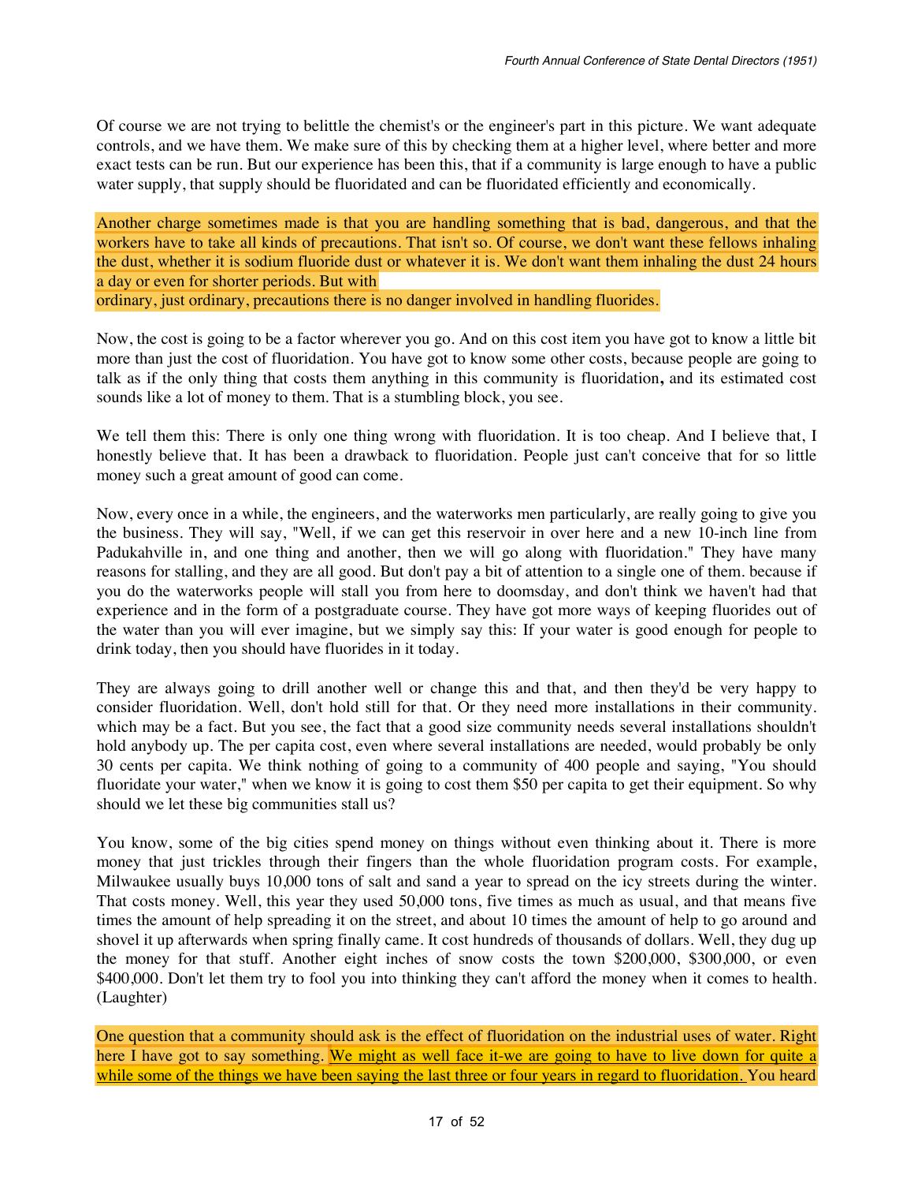Of course we are not trying to belittle the chemist's or the engineer's part in this picture. We want adequate controls, and we have them. We make sure of this by checking them at a higher level, where better and more exact tests can be run. But our experience has been this, that if a community is large enough to have a public water supply, that supply should be fluoridated and can be fluoridated efficiently and economically.

Another charge sometimes made is that you are handling something that is bad, dangerous, and that the workers have to take all kinds of precautions. That isn't so. Of course, we don't want these fellows inhaling the dust, whether it is sodium fluoride dust or whatever it is. We don't want them inhaling the dust 24 hours a day or even for shorter periods. But with ordinary, just ordinary, precautions there is no danger involved in handling fluorides.

Now, the cost is going to be a factor wherever you go. And on this cost item you have got to know a little bit more than just the cost of fluoridation. You have got to know some other costs, because people are going to talk as if the only thing that costs them anything in this community is fluoridation**,** and its estimated cost sounds like a lot of money to them. That is a stumbling block, you see.

We tell them this: There is only one thing wrong with fluoridation. It is too cheap. And I believe that, I honestly believe that. It has been a drawback to fluoridation. People just can't conceive that for so little money such a great amount of good can come.

Now, every once in a while, the engineers, and the waterworks men particularly, are really going to give you the business. They will say, "Well, if we can get this reservoir in over here and a new 10-inch line from Padukahville in, and one thing and another, then we will go along with fluoridation." They have many reasons for stalling, and they are all good. But don't pay a bit of attention to a single one of them. because if you do the waterworks people will stall you from here to doomsday, and don't think we haven't had that experience and in the form of a postgraduate course. They have got more ways of keeping fluorides out of the water than you will ever imagine, but we simply say this: If your water is good enough for people to drink today, then you should have fluorides in it today.

They are always going to drill another well or change this and that, and then they'd be very happy to consider fluoridation. Well, don't hold still for that. Or they need more installations in their community. which may be a fact. But you see, the fact that a good size community needs several installations shouldn't hold anybody up. The per capita cost, even where several installations are needed, would probably be only 30 cents per capita. We think nothing of going to a community of 400 people and saying, "You should fluoridate your water," when we know it is going to cost them $50 per capita to get their equipment. So why should we let these big communities stall us?

You know, some of the big cities spend money on things without even thinking about it. There is more money that just trickles through their fingers than the whole fluoridation program costs. For example, Milwaukee usually buys 10,000 tons of salt and sand a year to spread on the icy streets during the winter. That costs money. Well, this year they used 50,000 tons, five times as much as usual, and that means five times the amount of help spreading it on the street, and about 10 times the amount of help to go around and shovel it up afterwards when spring finally came. It cost hundreds of thousands of dollars. Well, they dug up the money for that stuff. Another eight inches of snow costs the town $200,000, $300,000, or even $400,000. Don't let them try to fool you into thinking they can't afford the money when it comes to health. (Laughter)

One question that a community should ask is the effect of fluoridation on the industrial uses of water. Right here I have got to say something. We might as well face it-we are going to have to live down for quite a while some of the things we have been saying the last three or four years in regard to fluoridation. You heard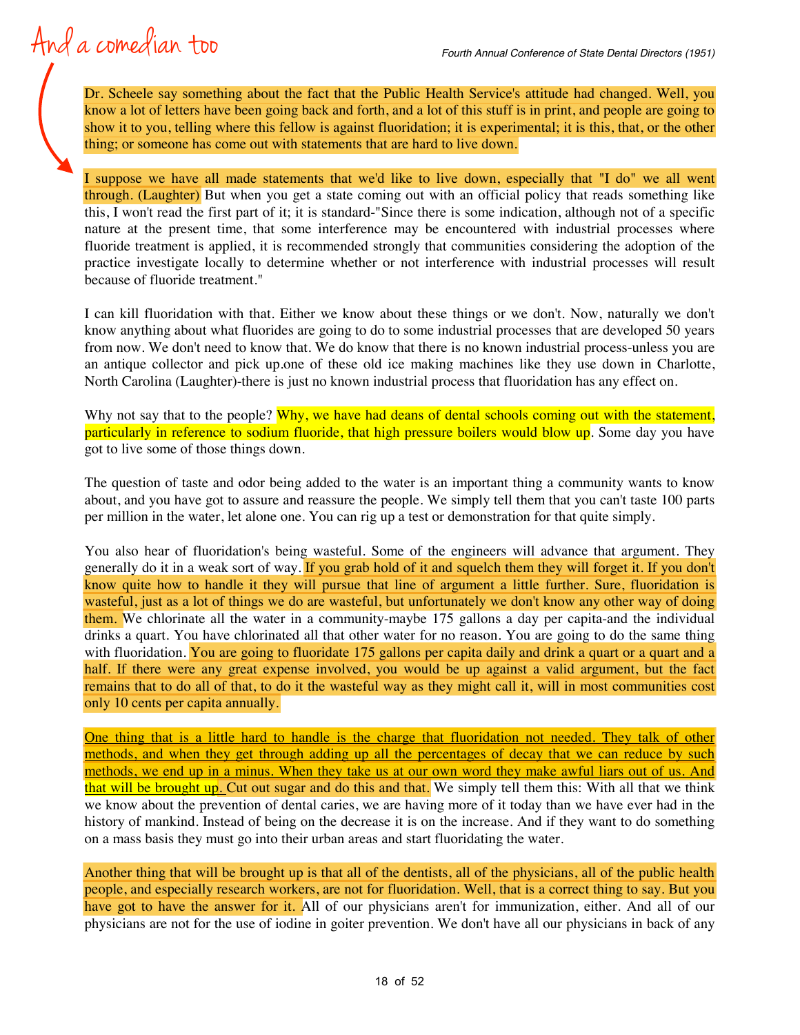And a comedian too

Dr. Scheele say something about the fact that the Public Health Service's attitude had changed. Well, you know a lot of letters have been going back and forth, and a lot of this stuff is in print, and people are going to show it to you, telling where this fellow is against fluoridation; it is experimental; it is this, that, or the other thing; or someone has come out with statements that are hard to live down.

I suppose we have all made statements that we'd like to live down, especially that "I do" we all went through. (Laughter) But when you get a state coming out with an official policy that reads something like this, I won't read the first part of it; it is standard-"Since there is some indication, although not of a specific nature at the present time, that some interference may be encountered with industrial processes where fluoride treatment is applied, it is recommended strongly that communities considering the adoption of the practice investigate locally to determine whether or not interference with industrial processes will result because of fluoride treatment."

I can kill fluoridation with that. Either we know about these things or we don't. Now, naturally we don't know anything about what fluorides are going to do to some industrial processes that are developed 50 years from now. We don't need to know that. We do know that there is no known industrial process-unless you are an antique collector and pick up.one of these old ice making machines like they use down in Charlotte, North Carolina (Laughter)-there is just no known industrial process that fluoridation has any effect on.

Why not say that to the people? Why, we have had deans of dental schools coming out with the statement, particularly in reference to sodium fluoride, that high pressure boilers would blow up. Some day you have got to live some of those things down.

The question of taste and odor being added to the water is an important thing a community wants to know about, and you have got to assure and reassure the people. We simply tell them that you can't taste 100 parts per million in the water, let alone one. You can rig up a test or demonstration for that quite simply.

You also hear of fluoridation's being wasteful. Some of the engineers will advance that argument. They generally do it in a weak sort of way. If you grab hold of it and squelch them they will forget it. If you don't know quite how to handle it they will pursue that line of argument a little further. Sure, fluoridation is wasteful, just as a lot of things we do are wasteful, but unfortunately we don't know any other way of doing them. We chlorinate all the water in a community-maybe 175 gallons a day per capita-and the individual drinks a quart. You have chlorinated all that other water for no reason. You are going to do the same thing with fluoridation. You are going to fluoridate 175 gallons per capita daily and drink a quart or a quart and a half. If there were any great expense involved, you would be up against a valid argument, but the fact remains that to do all of that, to do it the wasteful way as they might call it, will in most communities cost only 10 cents per capita annually.

One thing that is a little hard to handle is the charge that fluoridation not needed. They talk of other methods, and when they get through adding up all the percentages of decay that we can reduce by such methods, we end up in a minus. When they take us at our own word they make awful liars out of us. And that will be brought up. Cut out sugar and do this and that. We simply tell them this: With all that we think we know about the prevention of dental caries, we are having more of it today than we have ever had in the history of mankind. Instead of being on the decrease it is on the increase. And if they want to do something on a mass basis they must go into their urban areas and start fluoridating the water.

Another thing that will be brought up is that all of the dentists, all of the physicians, all of the public health people, and especially research workers, are not for fluoridation. Well, that is a correct thing to say. But you have got to have the answer for it. All of our physicians aren't for immunization, either. And all of our physicians are not for the use of iodine in goiter prevention. We don't have all our physicians in back of any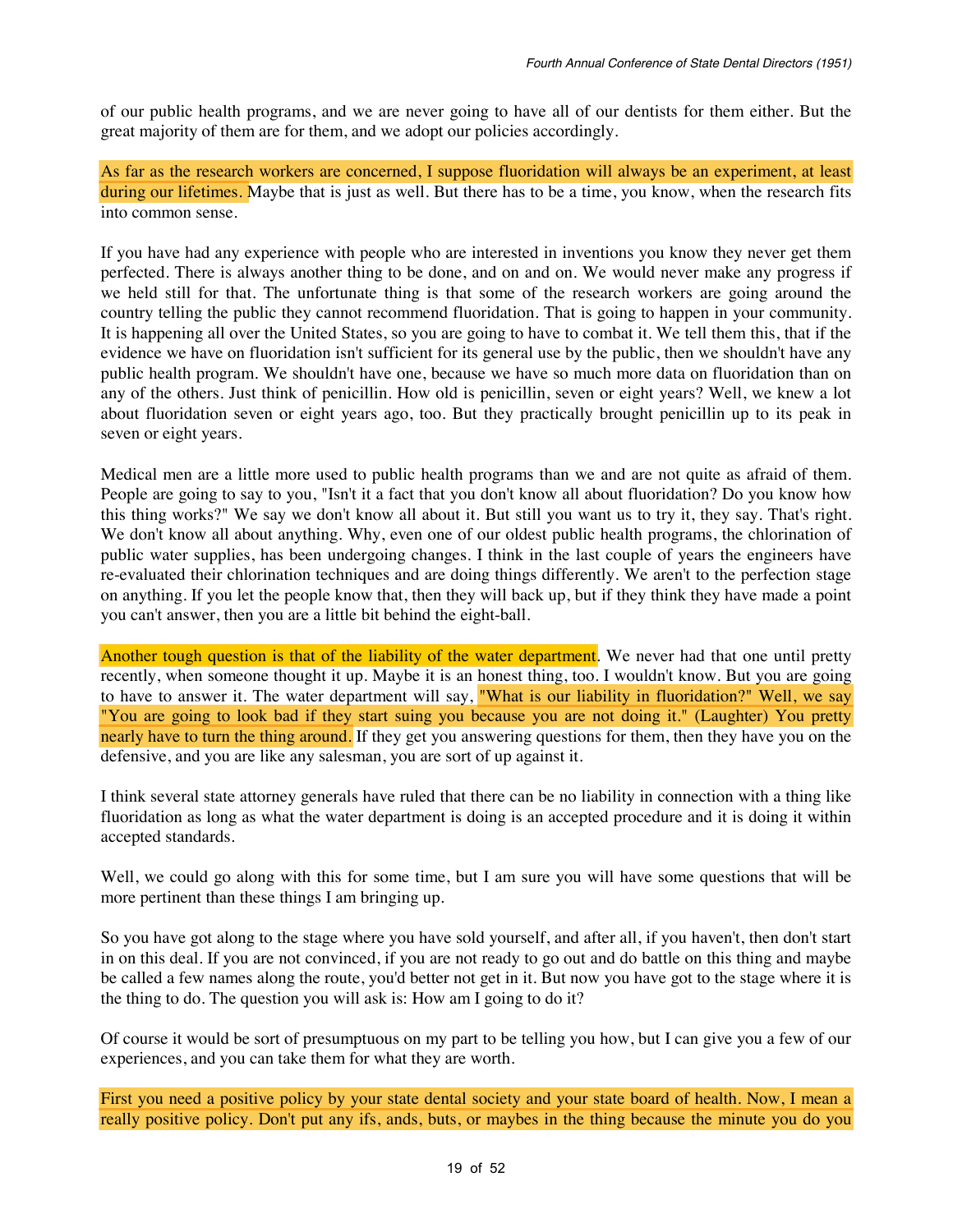of our public health programs, and we are never going to have all of our dentists for them either. But the great majority of them are for them, and we adopt our policies accordingly.

As far as the research workers are concerned, I suppose fluoridation will always be an experiment, at least during our lifetimes. Maybe that is just as well. But there has to be a time, you know, when the research fits into common sense.

If you have had any experience with people who are interested in inventions you know they never get them perfected. There is always another thing to be done, and on and on. We would never make any progress if we held still for that. The unfortunate thing is that some of the research workers are going around the country telling the public they cannot recommend fluoridation. That is going to happen in your community. It is happening all over the United States, so you are going to have to combat it. We tell them this, that if the evidence we have on fluoridation isn't sufficient for its general use by the public, then we shouldn't have any public health program. We shouldn't have one, because we have so much more data on fluoridation than on any of the others. Just think of penicillin. How old is penicillin, seven or eight years? Well, we knew a lot about fluoridation seven or eight years ago, too. But they practically brought penicillin up to its peak in seven or eight years.

Medical men are a little more used to public health programs than we and are not quite as afraid of them. People are going to say to you, "Isn't it a fact that you don't know all about fluoridation? Do you know how this thing works?" We say we don't know all about it. But still you want us to try it, they say. That's right. We don't know all about anything. Why, even one of our oldest public health programs, the chlorination of public water supplies, has been undergoing changes. I think in the last couple of years the engineers have re-evaluated their chlorination techniques and are doing things differently. We aren't to the perfection stage on anything. If you let the people know that, then they will back up, but if they think they have made a point you can't answer, then you are a little bit behind the eight-ball.

Another tough question is that of the liability of the water department. We never had that one until pretty recently, when someone thought it up. Maybe it is an honest thing, too. I wouldn't know. But you are going to have to answer it. The water department will say, "What is our liability in fluoridation?" Well, we say "You are going to look bad if they start suing you because you are not doing it." (Laughter) You pretty nearly have to turn the thing around. If they get you answering questions for them, then they have you on the defensive, and you are like any salesman, you are sort of up against it.

I think several state attorney generals have ruled that there can be no liability in connection with a thing like fluoridation as long as what the water department is doing is an accepted procedure and it is doing it within accepted standards.

Well, we could go along with this for some time, but I am sure you will have some questions that will be more pertinent than these things I am bringing up.

So you have got along to the stage where you have sold yourself, and after all, if you haven't, then don't start in on this deal. If you are not convinced, if you are not ready to go out and do battle on this thing and maybe be called a few names along the route, you'd better not get in it. But now you have got to the stage where it is the thing to do. The question you will ask is: How am I going to do it?

Of course it would be sort of presumptuous on my part to be telling you how, but I can give you a few of our experiences, and you can take them for what they are worth.

First you need a positive policy by your state dental society and your state board of health. Now, I mean a really positive policy. Don't put any ifs, ands, buts, or maybes in the thing because the minute you do you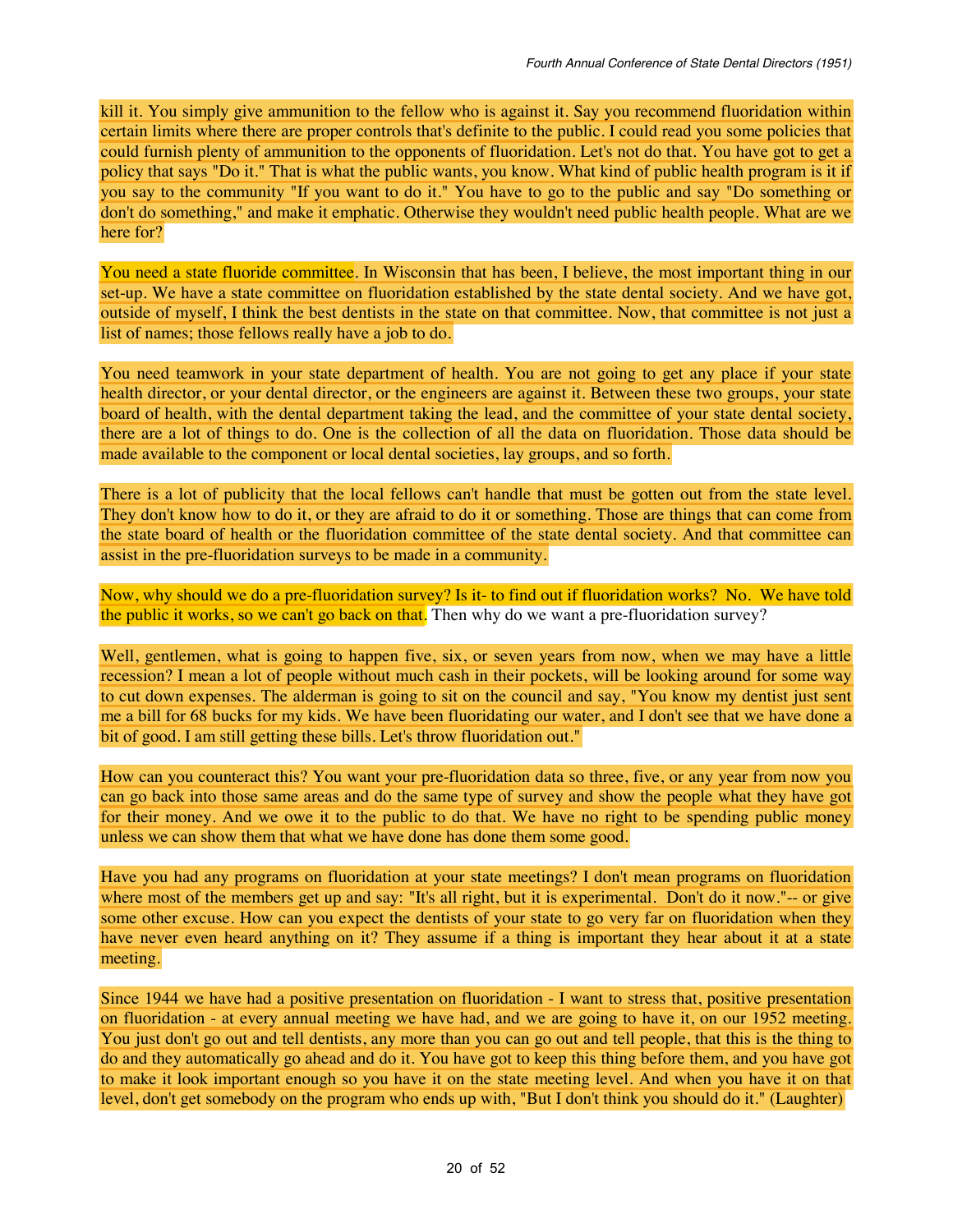kill it. You simply give ammunition to the fellow who is against it. Say you recommend fluoridation within certain limits where there are proper controls that's definite to the public. I could read you some policies that could furnish plenty of ammunition to the opponents of fluoridation. Let's not do that. You have got to get a policy that says "Do it." That is what the public wants, you know. What kind of public health program is it if you say to the community "If you want to do it." You have to go to the public and say "Do something or don't do something," and make it emphatic. Otherwise they wouldn't need public health people. What are we here for?

You need a state fluoride committee. In Wisconsin that has been, I believe, the most important thing in our set-up. We have a state committee on fluoridation established by the state dental society. And we have got, outside of myself, I think the best dentists in the state on that committee. Now, that committee is not just a list of names; those fellows really have a job to do.

You need teamwork in your state department of health. You are not going to get any place if your state health director, or your dental director, or the engineers are against it. Between these two groups, your state board of health, with the dental department taking the lead, and the committee of your state dental society, there are a lot of things to do. One is the collection of all the data on fluoridation. Those data should be made available to the component or local dental societies, lay groups, and so forth.

There is a lot of publicity that the local fellows can't handle that must be gotten out from the state level. They don't know how to do it, or they are afraid to do it or something. Those are things that can come from the state board of health or the fluoridation committee of the state dental society. And that committee can assist in the pre-fluoridation surveys to be made in a community.

Now, why should we do a pre-fluoridation survey? Is it- to find out if fluoridation works? No. We have told the public it works, so we can't go back on that. Then why do we want a pre-fluoridation survey?

Well, gentlemen, what is going to happen five, six, or seven years from now, when we may have a little recession? I mean a lot of people without much cash in their pockets, will be looking around for some way to cut down expenses. The alderman is going to sit on the council and say, "You know my dentist just sent me a bill for 68 bucks for my kids. We have been fluoridating our water, and I don't see that we have done a bit of good. I am still getting these bills. Let's throw fluoridation out."

How can you counteract this? You want your pre-fluoridation data so three, five, or any year from now you can go back into those same areas and do the same type of survey and show the people what they have got for their money. And we owe it to the public to do that. We have no right to be spending public money unless we can show them that what we have done has done them some good.

Have you had any programs on fluoridation at your state meetings? I don't mean programs on fluoridation where most of the members get up and say: "It's all right, but it is experimental. Don't do it now."-- or give some other excuse. How can you expect the dentists of your state to go very far on fluoridation when they have never even heard anything on it? They assume if a thing is important they hear about it at a state meeting.

Since 1944 we have had a positive presentation on fluoridation - I want to stress that, positive presentation on fluoridation - at every annual meeting we have had, and we are going to have it, on our 1952 meeting. You just don't go out and tell dentists, any more than you can go out and tell people, that this is the thing to do and they automatically go ahead and do it. You have got to keep this thing before them, and you have got to make it look important enough so you have it on the state meeting level. And when you have it on that level, don't get somebody on the program who ends up with, "But I don't think you should do it." (Laughter)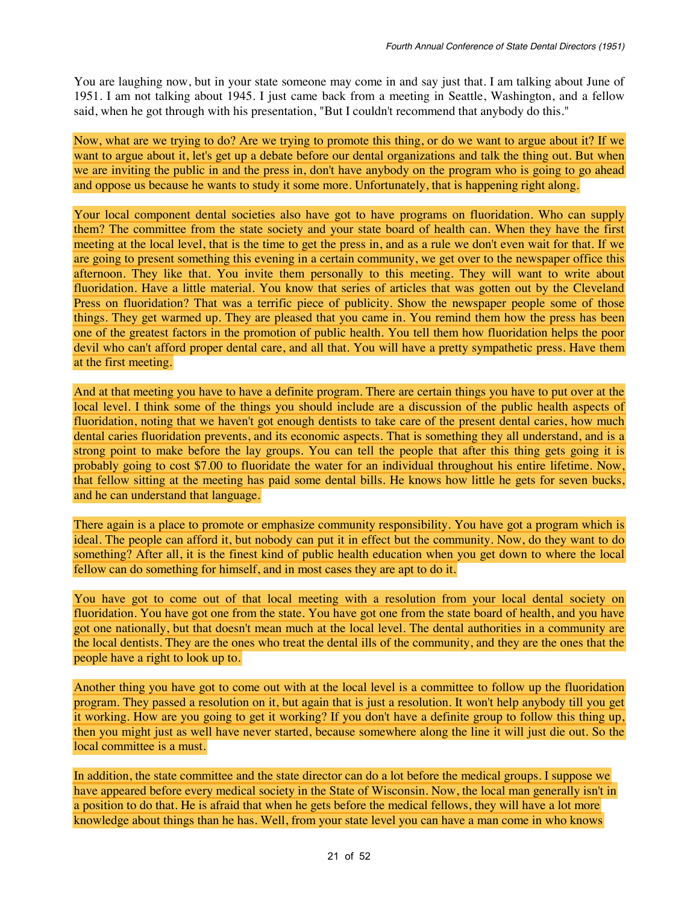You are laughing now, but in your state someone may come in and say just that. I am talking about June of 1951. I am not talking about 1945. I just came back from a meeting in Seattle, Washington, and a fellow said, when he got through with his presentation, "But I couldn't recommend that anybody do this."

Now, what are we trying to do? Are we trying to promote this thing, or do we want to argue about it? If we want to argue about it, let's get up a debate before our dental organizations and talk the thing out. But when we are inviting the public in and the press in, don't have anybody on the program who is going to go ahead and oppose us because he wants to study it some more. Unfortunately, that is happening right along.

Your local component dental societies also have got to have programs on fluoridation. Who can supply them? The committee from the state society and your state board of health can. When they have the first meeting at the local level, that is the time to get the press in, and as a rule we don't even wait for that. If we are going to present something this evening in a certain community, we get over to the newspaper office this afternoon. They like that. You invite them personally to this meeting. They will want to write about fluoridation. Have a little material. You know that series of articles that was gotten out by the Cleveland Press on fluoridation? That was a terrific piece of publicity. Show the newspaper people some of those things. They get warmed up. They are pleased that you came in. You remind them how the press has been one of the greatest factors in the promotion of public health. You tell them how fluoridation helps the poor devil who can't afford proper dental care, and all that. You will have a pretty sympathetic press. Have them at the first meeting.

And at that meeting you have to have a definite program. There are certain things you have to put over at the local level. I think some of the things you should include are a discussion of the public health aspects of fluoridation, noting that we haven't got enough dentists to take care of the present dental caries, how much dental caries fluoridation prevents, and its economic aspects. That is something they all understand, and is a strong point to make before the lay groups. You can tell the people that after this thing gets going it is probably going to cost $7.00 to fluoridate the water for an individual throughout his entire lifetime. Now, that fellow sitting at the meeting has paid some dental bills. He knows how little he gets for seven bucks, and he can understand that language.

There again is a place to promote or emphasize community responsibility. You have got a program which is ideal. The people can afford it, but nobody can put it in effect but the community. Now, do they want to do something? After all, it is the finest kind of public health education when you get down to where the local fellow can do something for himself, and in most cases they are apt to do it.

You have got to come out of that local meeting with a resolution from your local dental society on fluoridation. You have got one from the state. You have got one from the state board of health, and you have got one nationally, but that doesn't mean much at the local level. The dental authorities in a community are the local dentists. They are the ones who treat the dental ills of the community, and they are the ones that the people have a right to look up to.

Another thing you have got to come out with at the local level is a committee to follow up the fluoridation program. They passed a resolution on it, but again that is just a resolution. It won't help anybody till you get it working. How are you going to get it working? If you don't have a definite group to follow this thing up, then you might just as well have never started, because somewhere along the line it will just die out. So the local committee is a must.

In addition, the state committee and the state director can do a lot before the medical groups. I suppose we have appeared before every medical society in the State of Wisconsin. Now, the local man generally isn't in a position to do that. He is afraid that when he gets before the medical fellows, they will have a lot more knowledge about things than he has. Well, from your state level you can have a man come in who knows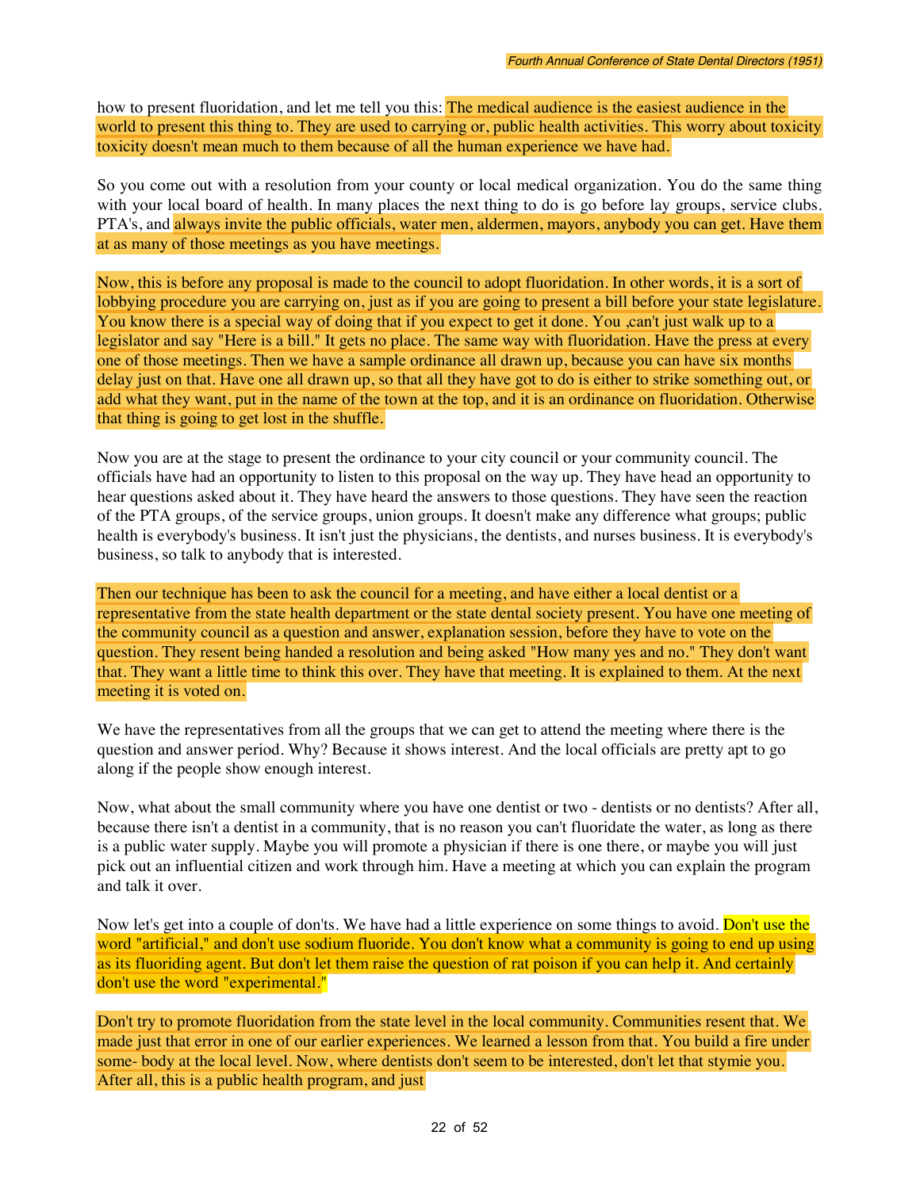how to present fluoridation, and let me tell you this: The medical audience is the easiest audience in the world to present this thing to. They are used to carrying or, public health activities. This worry about toxicity toxicity doesn't mean much to them because of all the human experience we have had.

So you come out with a resolution from your county or local medical organization. You do the same thing with your local board of health. In many places the next thing to do is go before lay groups, service clubs. PTA's, and always invite the public officials, water men, aldermen, mayors, anybody you can get. Have them at as many of those meetings as you have meetings.

Now, this is before any proposal is made to the council to adopt fluoridation. In other words, it is a sort of lobbying procedure you are carrying on, just as if you are going to present a bill before your state legislature. You know there is a special way of doing that if you expect to get it done. You ,can't just walk up to a legislator and say "Here is a bill." It gets no place. The same way with fluoridation. Have the press at every one of those meetings. Then we have a sample ordinance all drawn up, because you can have six months delay just on that. Have one all drawn up, so that all they have got to do is either to strike something out, or add what they want, put in the name of the town at the top, and it is an ordinance on fluoridation. Otherwise that thing is going to get lost in the shuffle.

Now you are at the stage to present the ordinance to your city council or your community council. The officials have had an opportunity to listen to this proposal on the way up. They have head an opportunity to hear questions asked about it. They have heard the answers to those questions. They have seen the reaction of the PTA groups, of the service groups, union groups. It doesn't make any difference what groups; public health is everybody's business. It isn't just the physicians, the dentists, and nurses business. It is everybody's business, so talk to anybody that is interested.

Then our technique has been to ask the council for a meeting, and have either a local dentist or a representative from the state health department or the state dental society present. You have one meeting of the community council as a question and answer, explanation session, before they have to vote on the question. They resent being handed a resolution and being asked "How many yes and no." They don't want that. They want a little time to think this over. They have that meeting. It is explained to them. At the next meeting it is voted on.

We have the representatives from all the groups that we can get to attend the meeting where there is the question and answer period. Why? Because it shows interest. And the local officials are pretty apt to go along if the people show enough interest.

Now, what about the small community where you have one dentist or two - dentists or no dentists? After all, because there isn't a dentist in a community, that is no reason you can't fluoridate the water, as long as there is a public water supply. Maybe you will promote a physician if there is one there, or maybe you will just pick out an influential citizen and work through him. Have a meeting at which you can explain the program and talk it over.

Now let's get into a couple of don'ts. We have had a little experience on some things to avoid. Don't use the word "artificial," and don't use sodium fluoride. You don't know what a community is going to end up using as its fluoriding agent. But don't let them raise the question of rat poison if you can help it. And certainly don't use the word "experimental."

Don't try to promote fluoridation from the state level in the local community. Communities resent that. We made just that error in one of our earlier experiences. We learned a lesson from that. You build a fire under some- body at the local level. Now, where dentists don't seem to be interested, don't let that stymie you. After all, this is a public health program, and just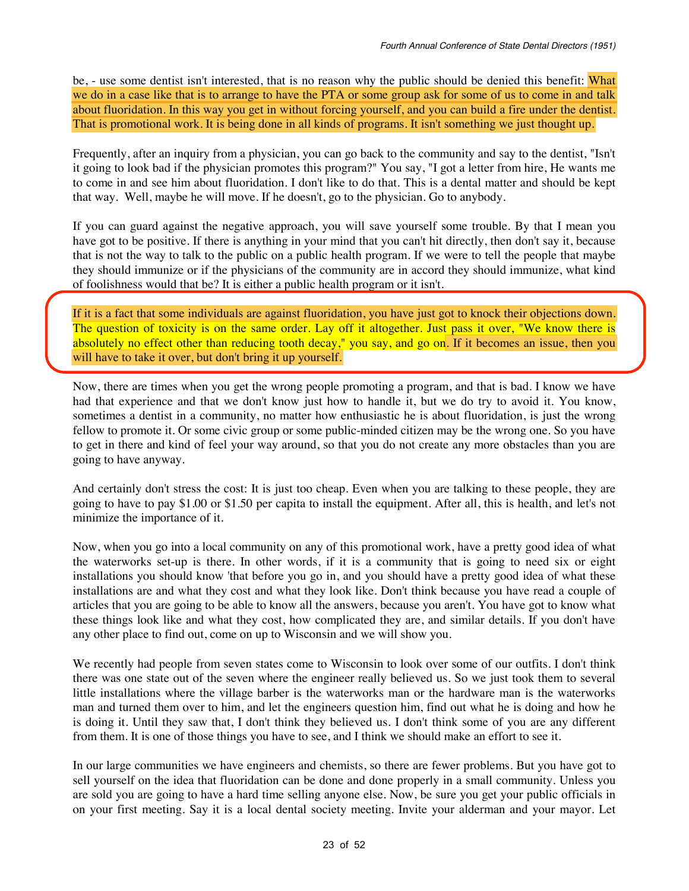be, - use some dentist isn't interested, that is no reason why the public should be denied this benefit: What we do in a case like that is to arrange to have the PTA or some group ask for some of us to come in and talk about fluoridation. In this way you get in without forcing yourself, and you can build a fire under the dentist. That is promotional work. It is being done in all kinds of programs. It isn't something we just thought up.

Frequently, after an inquiry from a physician, you can go back to the community and say to the dentist, "Isn't it going to look bad if the physician promotes this program?" You say, "I got a letter from hire, He wants me to come in and see him about fluoridation. I don't like to do that. This is a dental matter and should be kept that way. Well, maybe he will move. If he doesn't, go to the physician. Go to anybody.

If you can guard against the negative approach, you will save yourself some trouble. By that I mean you have got to be positive. If there is anything in your mind that you can't hit directly, then don't say it, because that is not the way to talk to the public on a public health program. If we were to tell the people that maybe they should immunize or if the physicians of the community are in accord they should immunize, what kind of foolishness would that be? It is either a public health program or it isn't.

If it is a fact that some individuals are against fluoridation, you have just got to knock their objections down. The question of toxicity is on the same order. Lay off it altogether. Just pass it over, "We know there is absolutely no effect other than reducing tooth decay," you say, and go on. If it becomes an issue, then you will have to take it over, but don't bring it up yourself.

Now, there are times when you get the wrong people promoting a program, and that is bad. I know we have had that experience and that we don't know just how to handle it, but we do try to avoid it. You know, sometimes a dentist in a community, no matter how enthusiastic he is about fluoridation, is just the wrong fellow to promote it. Or some civic group or some public-minded citizen may be the wrong one. So you have to get in there and kind of feel your way around, so that you do not create any more obstacles than you are going to have anyway.

And certainly don't stress the cost: It is just too cheap. Even when you are talking to these people, they are going to have to pay $1.00 or $1.50 per capita to install the equipment. After all, this is health, and let's not minimize the importance of it.

Now, when you go into a local community on any of this promotional work, have a pretty good idea of what the waterworks set-up is there. In other words, if it is a community that is going to need six or eight installations you should know 'that before you go in, and you should have a pretty good idea of what these installations are and what they cost and what they look like. Don't think because you have read a couple of articles that you are going to be able to know all the answers, because you aren't. You have got to know what these things look like and what they cost, how complicated they are, and similar details. If you don't have any other place to find out, come on up to Wisconsin and we will show you.

We recently had people from seven states come to Wisconsin to look over some of our outfits. I don't think there was one state out of the seven where the engineer really believed us. So we just took them to several little installations where the village barber is the waterworks man or the hardware man is the waterworks man and turned them over to him, and let the engineers question him, find out what he is doing and how he is doing it. Until they saw that, I don't think they believed us. I don't think some of you are any different from them. It is one of those things you have to see, and I think we should make an effort to see it.

In our large communities we have engineers and chemists, so there are fewer problems. But you have got to sell yourself on the idea that fluoridation can be done and done properly in a small community. Unless you are sold you are going to have a hard time selling anyone else. Now, be sure you get your public officials in on your first meeting. Say it is a local dental society meeting. Invite your alderman and your mayor. Let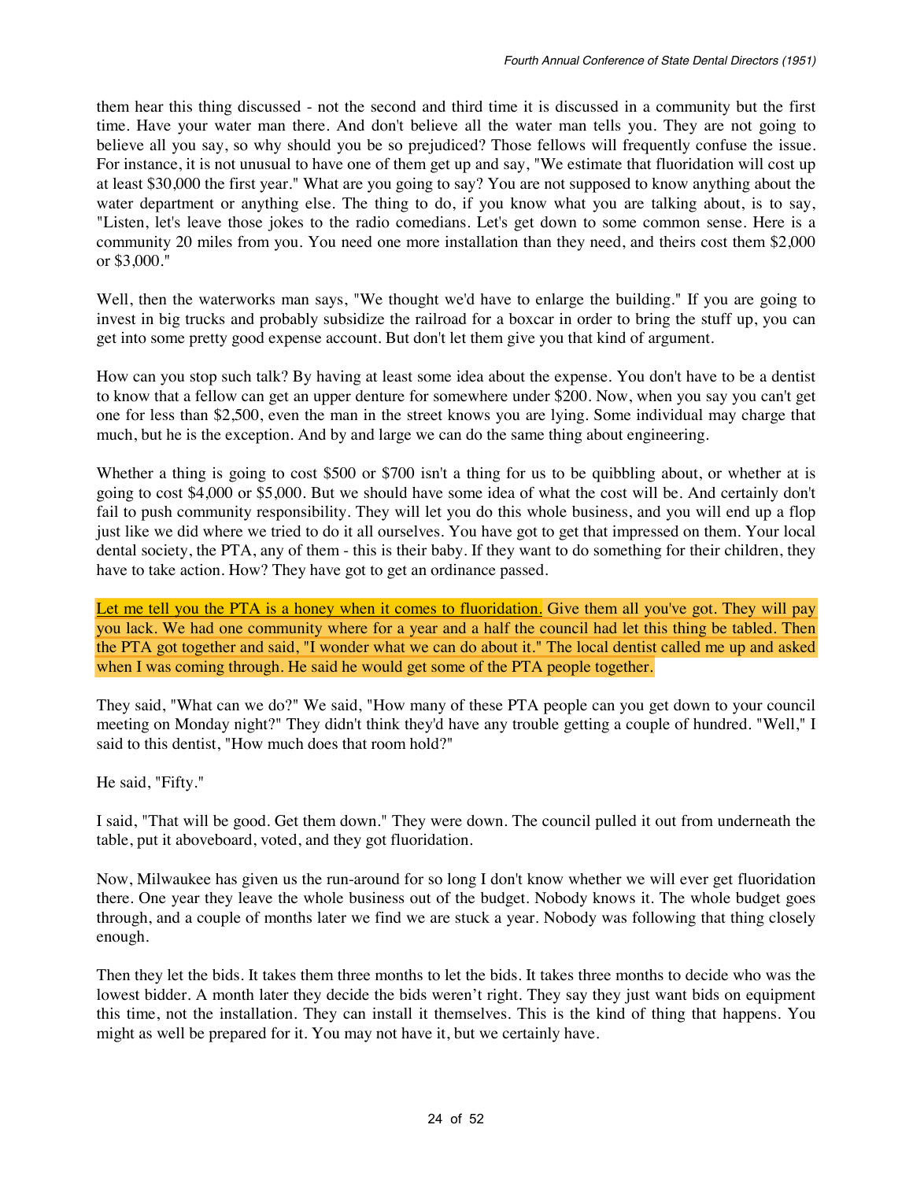them hear this thing discussed - not the second and third time it is discussed in a community but the first time. Have your water man there. And don't believe all the water man tells you. They are not going to believe all you say, so why should you be so prejudiced? Those fellows will frequently confuse the issue. For instance, it is not unusual to have one of them get up and say, "We estimate that fluoridation will cost up at least $30,000 the first year." What are you going to say? You are not supposed to know anything about the water department or anything else. The thing to do, if you know what you are talking about, is to say, "Listen, let's leave those jokes to the radio comedians. Let's get down to some common sense. Here is a community 20 miles from you. You need one more installation than they need, and theirs cost them $2,000 or $3,000."

Well, then the waterworks man says, "We thought we'd have to enlarge the building." If you are going to invest in big trucks and probably subsidize the railroad for a boxcar in order to bring the stuff up, you can get into some pretty good expense account. But don't let them give you that kind of argument.

How can you stop such talk? By having at least some idea about the expense. You don't have to be a dentist to know that a fellow can get an upper denture for somewhere under $200. Now, when you say you can't get one for less than $2,500, even the man in the street knows you are lying. Some individual may charge that much, but he is the exception. And by and large we can do the same thing about engineering.

Whether a thing is going to cost $500 or $700 isn't a thing for us to be quibbling about, or whether at is going to cost $4,000 or $5,000. But we should have some idea of what the cost will be. And certainly don't fail to push community responsibility. They will let you do this whole business, and you will end up a flop just like we did where we tried to do it all ourselves. You have got to get that impressed on them. Your local dental society, the PTA, any of them - this is their baby. If they want to do something for their children, they have to take action. How? They have got to get an ordinance passed.

Let me tell you the PTA is a honey when it comes to fluoridation. Give them all you've got. They will pay you lack. We had one community where for a year and a half the council had let this thing be tabled. Then the PTA got together and said, "I wonder what we can do about it." The local dentist called me up and asked when I was coming through. He said he would get some of the PTA people together.

They said, "What can we do?" We said, "How many of these PTA people can you get down to your council meeting on Monday night?" They didn't think they'd have any trouble getting a couple of hundred. "Well," I said to this dentist, "How much does that room hold?"

He said, "Fifty."

I said, "That will be good. Get them down." They were down. The council pulled it out from underneath the table, put it aboveboard, voted, and they got fluoridation.

Now, Milwaukee has given us the run-around for so long I don't know whether we will ever get fluoridation there. One year they leave the whole business out of the budget. Nobody knows it. The whole budget goes through, and a couple of months later we find we are stuck a year. Nobody was following that thing closely enough.

Then they let the bids. It takes them three months to let the bids. It takes three months to decide who was the lowest bidder. A month later they decide the bids weren't right. They say they just want bids on equipment this time, not the installation. They can install it themselves. This is the kind of thing that happens. You might as well be prepared for it. You may not have it, but we certainly have.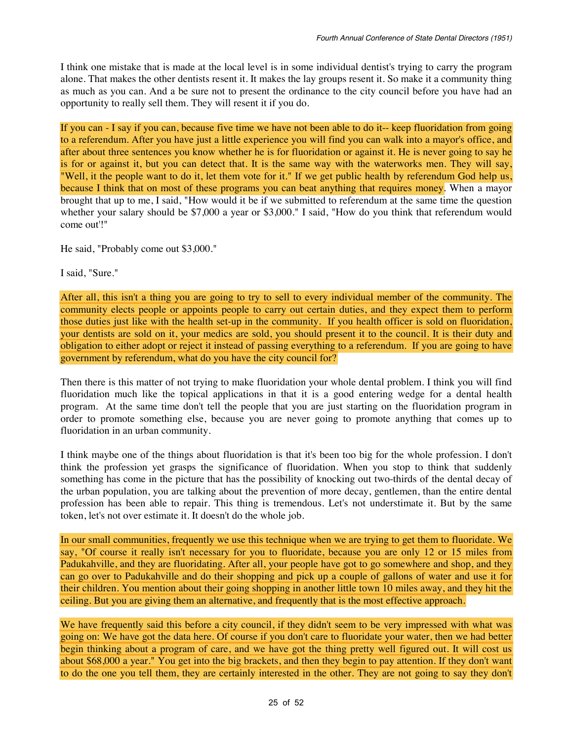I think one mistake that is made at the local level is in some individual dentist's trying to carry the program alone. That makes the other dentists resent it. It makes the lay groups resent it. So make it a community thing as much as you can. And a be sure not to present the ordinance to the city council before you have had an opportunity to really sell them. They will resent it if you do.

If you can - I say if you can, because five time we have not been able to do it-- keep fluoridation from going to a referendum. After you have just a little experience you will find you can walk into a mayor's office, and after about three sentences you know whether he is for fluoridation or against it. He is never going to say he is for or against it, but you can detect that. It is the same way with the waterworks men. They will say, "Well, it the people want to do it, let them vote for it." If we get public health by referendum God help us, because I think that on most of these programs you can beat anything that requires money. When a mayor brought that up to me, I said, "How would it be if we submitted to referendum at the same time the question whether your salary should be $7,000 a year or $3,000." I said, "How do you think that referendum would come out'!"

He said, "Probably come out $3,000."

I said, "Sure."

After all, this isn't a thing you are going to try to sell to every individual member of the community. The community elects people or appoints people to carry out certain duties, and they expect them to perform those duties just like with the health set-up in the community. If you health officer is sold on fluoridation, your dentists are sold on it, your medics are sold, you should present it to the council. It is their duty and obligation to either adopt or reject it instead of passing everything to a referendum. If you are going to have government by referendum, what do you have the city council for?

Then there is this matter of not trying to make fluoridation your whole dental problem. I think you will find fluoridation much like the topical applications in that it is a good entering wedge for a dental health program. At the same time don't tell the people that you are just starting on the fluoridation program in order to promote something else, because you are never going to promote anything that comes up to fluoridation in an urban community.

I think maybe one of the things about fluoridation is that it's been too big for the whole profession. I don't think the profession yet grasps the significance of fluoridation. When you stop to think that suddenly something has come in the picture that has the possibility of knocking out two-thirds of the dental decay of the urban population, you are talking about the prevention of more decay, gentlemen, than the entire dental profession has been able to repair. This thing is tremendous. Let's not understimate it. But by the same token, let's not over estimate it. It doesn't do the whole job.

In our small communities, frequently we use this technique when we are trying to get them to fluoridate. We say, "Of course it really isn't necessary for you to fluoridate, because you are only 12 or 15 miles from Padukahville, and they are fluoridating. After all, your people have got to go somewhere and shop, and they can go over to Padukahville and do their shopping and pick up a couple of gallons of water and use it for their children. You mention about their going shopping in another little town 10 miles away, and they hit the ceiling. But you are giving them an alternative, and frequently that is the most effective approach.

We have frequently said this before a city council, if they didn't seem to be very impressed with what was going on: We have got the data here. Of course if you don't care to fluoridate your water, then we had better begin thinking about a program of care, and we have got the thing pretty well figured out. It will cost us about $68,000 a year." You get into the big brackets, and then they begin to pay attention. If they don't want to do the one you tell them, they are certainly interested in the other. They are not going to say they don't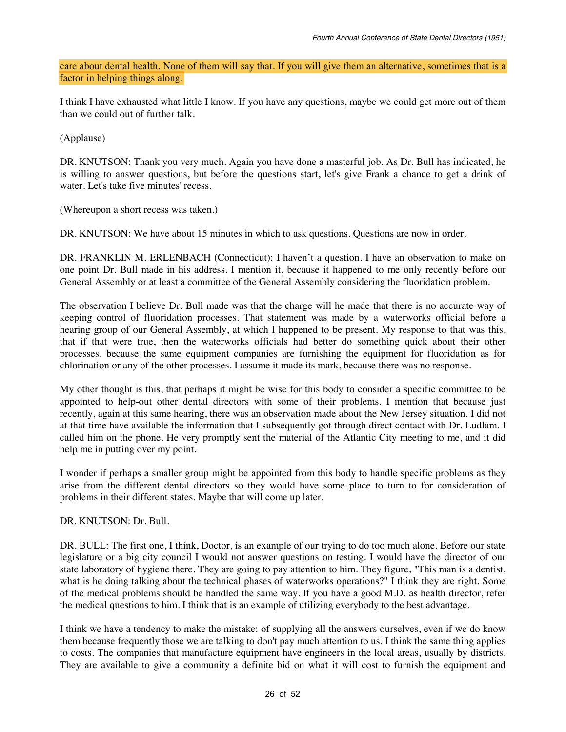care about dental health. None of them will say that. If you will give them an alternative, sometimes that is a factor in helping things along.

I think I have exhausted what little I know. If you have any questions, maybe we could get more out of them than we could out of further talk.

(Applause)

DR. KNUTSON: Thank you very much. Again you have done a masterful job. As Dr. Bull has indicated, he is willing to answer questions, but before the questions start, let's give Frank a chance to get a drink of water. Let's take five minutes' recess.

(Whereupon a short recess was taken.)

DR. KNUTSON: We have about 15 minutes in which to ask questions. Questions are now in order.

DR. FRANKLIN M. ERLENBACH (Connecticut): I haven't a question. I have an observation to make on one point Dr. Bull made in his address. I mention it, because it happened to me only recently before our General Assembly or at least a committee of the General Assembly considering the fluoridation problem.

The observation I believe Dr. Bull made was that the charge will he made that there is no accurate way of keeping control of fluoridation processes. That statement was made by a waterworks official before a hearing group of our General Assembly, at which I happened to be present. My response to that was this, that if that were true, then the waterworks officials had better do something quick about their other processes, because the same equipment companies are furnishing the equipment for fluoridation as for chlorination or any of the other processes. I assume it made its mark, because there was no response.

My other thought is this, that perhaps it might be wise for this body to consider a specific committee to be appointed to help-out other dental directors with some of their problems. I mention that because just recently, again at this same hearing, there was an observation made about the New Jersey situation. I did not at that time have available the information that I subsequently got through direct contact with Dr. Ludlam. I called him on the phone. He very promptly sent the material of the Atlantic City meeting to me, and it did help me in putting over my point.

I wonder if perhaps a smaller group might be appointed from this body to handle specific problems as they arise from the different dental directors so they would have some place to turn to for consideration of problems in their different states. Maybe that will come up later.

DR. KNUTSON: Dr. Bull.

DR. BULL: The first one, I think, Doctor, is an example of our trying to do too much alone. Before our state legislature or a big city council I would not answer questions on testing. I would have the director of our state laboratory of hygiene there. They are going to pay attention to him. They figure, "This man is a dentist, what is he doing talking about the technical phases of waterworks operations?" I think they are right. Some of the medical problems should be handled the same way. If you have a good M.D. as health director, refer the medical questions to him. I think that is an example of utilizing everybody to the best advantage.

I think we have a tendency to make the mistake: of supplying all the answers ourselves, even if we do know them because frequently those we are talking to don't pay much attention to us. I think the same thing applies to costs. The companies that manufacture equipment have engineers in the local areas, usually by districts. They are available to give a community a definite bid on what it will cost to furnish the equipment and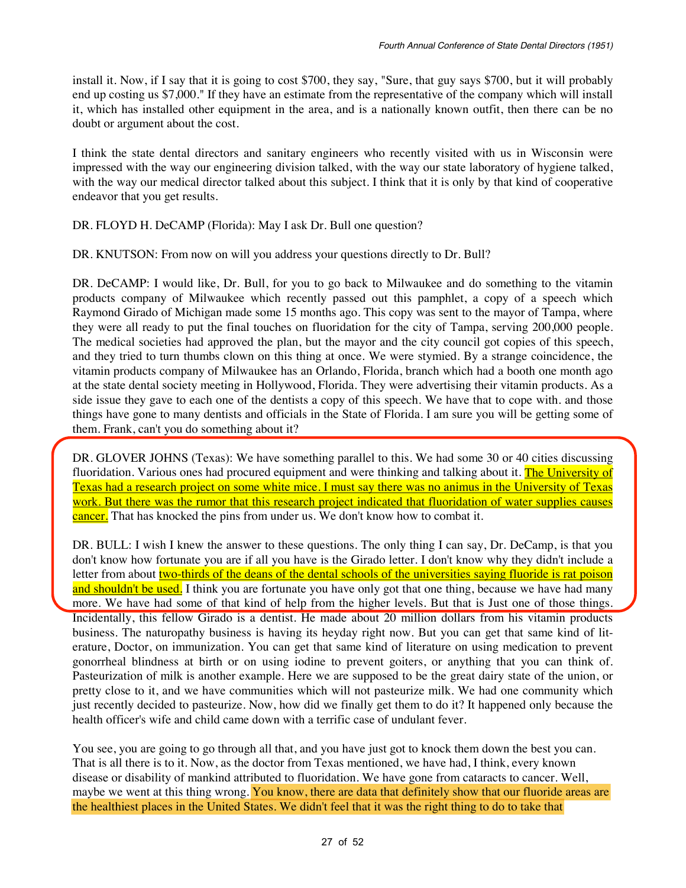install it. Now, if I say that it is going to cost $700, they say, "Sure, that guy says $700, but it will probably end up costing us $7,000." If they have an estimate from the representative of the company which will install it, which has installed other equipment in the area, and is a nationally known outfit, then there can be no doubt or argument about the cost.

I think the state dental directors and sanitary engineers who recently visited with us in Wisconsin were impressed with the way our engineering division talked, with the way our state laboratory of hygiene talked, with the way our medical director talked about this subject. I think that it is only by that kind of cooperative endeavor that you get results.

DR. FLOYD H. DeCAMP (Florida): May I ask Dr. Bull one question?

DR. KNUTSON: From now on will you address your questions directly to Dr. Bull?

DR. DeCAMP: I would like, Dr. Bull, for you to go back to Milwaukee and do something to the vitamin products company of Milwaukee which recently passed out this pamphlet, a copy of a speech which Raymond Girado of Michigan made some 15 months ago. This copy was sent to the mayor of Tampa, where they were all ready to put the final touches on fluoridation for the city of Tampa, serving 200,000 people. The medical societies had approved the plan, but the mayor and the city council got copies of this speech, and they tried to turn thumbs clown on this thing at once. We were stymied. By a strange coincidence, the vitamin products company of Milwaukee has an Orlando, Florida, branch which had a booth one month ago at the state dental society meeting in Hollywood, Florida. They were advertising their vitamin products. As a side issue they gave to each one of the dentists a copy of this speech. We have that to cope with. and those things have gone to many dentists and officials in the State of Florida. I am sure you will be getting some of them. Frank, can't you do something about it?

DR. GLOVER JOHNS (Texas): We have something parallel to this. We had some 30 or 40 cities discussing fluoridation. Various ones had procured equipment and were thinking and talking about it. The University of Texas had a research project on some white mice. I must say there was no animus in the University of Texas work. But there was the rumor that this research project indicated that fluoridation of water supplies causes cancer. That has knocked the pins from under us. We don't know how to combat it.

DR. BULL: I wish I knew the answer to these questions. The only thing I can say, Dr. DeCamp, is that you don't know how fortunate you are if all you have is the Girado letter. I don't know why they didn't include a letter from about two-thirds of the deans of the dental schools of the universities saying fluoride is rat poison and shouldn't be used. I think you are fortunate you have only got that one thing, because we have had many more. We have had some of that kind of help from the higher levels. But that is Just one of those things. Incidentally, this fellow Girado is a dentist. He made about 20 million dollars from his vitamin products business. The naturopathy business is having its heyday right now. But you can get that same kind of literature, Doctor, on immunization. You can get that same kind of literature on using medication to prevent gonorrheal blindness at birth or on using iodine to prevent goiters, or anything that you can think of. Pasteurization of milk is another example. Here we are supposed to be the great dairy state of the union, or pretty close to it, and we have communities which will not pasteurize milk. We had one community which just recently decided to pasteurize. Now, how did we finally get them to do it? It happened only because the health officer's wife and child came down with a terrific case of undulant fever.

You see, you are going to go through all that, and you have just got to knock them down the best you can. That is all there is to it. Now, as the doctor from Texas mentioned, we have had, I think, every known disease or disability of mankind attributed to fluoridation. We have gone from cataracts to cancer. Well, maybe we went at this thing wrong. You know, there are data that definitely show that our fluoride areas are the healthiest places in the United States. We didn't feel that it was the right thing to do to take that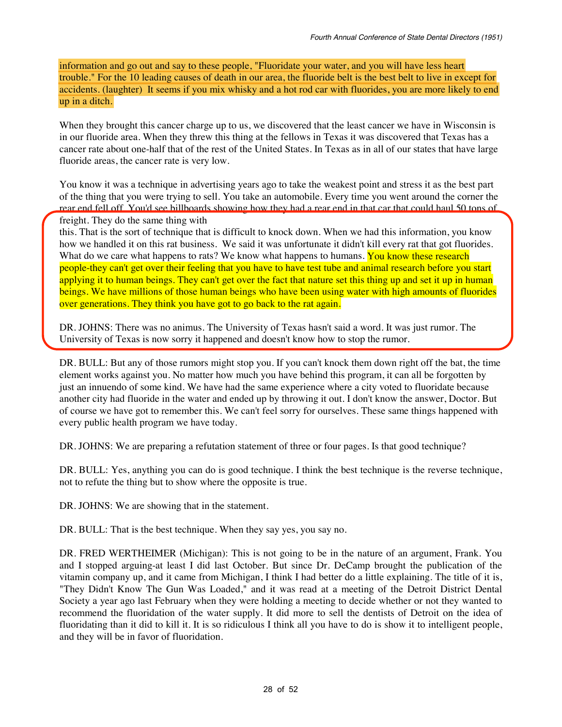information and go out and say to these people, "Fluoridate your water, and you will have less heart trouble." For the 10 leading causes of death in our area, the fluoride belt is the best belt to live in except for accidents. (laughter) It seems if you mix whisky and a hot rod car with fluorides, you are more likely to end up in a ditch.

When they brought this cancer charge up to us, we discovered that the least cancer we have in Wisconsin is in our fluoride area. When they threw this thing at the fellows in Texas it was discovered that Texas has a cancer rate about one-half that of the rest of the United States. In Texas as in all of our states that have large fluoride areas, the cancer rate is very low.

You know it was a technique in advertising years ago to take the weakest point and stress it as the best part of the thing that you were trying to sell. You take an automobile. Every time you went around the corner the rear end fell off. You'd see billboards showing how they had a rear end in that car that could haul 50 tons of freight. They do the same thing with this. That is the sort of technique that is difficult to knock down. When we had this information, you know how we handled it on this rat business. We said it was unfortunate it didn't kill every rat that got fluorides. What do we care what happens to rats? We know what happens to humans. You know these research people-they can't get over their feeling that you have to have test tube and animal research before you start applying it to human beings. They can't get over the fact that nature set this thing up and set it up in human beings. We have millions of those human beings who have been using water with high amounts of fluorides over generations. They think you have got to go back to the rat again.

DR. JOHNS: There was no animus. The University of Texas hasn't said a word. It was just rumor. The University of Texas is now sorry it happened and doesn't know how to stop the rumor.

DR. BULL: But any of those rumors might stop you. If you can't knock them down right off the bat, the time element works against you. No matter how much you have behind this program, it can all be forgotten by just an innuendo of some kind. We have had the same experience where a city voted to fluoridate because another city had fluoride in the water and ended up by throwing it out. I don't know the answer, Doctor. But of course we have got to remember this. We can't feel sorry for ourselves. These same things happened with every public health program we have today.

DR. JOHNS: We are preparing a refutation statement of three or four pages. Is that good technique?

DR. BULL: Yes, anything you can do is good technique. I think the best technique is the reverse technique, not to refute the thing but to show where the opposite is true.

DR. JOHNS: We are showing that in the statement.

DR. BULL: That is the best technique. When they say yes, you say no.

DR. FRED WERTHEIMER (Michigan): This is not going to be in the nature of an argument, Frank. You and I stopped arguing-at least I did last October. But since Dr. DeCamp brought the publication of the vitamin company up, and it came from Michigan, I think I had better do a little explaining. The title of it is, "They Didn't Know The Gun Was Loaded," and it was read at a meeting of the Detroit District Dental Society a year ago last February when they were holding a meeting to decide whether or not they wanted to recommend the fluoridation of the water supply. It did more to sell the dentists of Detroit on the idea of fluoridating than it did to kill it. It is so ridiculous I think all you have to do is show it to intelligent people, and they will be in favor of fluoridation.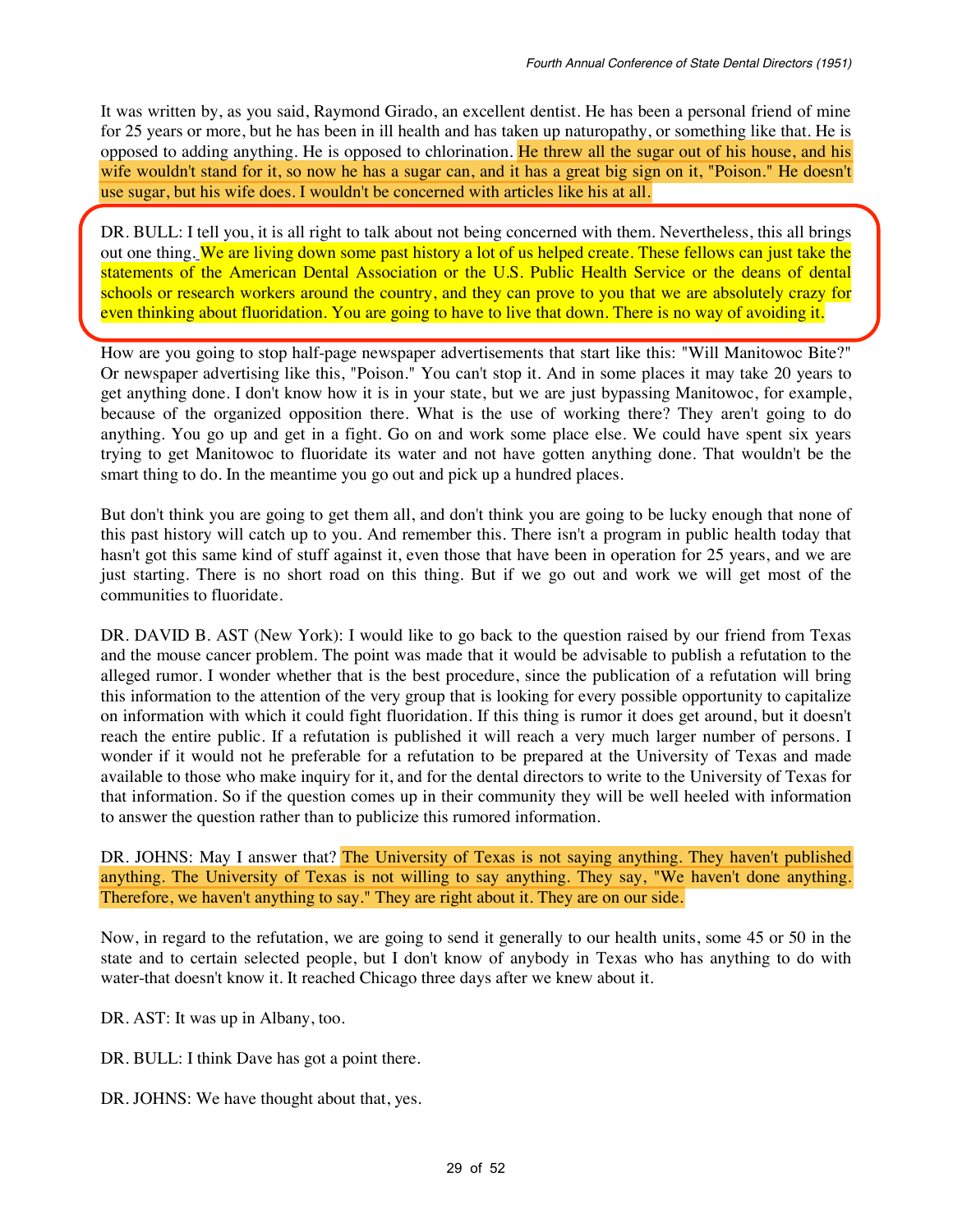It was written by, as you said, Raymond Girado, an excellent dentist. He has been a personal friend of mine for 25 years or more, but he has been in ill health and has taken up naturopathy, or something like that. He is opposed to adding anything. He is opposed to chlorination. He threw all the sugar out of his house, and his wife wouldn't stand for it, so now he has a sugar can, and it has a great big sign on it, "Poison." He doesn't use sugar, but his wife does. I wouldn't be concerned with articles like his at all.

DR. BULL: I tell you, it is all right to talk about not being concerned with them. Nevertheless, this all brings out one thing. We are living down some past history a lot of us helped create. These fellows can just take the statements of the American Dental Association or the U.S. Public Health Service or the deans of dental schools or research workers around the country, and they can prove to you that we are absolutely crazy for even thinking about fluoridation. You are going to have to live that down. There is no way of avoiding it.

How are you going to stop half-page newspaper advertisements that start like this: "Will Manitowoc Bite?" Or newspaper advertising like this, "Poison." You can't stop it. And in some places it may take 20 years to get anything done. I don't know how it is in your state, but we are just bypassing Manitowoc, for example, because of the organized opposition there. What is the use of working there? They aren't going to do anything. You go up and get in a fight. Go on and work some place else. We could have spent six years trying to get Manitowoc to fluoridate its water and not have gotten anything done. That wouldn't be the smart thing to do. In the meantime you go out and pick up a hundred places.

But don't think you are going to get them all, and don't think you are going to be lucky enough that none of this past history will catch up to you. And remember this. There isn't a program in public health today that hasn't got this same kind of stuff against it, even those that have been in operation for 25 years, and we are just starting. There is no short road on this thing. But if we go out and work we will get most of the communities to fluoridate.

DR. DAVID B. AST (New York): I would like to go back to the question raised by our friend from Texas and the mouse cancer problem. The point was made that it would be advisable to publish a refutation to the alleged rumor. I wonder whether that is the best procedure, since the publication of a refutation will bring this information to the attention of the very group that is looking for every possible opportunity to capitalize on information with which it could fight fluoridation. If this thing is rumor it does get around, but it doesn't reach the entire public. If a refutation is published it will reach a very much larger number of persons. I wonder if it would not he preferable for a refutation to be prepared at the University of Texas and made available to those who make inquiry for it, and for the dental directors to write to the University of Texas for that information. So if the question comes up in their community they will be well heeled with information to answer the question rather than to publicize this rumored information.

DR. JOHNS: May I answer that? The University of Texas is not saying anything. They haven't published anything. The University of Texas is not willing to say anything. They say, "We haven't done anything. Therefore, we haven't anything to say." They are right about it. They are on our side.

Now, in regard to the refutation, we are going to send it generally to our health units, some 45 or 50 in the state and to certain selected people, but I don't know of anybody in Texas who has anything to do with water-that doesn't know it. It reached Chicago three days after we knew about it.

DR. AST: It was up in Albany, too.

DR. BULL: I think Dave has got a point there.

DR. JOHNS: We have thought about that, yes.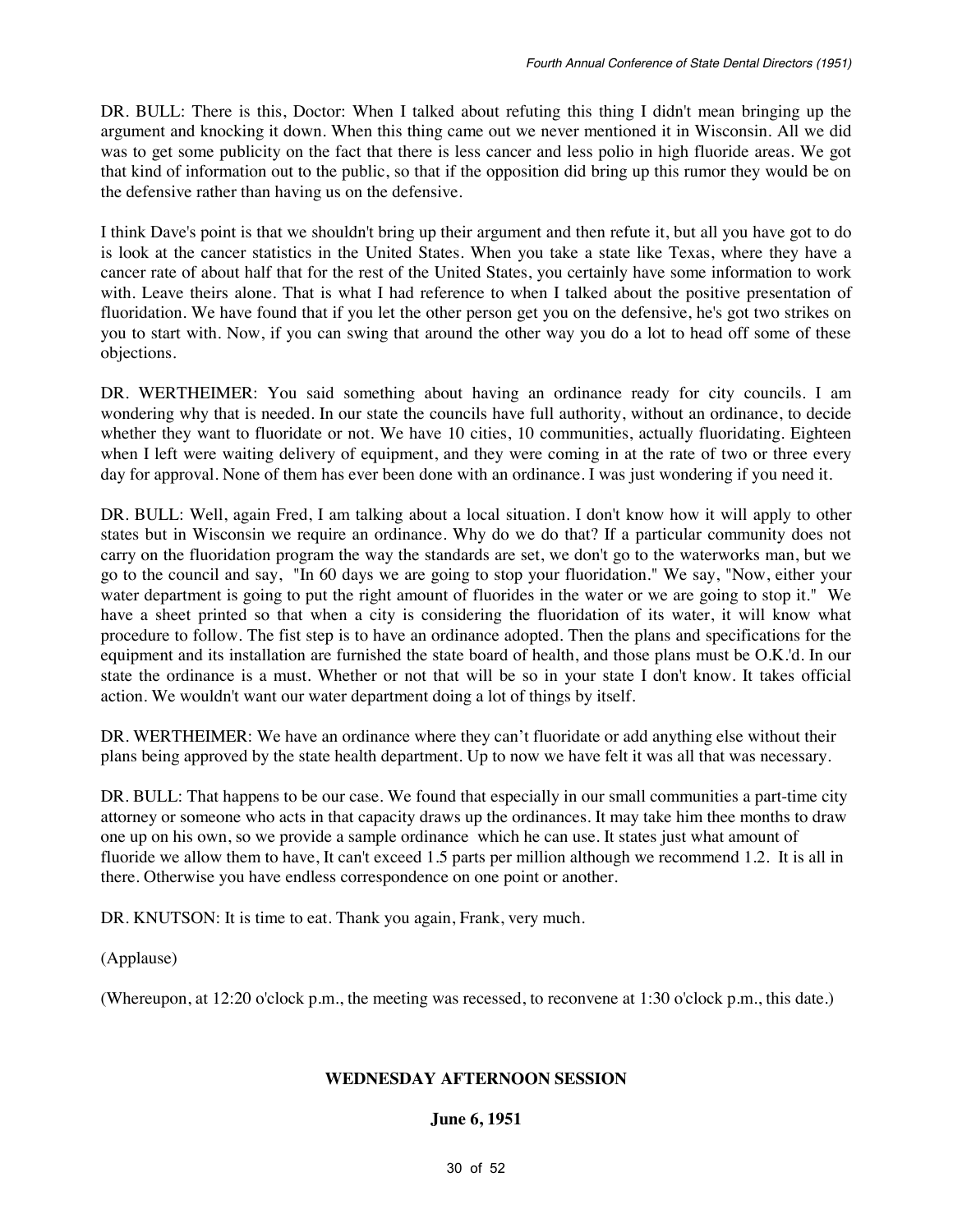DR. BULL: There is this, Doctor: When I talked about refuting this thing I didn't mean bringing up the argument and knocking it down. When this thing came out we never mentioned it in Wisconsin. All we did was to get some publicity on the fact that there is less cancer and less polio in high fluoride areas. We got that kind of information out to the public, so that if the opposition did bring up this rumor they would be on the defensive rather than having us on the defensive.

I think Dave's point is that we shouldn't bring up their argument and then refute it, but all you have got to do is look at the cancer statistics in the United States. When you take a state like Texas, where they have a cancer rate of about half that for the rest of the United States, you certainly have some information to work with. Leave theirs alone. That is what I had reference to when I talked about the positive presentation of fluoridation. We have found that if you let the other person get you on the defensive, he's got two strikes on you to start with. Now, if you can swing that around the other way you do a lot to head off some of these objections.

DR. WERTHEIMER: You said something about having an ordinance ready for city councils. I am wondering why that is needed. In our state the councils have full authority, without an ordinance, to decide whether they want to fluoridate or not. We have 10 cities, 10 communities, actually fluoridating. Eighteen when I left were waiting delivery of equipment, and they were coming in at the rate of two or three every day for approval. None of them has ever been done with an ordinance. I was just wondering if you need it.

DR. BULL: Well, again Fred, I am talking about a local situation. I don't know how it will apply to other states but in Wisconsin we require an ordinance. Why do we do that? If a particular community does not carry on the fluoridation program the way the standards are set, we don't go to the waterworks man, but we go to the council and say, "In 60 days we are going to stop your fluoridation." We say, "Now, either your water department is going to put the right amount of fluorides in the water or we are going to stop it." We have a sheet printed so that when a city is considering the fluoridation of its water, it will know what procedure to follow. The fist step is to have an ordinance adopted. Then the plans and specifications for the equipment and its installation are furnished the state board of health, and those plans must be O.K.'d. In our state the ordinance is a must. Whether or not that will be so in your state I don't know. It takes official action. We wouldn't want our water department doing a lot of things by itself.

DR. WERTHEIMER: We have an ordinance where they can’t fluoridate or add anything else without their plans being approved by the state health department. Up to now we have felt it was all that was necessary.

DR. BULL: That happens to be our case. We found that especially in our small communities a part-time city attorney or someone who acts in that capacity draws up the ordinances. It may take him thee months to draw one up on his own, so we provide a sample ordinance which he can use. It states just what amount of fluoride we allow them to have, It can't exceed 1.5 parts per million although we recommend 1.2. It is all in there. Otherwise you have endless correspondence on one point or another.

DR. KNUTSON: It is time to eat. Thank you again, Frank, very much.

(Applause)

(Whereupon, at 12:20 o'clock p.m., the meeting was recessed, to reconvene at 1:30 o'clock p.m., this date.)

## WEDNESDAY AFTERNOON SESSION

### June 6, 1951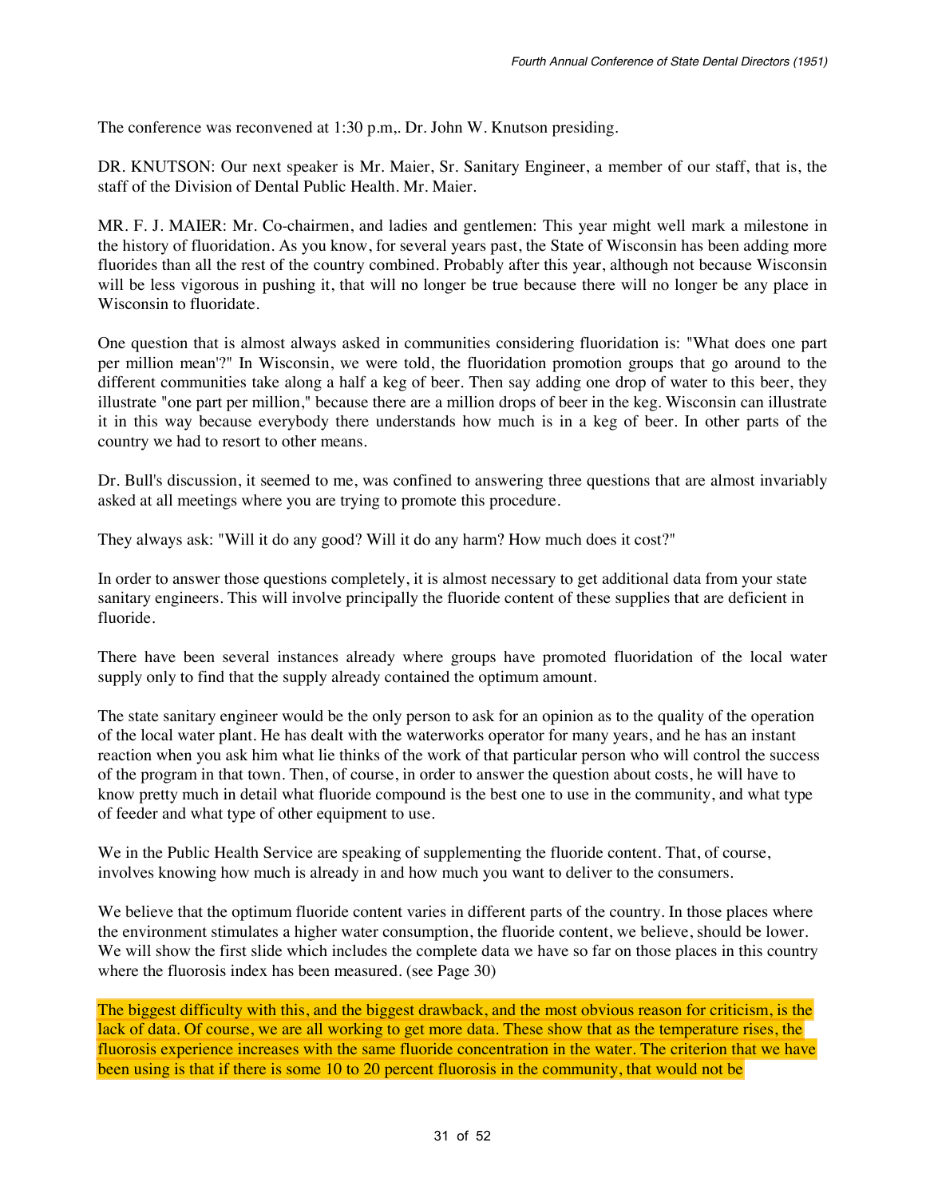The conference was reconvened at 1:30 p.m,. Dr. John W. Knutson presiding.

DR. KNUTSON: Our next speaker is Mr. Maier, Sr. Sanitary Engineer, a member of our staff, that is, the staff of the Division of Dental Public Health. Mr. Maier.

MR. F. J. MAIER: Mr. Co-chairmen, and ladies and gentlemen: This year might well mark a milestone in the history of fluoridation. As you know, for several years past, the State of Wisconsin has been adding more fluorides than all the rest of the country combined. Probably after this year, although not because Wisconsin will be less vigorous in pushing it, that will no longer be true because there will no longer be any place in Wisconsin to fluoridate.

One question that is almost always asked in communities considering fluoridation is: "What does one part per million mean'?" In Wisconsin, we were told, the fluoridation promotion groups that go around to the different communities take along a half a keg of beer. Then say adding one drop of water to this beer, they illustrate "one part per million," because there are a million drops of beer in the keg. Wisconsin can illustrate it in this way because everybody there understands how much is in a keg of beer. In other parts of the country we had to resort to other means.

Dr. Bull's discussion, it seemed to me, was confined to answering three questions that are almost invariably asked at all meetings where you are trying to promote this procedure.

They always ask: "Will it do any good? Will it do any harm? How much does it cost?"

In order to answer those questions completely, it is almost necessary to get additional data from your state sanitary engineers. This will involve principally the fluoride content of these supplies that are deficient in fluoride.

There have been several instances already where groups have promoted fluoridation of the local water supply only to find that the supply already contained the optimum amount.

The state sanitary engineer would be the only person to ask for an opinion as to the quality of the operation of the local water plant. He has dealt with the waterworks operator for many years, and he has an instant reaction when you ask him what lie thinks of the work of that particular person who will control the success of the program in that town. Then, of course, in order to answer the question about costs, he will have to know pretty much in detail what fluoride compound is the best one to use in the community, and what type of feeder and what type of other equipment to use.

We in the Public Health Service are speaking of supplementing the fluoride content. That, of course, involves knowing how much is already in and how much you want to deliver to the consumers.

We believe that the optimum fluoride content varies in different parts of the country. In those places where the environment stimulates a higher water consumption, the fluoride content, we believe, should be lower. We will show the first slide which includes the complete data we have so far on those places in this country where the fluorosis index has been measured. (see Page 30)

The biggest difficulty with this, and the biggest drawback, and the most obvious reason for criticism, is the lack of data. Of course, we are all working to get more data. These show that as the temperature rises, the fluorosis experience increases with the same fluoride concentration in the water. The criterion that we have been using is that if there is some 10 to 20 percent fluorosis in the community, that would not be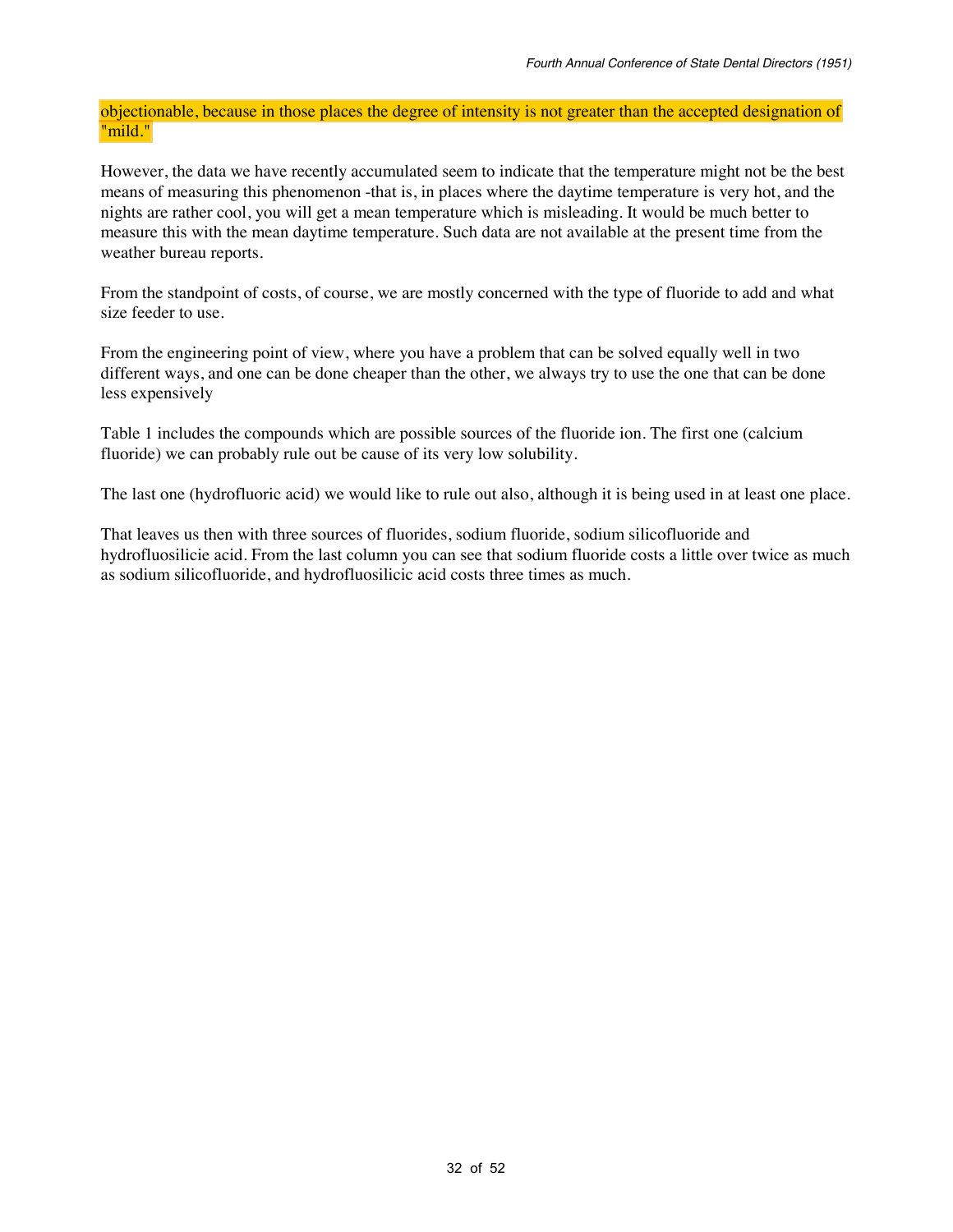objectionable, because in those places the degree of intensity is not greater than the accepted designation of "mild."

However, the data we have recently accumulated seem to indicate that the temperature might not be the best means of measuring this phenomenon -that is, in places where the daytime temperature is very hot, and the nights are rather cool, you will get a mean temperature which is misleading. It would be much better to measure this with the mean daytime temperature. Such data are not available at the present time from the weather bureau reports.

From the standpoint of costs, of course, we are mostly concerned with the type of fluoride to add and what size feeder to use.

From the engineering point of view, where you have a problem that can be solved equally well in two different ways, and one can be done cheaper than the other, we always try to use the one that can be done less expensively

Table 1 includes the compounds which are possible sources of the fluoride ion. The first one (calcium fluoride) we can probably rule out be cause of its very low solubility.

The last one (hydrofluoric acid) we would like to rule out also, although it is being used in at least one place.

That leaves us then with three sources of fluorides, sodium fluoride, sodium silicofluoride and hydrofluosilicie acid. From the last column you can see that sodium fluoride costs a little over twice as much as sodium silicofluoride, and hydrofluosilicic acid costs three times as much.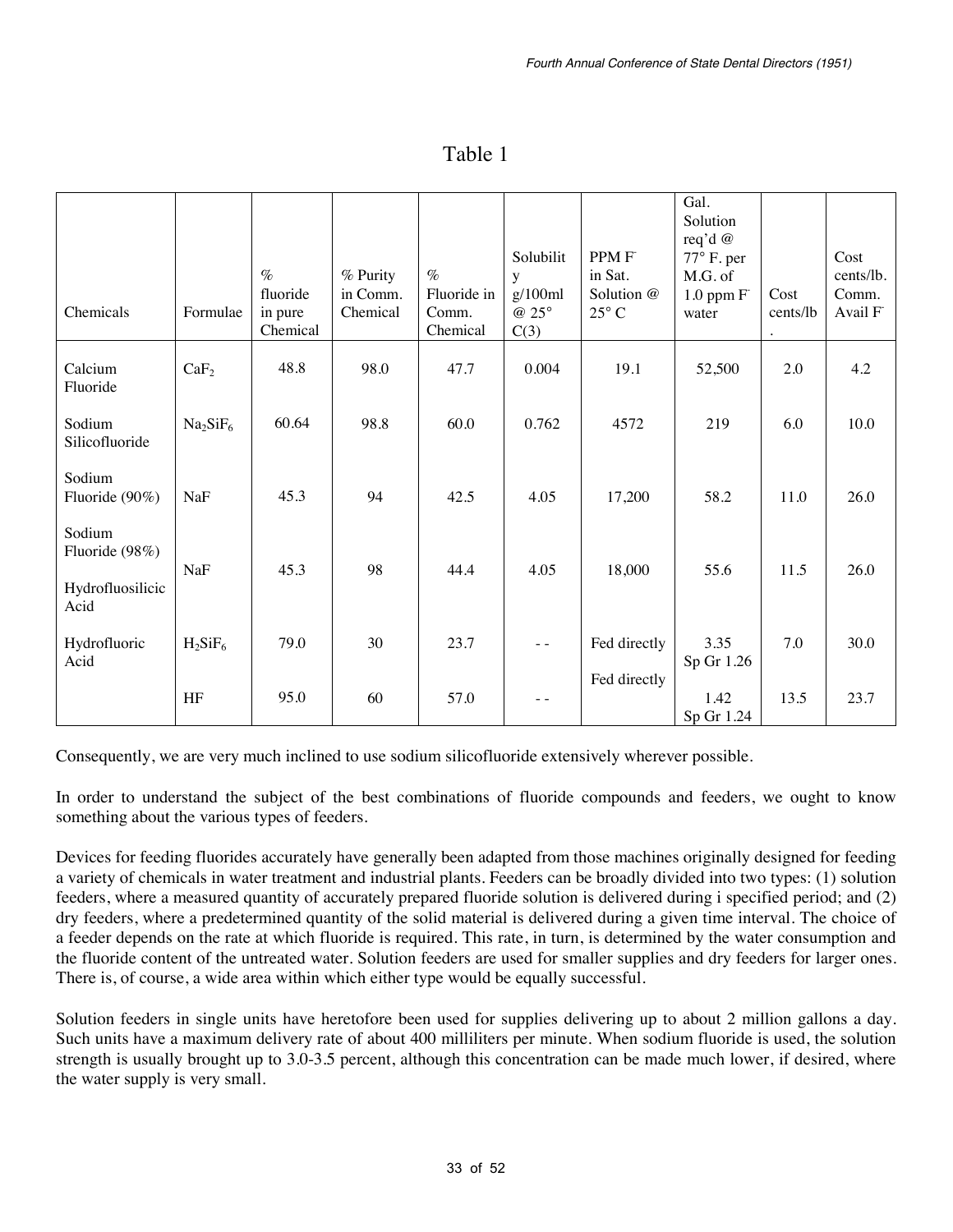# Table 1

| Chemicals | Formulae | % fluoride in pure Chemical | % Purity in Comm. Chemical | % Fluoride in Comm. Chemical | Solubility g/100ml @ 25° C(3) | PPM $F^-$ in Sat. Solution @ 25° C | Gal. Solution req'd @ 77° F. per M.G. of 1.0 ppm $F^-$ water | Cost cents/lb. | Cost cents/lb. Comm. Avail $F^-$ |
|---|---|---|---|---|---|---|---|---|---|
| Calcium Fluoride | $CaF_2$ | 48.8 | 98.0 | 47.7 | 0.004 | 19.1 | 52,500 | 2.0 | 4.2 |
| Sodium Silicofluoride | $Na_2SiF_6$ | 60.64 | 98.8 | 60.0 | 0.762 | 4572 | 219 | 6.0 | 10.0 |
| Sodium Fluoride (90%) | NaF | 45.3 | 94 | 42.5 | 4.05 | 17,200 | 58.2 | 11.0 | 26.0 |
| Sodium Fluoride (98%) | NaF | 45.3 | 98 | 44.4 | 4.05 | 18,000 | 55.6 | 11.5 | 26.0 |
| Hydrofluosilicic Acid | $H_2SiF_6$ | 79.0 | 30 | 23.7 | - - | Fed directly | 3.35 Sp Gr 1.26 | 7.0 | 30.0 |
| Hydrofluoric Acid | HF | 95.0 | 60 | 57.0 | - - | Fed directly | 1.42 Sp Gr 1.24 | 13.5 | 23.7 |

Consequently, we are very much inclined to use sodium silicofluoride extensively wherever possible.

In order to understand the subject of the best combinations of fluoride compounds and feeders, we ought to know something about the various types of feeders.

Devices for feeding fluorides accurately have generally been adapted from those machines originally designed for feeding a variety of chemicals in water treatment and industrial plants. Feeders can be broadly divided into two types: (1) solution feeders, where a measured quantity of accurately prepared fluoride solution is delivered during i specified period; and (2) dry feeders, where a predetermined quantity of the solid material is delivered during a given time interval. The choice of a feeder depends on the rate at which fluoride is required. This rate, in turn, is determined by the water consumption and the fluoride content of the untreated water. Solution feeders are used for smaller supplies and dry feeders for larger ones. There is, of course, a wide area within which either type would be equally successful.

Solution feeders in single units have heretofore been used for supplies delivering up to about 2 million gallons a day. Such units have a maximum delivery rate of about 400 milliliters per minute. When sodium fluoride is used, the solution strength is usually brought up to 3.0-3.5 percent, although this concentration can be made much lower, if desired, where the water supply is very small.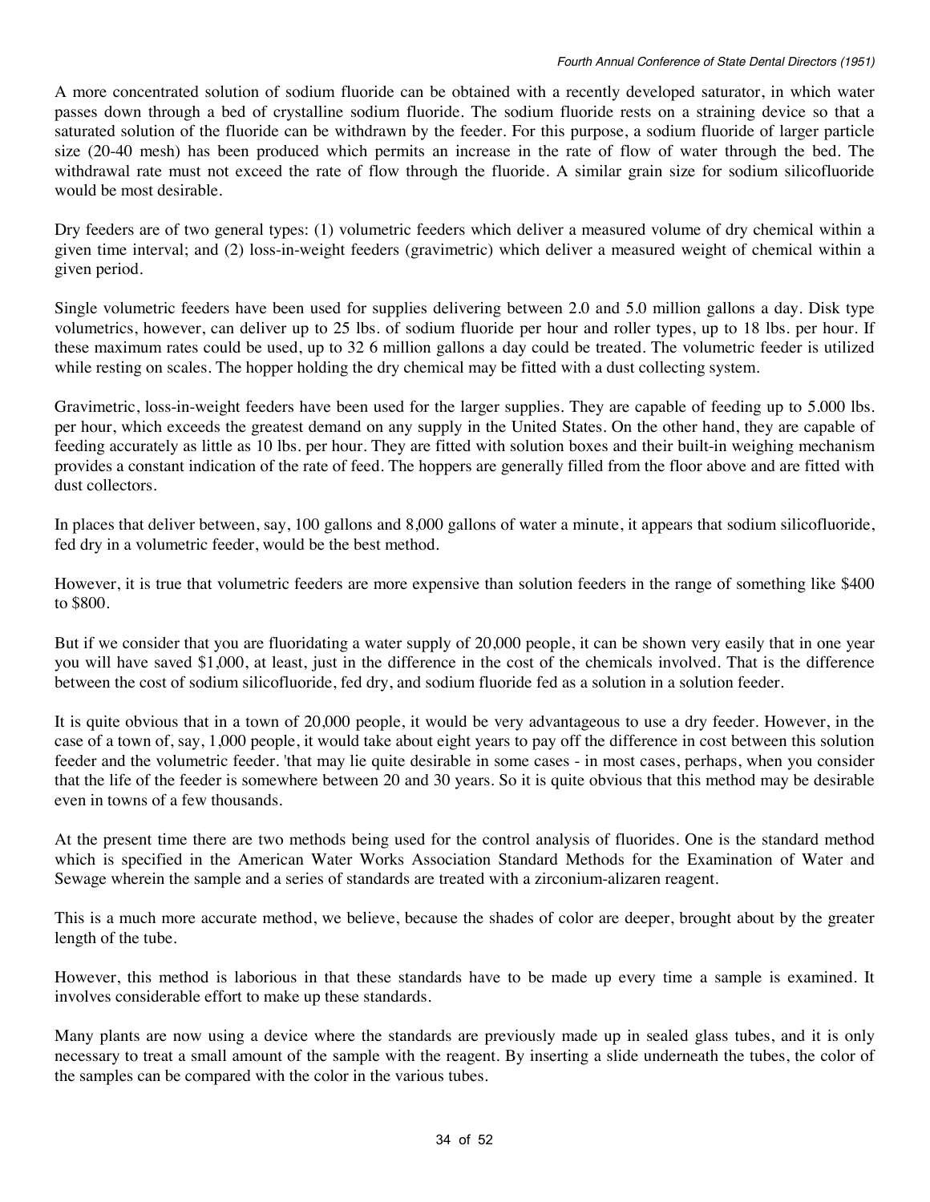A more concentrated solution of sodium fluoride can be obtained with a recently developed saturator, in which water passes down through a bed of crystalline sodium fluoride. The sodium fluoride rests on a straining device so that a saturated solution of the fluoride can be withdrawn by the feeder. For this purpose, a sodium fluoride of larger particle size (20-40 mesh) has been produced which permits an increase in the rate of flow of water through the bed. The withdrawal rate must not exceed the rate of flow through the fluoride. A similar grain size for sodium silicofluoride would be most desirable.

Dry feeders are of two general types: (1) volumetric feeders which deliver a measured volume of dry chemical within a given time interval; and (2) loss-in-weight feeders (gravimetric) which deliver a measured weight of chemical within a given period.

Single volumetric feeders have been used for supplies delivering between 2.0 and 5.0 million gallons a day. Disk type volumetrics, however, can deliver up to 25 lbs. of sodium fluoride per hour and roller types, up to 18 lbs. per hour. If these maximum rates could be used, up to 32 6 million gallons a day could be treated. The volumetric feeder is utilized while resting on scales. The hopper holding the dry chemical may be fitted with a dust collecting system.

Gravimetric, loss-in-weight feeders have been used for the larger supplies. They are capable of feeding up to 5.000 lbs. per hour, which exceeds the greatest demand on any supply in the United States. On the other hand, they are capable of feeding accurately as little as 10 lbs. per hour. They are fitted with solution boxes and their built-in weighing mechanism provides a constant indication of the rate of feed. The hoppers are generally filled from the floor above and are fitted with dust collectors.

In places that deliver between, say, 100 gallons and 8,000 gallons of water a minute, it appears that sodium silicofluoride, fed dry in a volumetric feeder, would be the best method.

However, it is true that volumetric feeders are more expensive than solution feeders in the range of something like $400 to $800.

But if we consider that you are fluoridating a water supply of 20,000 people, it can be shown very easily that in one year you will have saved $1,000, at least, just in the difference in the cost of the chemicals involved. That is the difference between the cost of sodium silicofluoride, fed dry, and sodium fluoride fed as a solution in a solution feeder.

It is quite obvious that in a town of 20,000 people, it would be very advantageous to use a dry feeder. However, in the case of a town of, say, 1,000 people, it would take about eight years to pay off the difference in cost between this solution feeder and the volumetric feeder. 'that may lie quite desirable in some cases - in most cases, perhaps, when you consider that the life of the feeder is somewhere between 20 and 30 years. So it is quite obvious that this method may be desirable even in towns of a few thousands.

At the present time there are two methods being used for the control analysis of fluorides. One is the standard method which is specified in the American Water Works Association Standard Methods for the Examination of Water and Sewage wherein the sample and a series of standards are treated with a zirconium-alizaren reagent.

This is a much more accurate method, we believe, because the shades of color are deeper, brought about by the greater length of the tube.

However, this method is laborious in that these standards have to be made up every time a sample is examined. It involves considerable effort to make up these standards.

Many plants are now using a device where the standards are previously made up in sealed glass tubes, and it is only necessary to treat a small amount of the sample with the reagent. By inserting a slide underneath the tubes, the color of the samples can be compared with the color in the various tubes.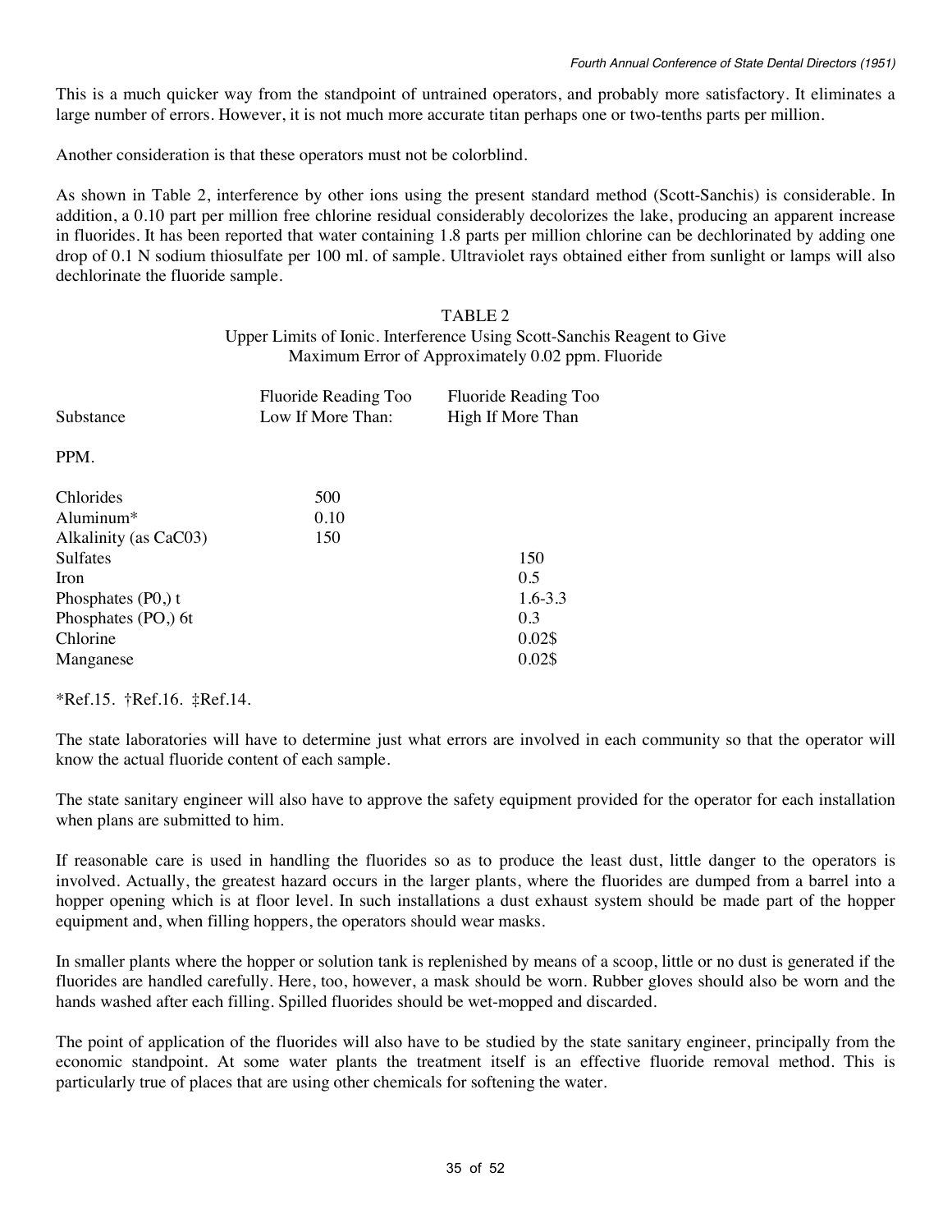This is a much quicker way from the standpoint of untrained operators, and probably more satisfactory. It eliminates a large number of errors. However, it is not much more accurate titan perhaps one or two-tenths parts per million.

Another consideration is that these operators must not be colorblind.

As shown in Table 2, interference by other ions using the present standard method (Scott-Sanchis) is considerable. In addition, a 0.10 part per million free chlorine residual considerably decolorizes the lake, producing an apparent increase in fluorides. It has been reported that water containing 1.8 parts per million chlorine can be dechlorinated by adding one drop of 0.1 N sodium thiosulfate per 100 ml. of sample. Ultraviolet rays obtained either from sunlight or lamps will also dechlorinate the fluoride sample.

TABLE 2
Upper Limits of Ionic. Interference Using Scott-Sanchis Reagent to Give Maximum Error of Approximately 0.02 ppm. Fluoride

| Substance | Fluoride Reading Too Low If More Than: | Fluoride Reading Too High If More Than |
|---|---|---|
| PPM. | | |
| Chlorides | 500 | |
| Aluminum* | 0.10 | |
| Alkalinity (as CaC03) | 150 | |
| Sulfates | | 150 |
| Iron | | 0.5 |
| Phosphates (P0,) t | | 1.6-3.3 |
| Phosphates (PO,) 6t | | 0.3 |
| Chlorine | | 0.02$ |
| Manganese | | 0.02$ |

*Ref.15. †Ref.16. ‡Ref.14.

The state laboratories will have to determine just what errors are involved in each community so that the operator will know the actual fluoride content of each sample.

The state sanitary engineer will also have to approve the safety equipment provided for the operator for each installation when plans are submitted to him.

If reasonable care is used in handling the fluorides so as to produce the least dust, little danger to the operators is involved. Actually, the greatest hazard occurs in the larger plants, where the fluorides are dumped from a barrel into a hopper opening which is at floor level. In such installations a dust exhaust system should be made part of the hopper equipment and, when filling hoppers, the operators should wear masks.

In smaller plants where the hopper or solution tank is replenished by means of a scoop, little or no dust is generated if the fluorides are handled carefully. Here, too, however, a mask should be worn. Rubber gloves should also be worn and the hands washed after each filling. Spilled fluorides should be wet-mopped and discarded.

The point of application of the fluorides will also have to be studied by the state sanitary engineer, principally from the economic standpoint. At some water plants the treatment itself is an effective fluoride removal method. This is particularly true of places that are using other chemicals for softening the water.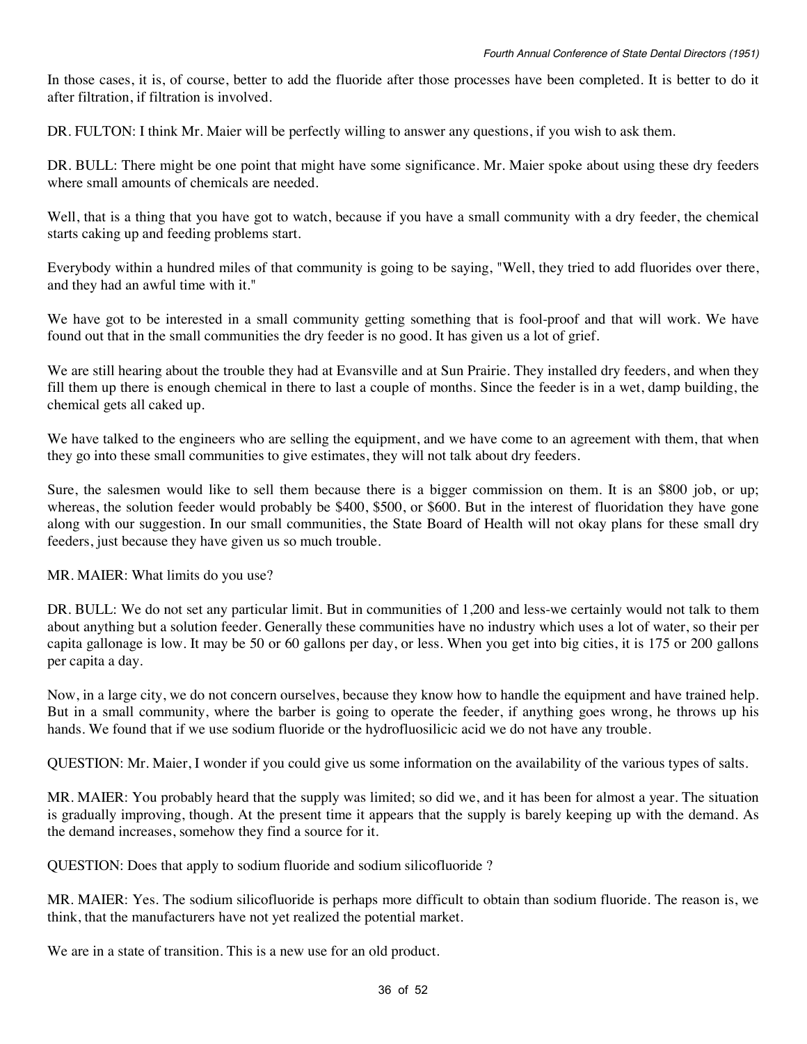In those cases, it is, of course, better to add the fluoride after those processes have been completed. It is better to do it after filtration, if filtration is involved.

DR. FULTON: I think Mr. Maier will be perfectly willing to answer any questions, if you wish to ask them.

DR. BULL: There might be one point that might have some significance. Mr. Maier spoke about using these dry feeders where small amounts of chemicals are needed.

Well, that is a thing that you have got to watch, because if you have a small community with a dry feeder, the chemical starts caking up and feeding problems start.

Everybody within a hundred miles of that community is going to be saying, "Well, they tried to add fluorides over there, and they had an awful time with it."

We have got to be interested in a small community getting something that is fool-proof and that will work. We have found out that in the small communities the dry feeder is no good. It has given us a lot of grief.

We are still hearing about the trouble they had at Evansville and at Sun Prairie. They installed dry feeders, and when they fill them up there is enough chemical in there to last a couple of months. Since the feeder is in a wet, damp building, the chemical gets all caked up.

We have talked to the engineers who are selling the equipment, and we have come to an agreement with them, that when they go into these small communities to give estimates, they will not talk about dry feeders.

Sure, the salesmen would like to sell them because there is a bigger commission on them. It is an $800 job, or up; whereas, the solution feeder would probably be $400, $500, or $600. But in the interest of fluoridation they have gone along with our suggestion. In our small communities, the State Board of Health will not okay plans for these small dry feeders, just because they have given us so much trouble.

MR. MAIER: What limits do you use?

DR. BULL: We do not set any particular limit. But in communities of 1,200 and less-we certainly would not talk to them about anything but a solution feeder. Generally these communities have no industry which uses a lot of water, so their per capita gallonage is low. It may be 50 or 60 gallons per day, or less. When you get into big cities, it is 175 or 200 gallons per capita a day.

Now, in a large city, we do not concern ourselves, because they know how to handle the equipment and have trained help. But in a small community, where the barber is going to operate the feeder, if anything goes wrong, he throws up his hands. We found that if we use sodium fluoride or the hydrofluosilicic acid we do not have any trouble.

QUESTION: Mr. Maier, I wonder if you could give us some information on the availability of the various types of salts.

MR. MAIER: You probably heard that the supply was limited; so did we, and it has been for almost a year. The situation is gradually improving, though. At the present time it appears that the supply is barely keeping up with the demand. As the demand increases, somehow they find a source for it.

QUESTION: Does that apply to sodium fluoride and sodium silicofluoride ?

MR. MAIER: Yes. The sodium silicofluoride is perhaps more difficult to obtain than sodium fluoride. The reason is, we think, that the manufacturers have not yet realized the potential market.

We are in a state of transition. This is a new use for an old product.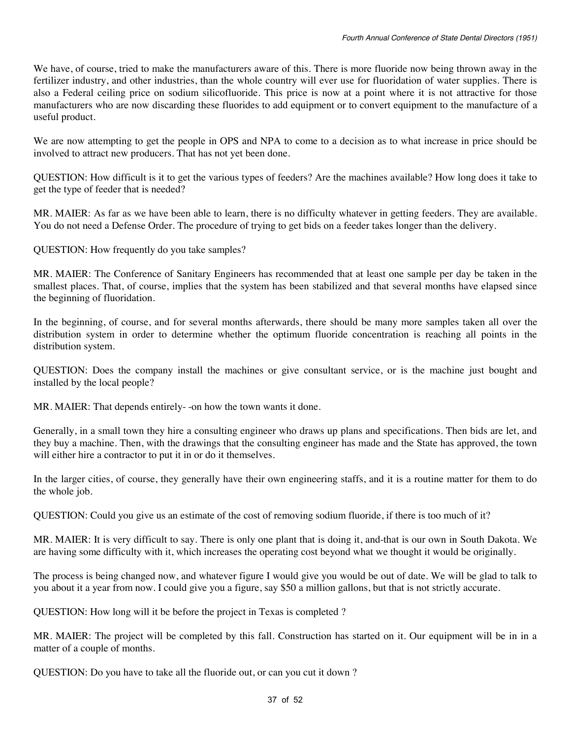We have, of course, tried to make the manufacturers aware of this. There is more fluoride now being thrown away in the fertilizer industry, and other industries, than the whole country will ever use for fluoridation of water supplies. There is also a Federal ceiling price on sodium silicofluoride. This price is now at a point where it is not attractive for those manufacturers who are now discarding these fluorides to add equipment or to convert equipment to the manufacture of a useful product.

We are now attempting to get the people in OPS and NPA to come to a decision as to what increase in price should be involved to attract new producers. That has not yet been done.

QUESTION: How difficult is it to get the various types of feeders? Are the machines available? How long does it take to get the type of feeder that is needed?

MR. MAIER: As far as we have been able to learn, there is no difficulty whatever in getting feeders. They are available. You do not need a Defense Order. The procedure of trying to get bids on a feeder takes longer than the delivery.

QUESTION: How frequently do you take samples?

MR. MAIER: The Conference of Sanitary Engineers has recommended that at least one sample per day be taken in the smallest places. That, of course, implies that the system has been stabilized and that several months have elapsed since the beginning of fluoridation.

In the beginning, of course, and for several months afterwards, there should be many more samples taken all over the distribution system in order to determine whether the optimum fluoride concentration is reaching all points in the distribution system.

QUESTION: Does the company install the machines or give consultant service, or is the machine just bought and installed by the local people?

MR. MAIER: That depends entirely- -on how the town wants it done.

Generally, in a small town they hire a consulting engineer who draws up plans and specifications. Then bids are let, and they buy a machine. Then, with the drawings that the consulting engineer has made and the State has approved, the town will either hire a contractor to put it in or do it themselves.

In the larger cities, of course, they generally have their own engineering staffs, and it is a routine matter for them to do the whole job.

QUESTION: Could you give us an estimate of the cost of removing sodium fluoride, if there is too much of it?

MR. MAIER: It is very difficult to say. There is only one plant that is doing it, and-that is our own in South Dakota. We are having some difficulty with it, which increases the operating cost beyond what we thought it would be originally.

The process is being changed now, and whatever figure I would give you would be out of date. We will be glad to talk to you about it a year from now. I could give you a figure, say $50 a million gallons, but that is not strictly accurate.

QUESTION: How long will it be before the project in Texas is completed ?

MR. MAIER: The project will be completed by this fall. Construction has started on it. Our equipment will be in in a matter of a couple of months.

QUESTION: Do you have to take all the fluoride out, or can you cut it down ?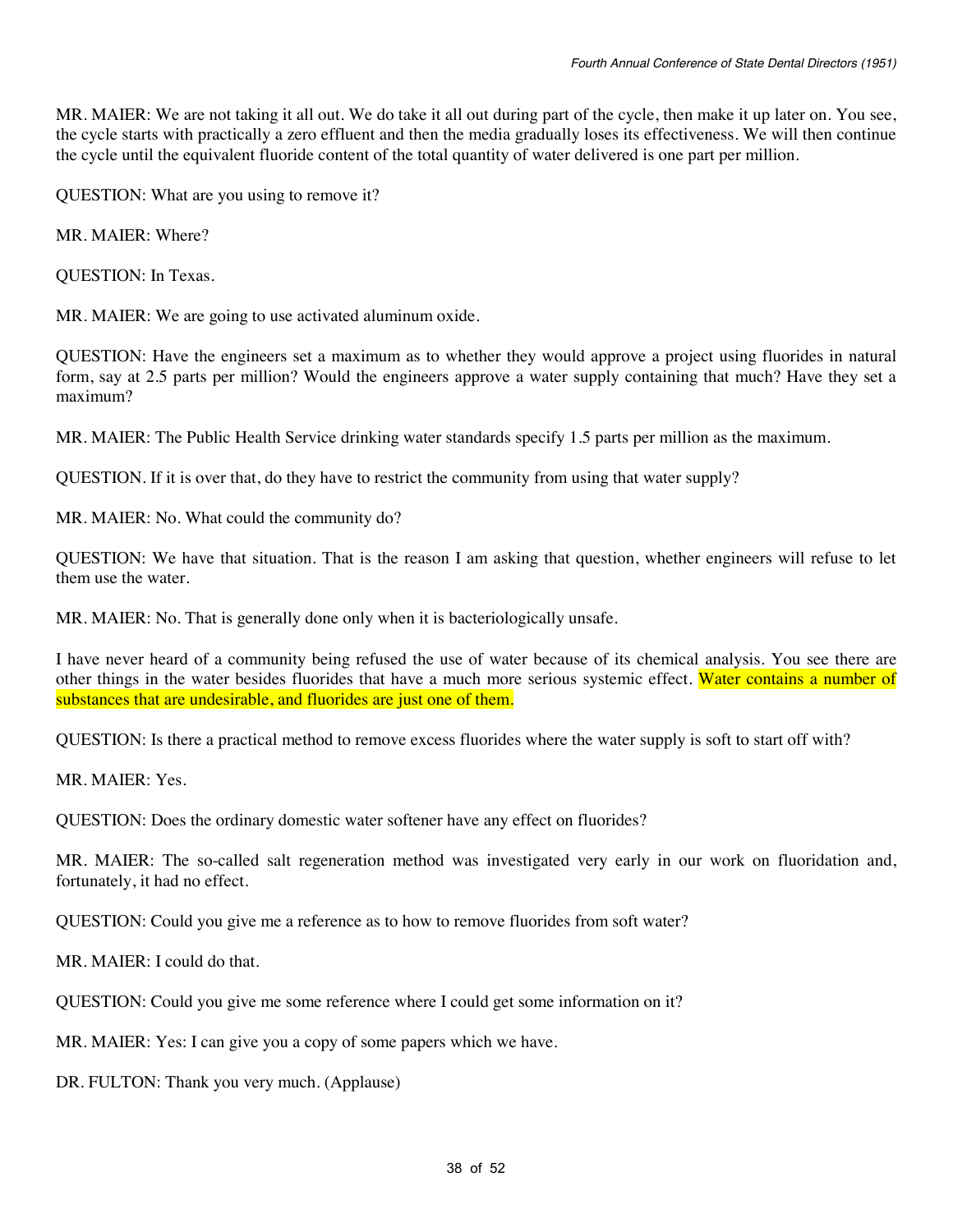MR. MAIER: We are not taking it all out. We do take it all out during part of the cycle, then make it up later on. You see, the cycle starts with practically a zero effluent and then the media gradually loses its effectiveness. We will then continue the cycle until the equivalent fluoride content of the total quantity of water delivered is one part per million.

QUESTION: What are you using to remove it?

MR. MAIER: Where?

QUESTION: In Texas.

MR. MAIER: We are going to use activated aluminum oxide.

QUESTION: Have the engineers set a maximum as to whether they would approve a project using fluorides in natural form, say at 2.5 parts per million? Would the engineers approve a water supply containing that much? Have they set a maximum?

MR. MAIER: The Public Health Service drinking water standards specify 1.5 parts per million as the maximum.

QUESTION. If it is over that, do they have to restrict the community from using that water supply?

MR. MAIER: No. What could the community do?

QUESTION: We have that situation. That is the reason I am asking that question, whether engineers will refuse to let them use the water.

MR. MAIER: No. That is generally done only when it is bacteriologically unsafe.

I have never heard of a community being refused the use of water because of its chemical analysis. You see there are other things in the water besides fluorides that have a much more serious systemic effect. Water contains a number of substances that are undesirable, and fluorides are just one of them.

QUESTION: Is there a practical method to remove excess fluorides where the water supply is soft to start off with?

MR. MAIER: Yes.

QUESTION: Does the ordinary domestic water softener have any effect on fluorides?

MR. MAIER: The so-called salt regeneration method was investigated very early in our work on fluoridation and, fortunately, it had no effect.

QUESTION: Could you give me a reference as to how to remove fluorides from soft water?

MR. MAIER: I could do that.

QUESTION: Could you give me some reference where I could get some information on it?

MR. MAIER: Yes: I can give you a copy of some papers which we have.

DR. FULTON: Thank you very much. (Applause)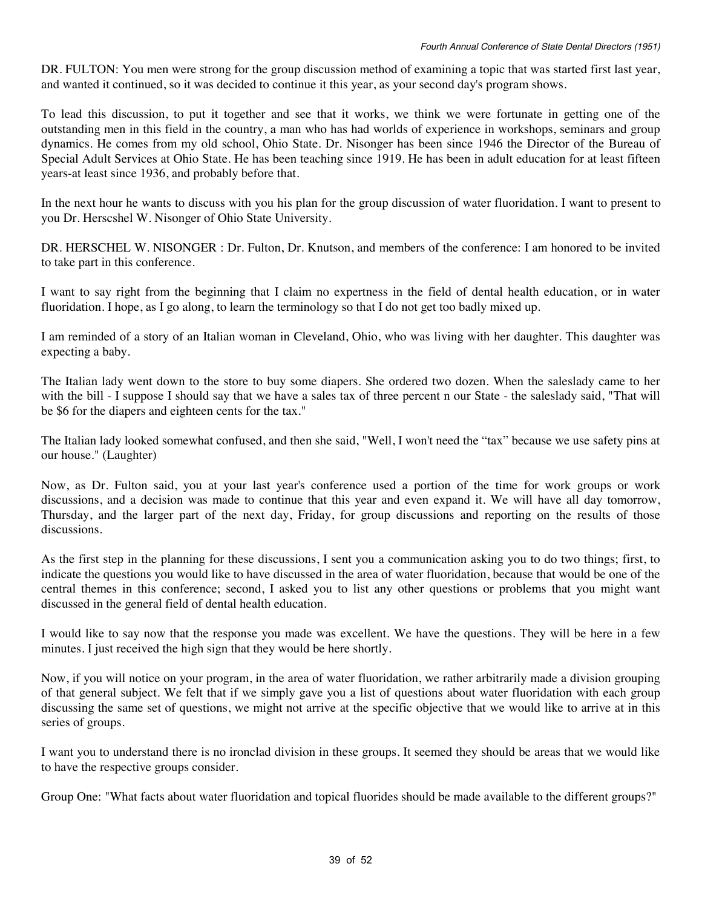DR. FULTON: You men were strong for the group discussion method of examining a topic that was started first last year, and wanted it continued, so it was decided to continue it this year, as your second day's program shows.

To lead this discussion, to put it together and see that it works, we think we were fortunate in getting one of the outstanding men in this field in the country, a man who has had worlds of experience in workshops, seminars and group dynamics. He comes from my old school, Ohio State. Dr. Nisonger has been since 1946 the Director of the Bureau of Special Adult Services at Ohio State. He has been teaching since 1919. He has been in adult education for at least fifteen years-at least since 1936, and probably before that.

In the next hour he wants to discuss with you his plan for the group discussion of water fluoridation. I want to present to you Dr. Herscshel W. Nisonger of Ohio State University.

DR. HERSCHEL W. NISONGER : Dr. Fulton, Dr. Knutson, and members of the conference: I am honored to be invited to take part in this conference.

I want to say right from the beginning that I claim no expertness in the field of dental health education, or in water fluoridation. I hope, as I go along, to learn the terminology so that I do not get too badly mixed up.

I am reminded of a story of an Italian woman in Cleveland, Ohio, who was living with her daughter. This daughter was expecting a baby.

The Italian lady went down to the store to buy some diapers. She ordered two dozen. When the saleslady came to her with the bill - I suppose I should say that we have a sales tax of three percent n our State - the saleslady said, "That will be $6 for the diapers and eighteen cents for the tax."

The Italian lady looked somewhat confused, and then she said, "Well, I won't need the “tax” because we use safety pins at our house." (Laughter)

Now, as Dr. Fulton said, you at your last year's conference used a portion of the time for work groups or work discussions, and a decision was made to continue that this year and even expand it. We will have all day tomorrow, Thursday, and the larger part of the next day, Friday, for group discussions and reporting on the results of those discussions.

As the first step in the planning for these discussions, I sent you a communication asking you to do two things; first, to indicate the questions you would like to have discussed in the area of water fluoridation, because that would be one of the central themes in this conference; second, I asked you to list any other questions or problems that you might want discussed in the general field of dental health education.

I would like to say now that the response you made was excellent. We have the questions. They will be here in a few minutes. I just received the high sign that they would be here shortly.

Now, if you will notice on your program, in the area of water fluoridation, we rather arbitrarily made a division grouping of that general subject. We felt that if we simply gave you a list of questions about water fluoridation with each group discussing the same set of questions, we might not arrive at the specific objective that we would like to arrive at in this series of groups.

I want you to understand there is no ironclad division in these groups. It seemed they should be areas that we would like to have the respective groups consider.

Group One: "What facts about water fluoridation and topical fluorides should be made available to the different groups?"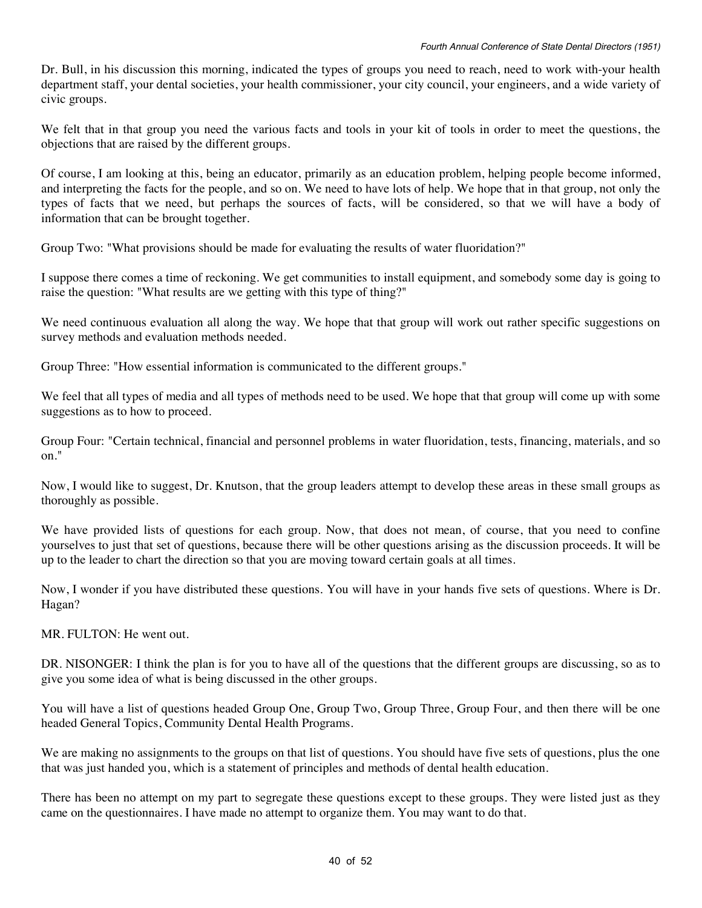Dr. Bull, in his discussion this morning, indicated the types of groups you need to reach, need to work with-your health department staff, your dental societies, your health commissioner, your city council, your engineers, and a wide variety of civic groups.

We felt that in that group you need the various facts and tools in your kit of tools in order to meet the questions, the objections that are raised by the different groups.

Of course, I am looking at this, being an educator, primarily as an education problem, helping people become informed, and interpreting the facts for the people, and so on. We need to have lots of help. We hope that in that group, not only the types of facts that we need, but perhaps the sources of facts, will be considered, so that we will have a body of information that can be brought together.

Group Two: "What provisions should be made for evaluating the results of water fluoridation?"

I suppose there comes a time of reckoning. We get communities to install equipment, and somebody some day is going to raise the question: "What results are we getting with this type of thing?"

We need continuous evaluation all along the way. We hope that that group will work out rather specific suggestions on survey methods and evaluation methods needed.

Group Three: "How essential information is communicated to the different groups."

We feel that all types of media and all types of methods need to be used. We hope that that group will come up with some suggestions as to how to proceed.

Group Four: "Certain technical, financial and personnel problems in water fluoridation, tests, financing, materials, and so on."

Now, I would like to suggest, Dr. Knutson, that the group leaders attempt to develop these areas in these small groups as thoroughly as possible.

We have provided lists of questions for each group. Now, that does not mean, of course, that you need to confine yourselves to just that set of questions, because there will be other questions arising as the discussion proceeds. It will be up to the leader to chart the direction so that you are moving toward certain goals at all times.

Now, I wonder if you have distributed these questions. You will have in your hands five sets of questions. Where is Dr. Hagan?

MR. FULTON: He went out.

DR. NISONGER: I think the plan is for you to have all of the questions that the different groups are discussing, so as to give you some idea of what is being discussed in the other groups.

You will have a list of questions headed Group One, Group Two, Group Three, Group Four, and then there will be one headed General Topics, Community Dental Health Programs.

We are making no assignments to the groups on that list of questions. You should have five sets of questions, plus the one that was just handed you, which is a statement of principles and methods of dental health education.

There has been no attempt on my part to segregate these questions except to these groups. They were listed just as they came on the questionnaires. I have made no attempt to organize them. You may want to do that.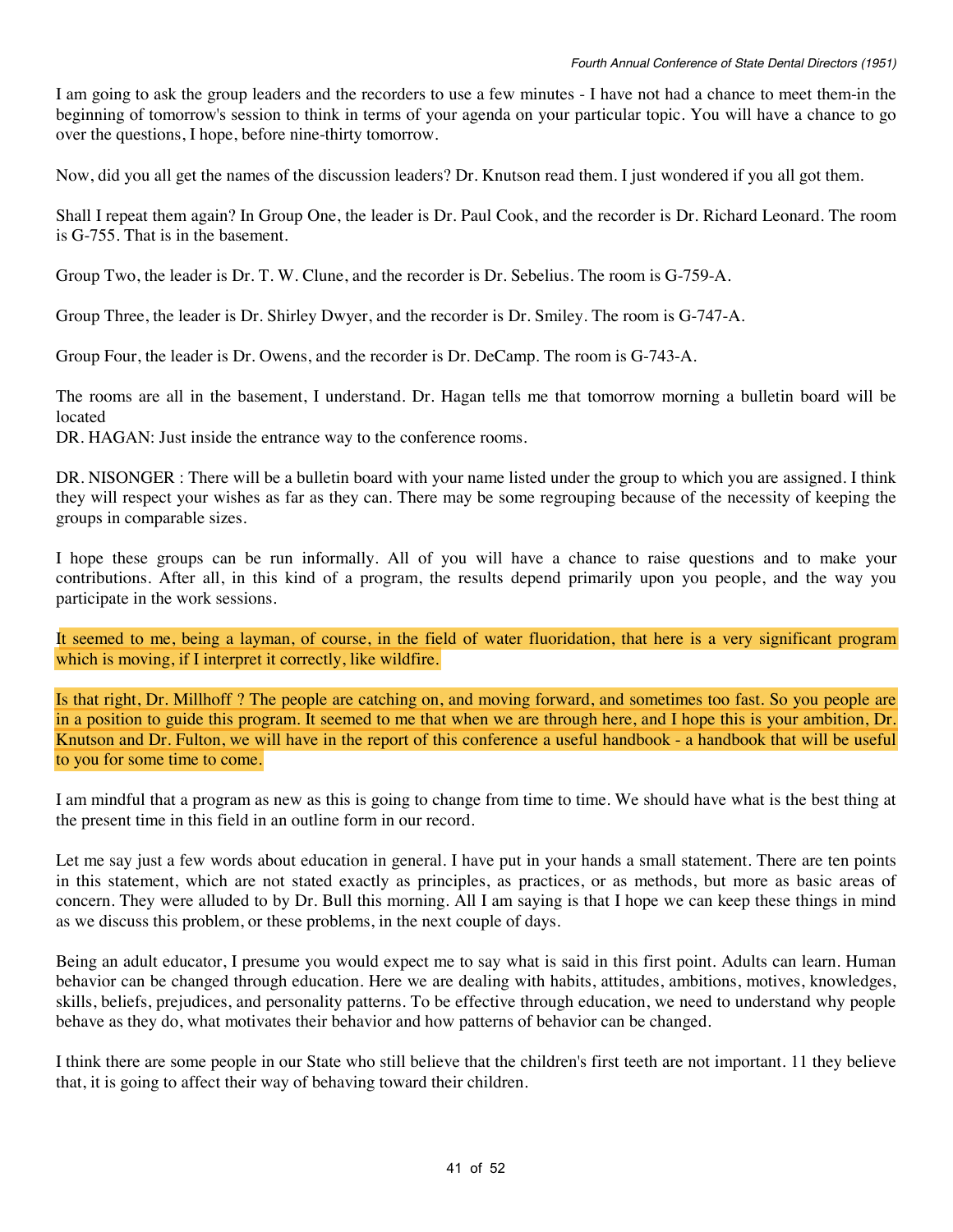I am going to ask the group leaders and the recorders to use a few minutes - I have not had a chance to meet them-in the beginning of tomorrow's session to think in terms of your agenda on your particular topic. You will have a chance to go over the questions, I hope, before nine-thirty tomorrow.

Now, did you all get the names of the discussion leaders? Dr. Knutson read them. I just wondered if you all got them.

Shall I repeat them again? In Group One, the leader is Dr. Paul Cook, and the recorder is Dr. Richard Leonard. The room is G-755. That is in the basement.

Group Two, the leader is Dr. T. W. Clune, and the recorder is Dr. Sebelius. The room is G-759-A.

Group Three, the leader is Dr. Shirley Dwyer, and the recorder is Dr. Smiley. The room is G-747-A.

Group Four, the leader is Dr. Owens, and the recorder is Dr. DeCamp. The room is G-743-A.

The rooms are all in the basement, I understand. Dr. Hagan tells me that tomorrow morning a bulletin board will be located

DR. HAGAN: Just inside the entrance way to the conference rooms.

DR. NISONGER : There will be a bulletin board with your name listed under the group to which you are assigned. I think they will respect your wishes as far as they can. There may be some regrouping because of the necessity of keeping the groups in comparable sizes.

I hope these groups can be run informally. All of you will have a chance to raise questions and to make your contributions. After all, in this kind of a program, the results depend primarily upon you people, and the way you participate in the work sessions.

It seemed to me, being a layman, of course, in the field of water fluoridation, that here is a very significant program which is moving, if I interpret it correctly, like wildfire.

Is that right, Dr. Millhoff ? The people are catching on, and moving forward, and sometimes too fast. So you people are in a position to guide this program. It seemed to me that when we are through here, and I hope this is your ambition, Dr. Knutson and Dr. Fulton, we will have in the report of this conference a useful handbook - a handbook that will be useful to you for some time to come.

I am mindful that a program as new as this is going to change from time to time. We should have what is the best thing at the present time in this field in an outline form in our record.

Let me say just a few words about education in general. I have put in your hands a small statement. There are ten points in this statement, which are not stated exactly as principles, as practices, or as methods, but more as basic areas of concern. They were alluded to by Dr. Bull this morning. All I am saying is that I hope we can keep these things in mind as we discuss this problem, or these problems, in the next couple of days.

Being an adult educator, I presume you would expect me to say what is said in this first point. Adults can learn. Human behavior can be changed through education. Here we are dealing with habits, attitudes, ambitions, motives, knowledges, skills, beliefs, prejudices, and personality patterns. To be effective through education, we need to understand why people behave as they do, what motivates their behavior and how patterns of behavior can be changed.

I think there are some people in our State who still believe that the children's first teeth are not important. 11 they believe that, it is going to affect their way of behaving toward their children.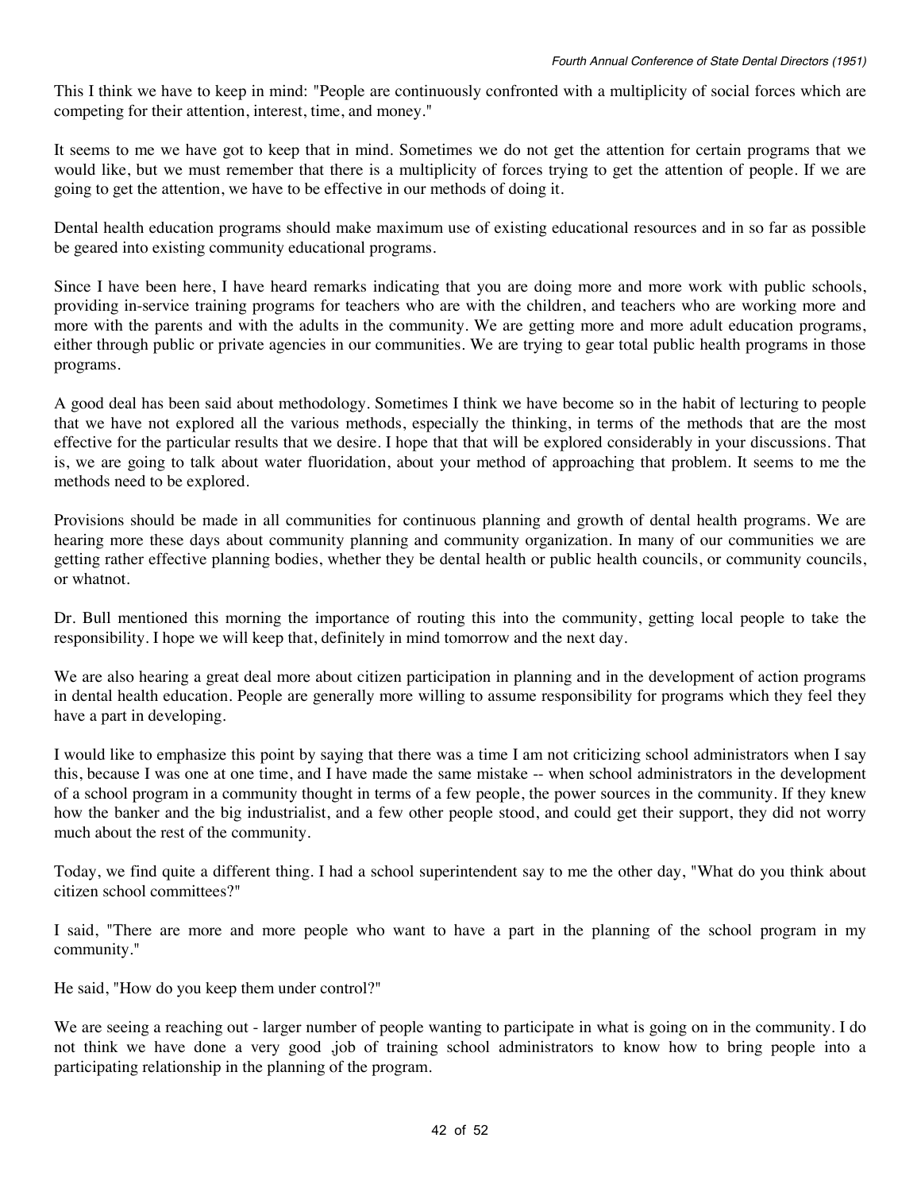This I think we have to keep in mind: "People are continuously confronted with a multiplicity of social forces which are competing for their attention, interest, time, and money."

It seems to me we have got to keep that in mind. Sometimes we do not get the attention for certain programs that we would like, but we must remember that there is a multiplicity of forces trying to get the attention of people. If we are going to get the attention, we have to be effective in our methods of doing it.

Dental health education programs should make maximum use of existing educational resources and in so far as possible be geared into existing community educational programs.

Since I have been here, I have heard remarks indicating that you are doing more and more work with public schools, providing in-service training programs for teachers who are with the children, and teachers who are working more and more with the parents and with the adults in the community. We are getting more and more adult education programs, either through public or private agencies in our communities. We are trying to gear total public health programs in those programs.

A good deal has been said about methodology. Sometimes I think we have become so in the habit of lecturing to people that we have not explored all the various methods, especially the thinking, in terms of the methods that are the most effective for the particular results that we desire. I hope that that will be explored considerably in your discussions. That is, we are going to talk about water fluoridation, about your method of approaching that problem. It seems to me the methods need to be explored.

Provisions should be made in all communities for continuous planning and growth of dental health programs. We are hearing more these days about community planning and community organization. In many of our communities we are getting rather effective planning bodies, whether they be dental health or public health councils, or community councils, or whatnot.

Dr. Bull mentioned this morning the importance of routing this into the community, getting local people to take the responsibility. I hope we will keep that, definitely in mind tomorrow and the next day.

We are also hearing a great deal more about citizen participation in planning and in the development of action programs in dental health education. People are generally more willing to assume responsibility for programs which they feel they have a part in developing.

I would like to emphasize this point by saying that there was a time I am not criticizing school administrators when I say this, because I was one at one time, and I have made the same mistake -- when school administrators in the development of a school program in a community thought in terms of a few people, the power sources in the community. If they knew how the banker and the big industrialist, and a few other people stood, and could get their support, they did not worry much about the rest of the community.

Today, we find quite a different thing. I had a school superintendent say to me the other day, "What do you think about citizen school committees?"

I said, "There are more and more people who want to have a part in the planning of the school program in my community."

He said, "How do you keep them under control?"

We are seeing a reaching out - larger number of people wanting to participate in what is going on in the community. I do not think we have done a very good ,job of training school administrators to know how to bring people into a participating relationship in the planning of the program.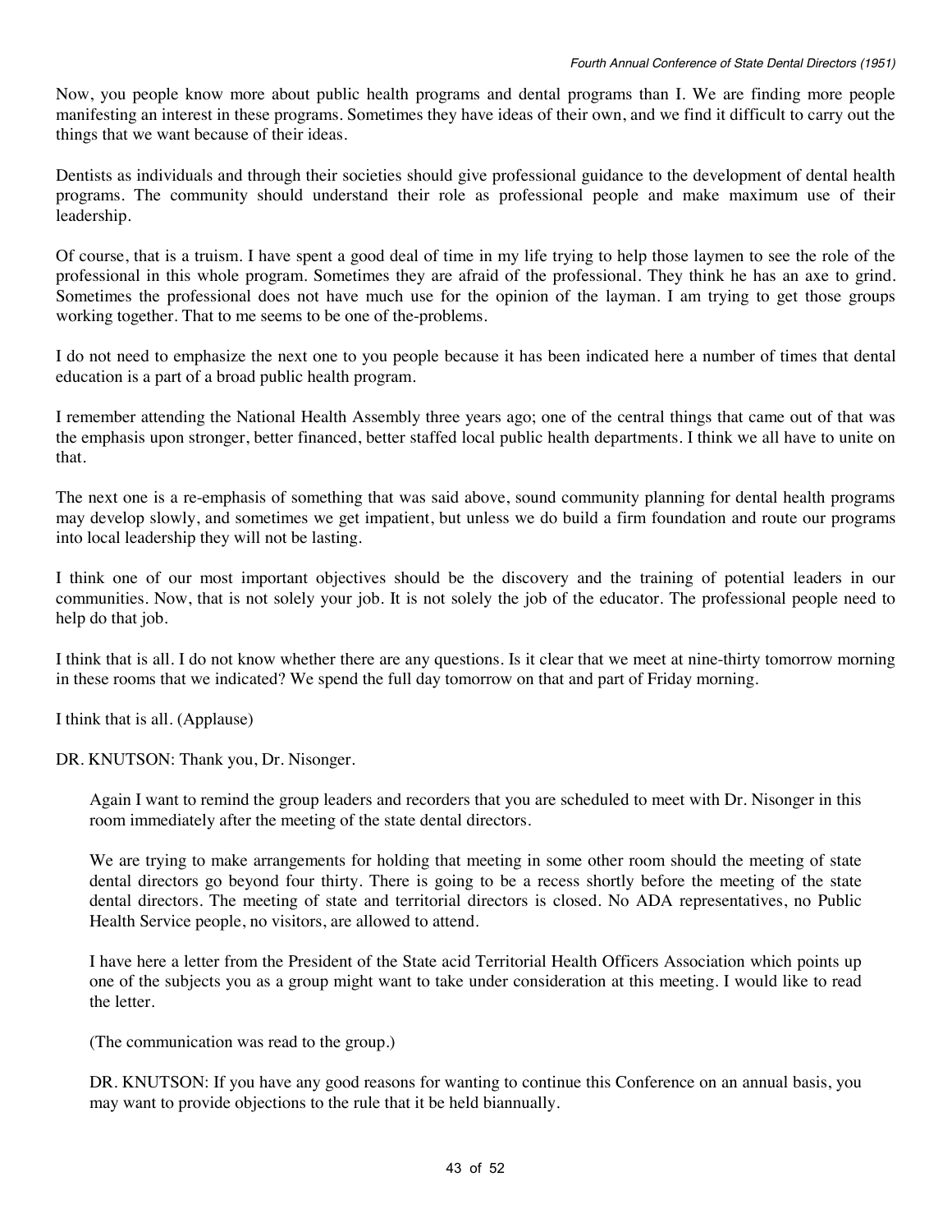Now, you people know more about public health programs and dental programs than I. We are finding more people manifesting an interest in these programs. Sometimes they have ideas of their own, and we find it difficult to carry out the things that we want because of their ideas.

Dentists as individuals and through their societies should give professional guidance to the development of dental health programs. The community should understand their role as professional people and make maximum use of their leadership.

Of course, that is a truism. I have spent a good deal of time in my life trying to help those laymen to see the role of the professional in this whole program. Sometimes they are afraid of the professional. They think he has an axe to grind. Sometimes the professional does not have much use for the opinion of the layman. I am trying to get those groups working together. That to me seems to be one of the-problems.

I do not need to emphasize the next one to you people because it has been indicated here a number of times that dental education is a part of a broad public health program.

I remember attending the National Health Assembly three years ago; one of the central things that came out of that was the emphasis upon stronger, better financed, better staffed local public health departments. I think we all have to unite on that.

The next one is a re-emphasis of something that was said above, sound community planning for dental health programs may develop slowly, and sometimes we get impatient, but unless we do build a firm foundation and route our programs into local leadership they will not be lasting.

I think one of our most important objectives should be the discovery and the training of potential leaders in our communities. Now, that is not solely your job. It is not solely the job of the educator. The professional people need to help do that job.

I think that is all. I do not know whether there are any questions. Is it clear that we meet at nine-thirty tomorrow morning in these rooms that we indicated? We spend the full day tomorrow on that and part of Friday morning.

I think that is all. (Applause)

DR. KNUTSON: Thank you, Dr. Nisonger.

> Again I want to remind the group leaders and recorders that you are scheduled to meet with Dr. Nisonger in this room immediately after the meeting of the state dental directors.
>
> We are trying to make arrangements for holding that meeting in some other room should the meeting of state dental directors go beyond four thirty. There is going to be a recess shortly before the meeting of the state dental directors. The meeting of state and territorial directors is closed. No ADA representatives, no Public Health Service people, no visitors, are allowed to attend.
>
> I have here a letter from the President of the State acid Territorial Health Officers Association which points up one of the subjects you as a group might want to take under consideration at this meeting. I would like to read the letter.
>
> (The communication was read to the group.)
>
> DR. KNUTSON: If you have any good reasons for wanting to continue this Conference on an annual basis, you may want to provide objections to the rule that it be held biannually.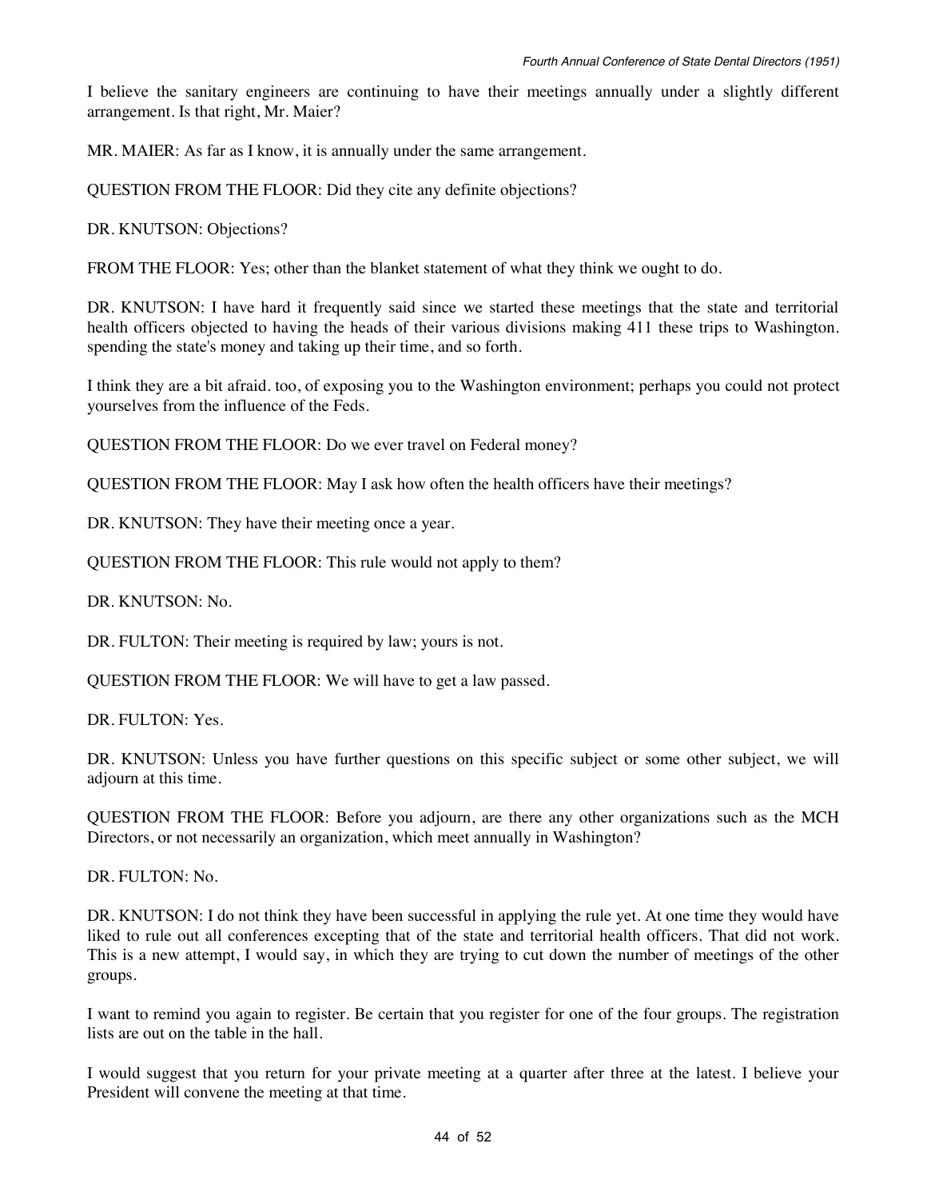I believe the sanitary engineers are continuing to have their meetings annually under a slightly different arrangement. Is that right, Mr. Maier?

MR. MAIER: As far as I know, it is annually under the same arrangement.

QUESTION FROM THE FLOOR: Did they cite any definite objections?

DR. KNUTSON: Objections?

FROM THE FLOOR: Yes; other than the blanket statement of what they think we ought to do.

DR. KNUTSON: I have hard it frequently said since we started these meetings that the state and territorial health officers objected to having the heads of their various divisions making 411 these trips to Washington. spending the state's money and taking up their time, and so forth.

I think they are a bit afraid. too, of exposing you to the Washington environment; perhaps you could not protect yourselves from the influence of the Feds.

QUESTION FROM THE FLOOR: Do we ever travel on Federal money?

QUESTION FROM THE FLOOR: May I ask how often the health officers have their meetings?

DR. KNUTSON: They have their meeting once a year.

QUESTION FROM THE FLOOR: This rule would not apply to them?

DR. KNUTSON: No.

DR. FULTON: Their meeting is required by law; yours is not.

QUESTION FROM THE FLOOR: We will have to get a law passed.

DR. FULTON: Yes.

DR. KNUTSON: Unless you have further questions on this specific subject or some other subject, we will adjourn at this time.

QUESTION FROM THE FLOOR: Before you adjourn, are there any other organizations such as the MCH Directors, or not necessarily an organization, which meet annually in Washington?

DR. FULTON: No.

DR. KNUTSON: I do not think they have been successful in applying the rule yet. At one time they would have liked to rule out all conferences excepting that of the state and territorial health officers. That did not work. This is a new attempt, I would say, in which they are trying to cut down the number of meetings of the other groups.

I want to remind you again to register. Be certain that you register for one of the four groups. The registration lists are out on the table in the hall.

I would suggest that you return for your private meeting at a quarter after three at the latest. I believe your President will convene the meeting at that time.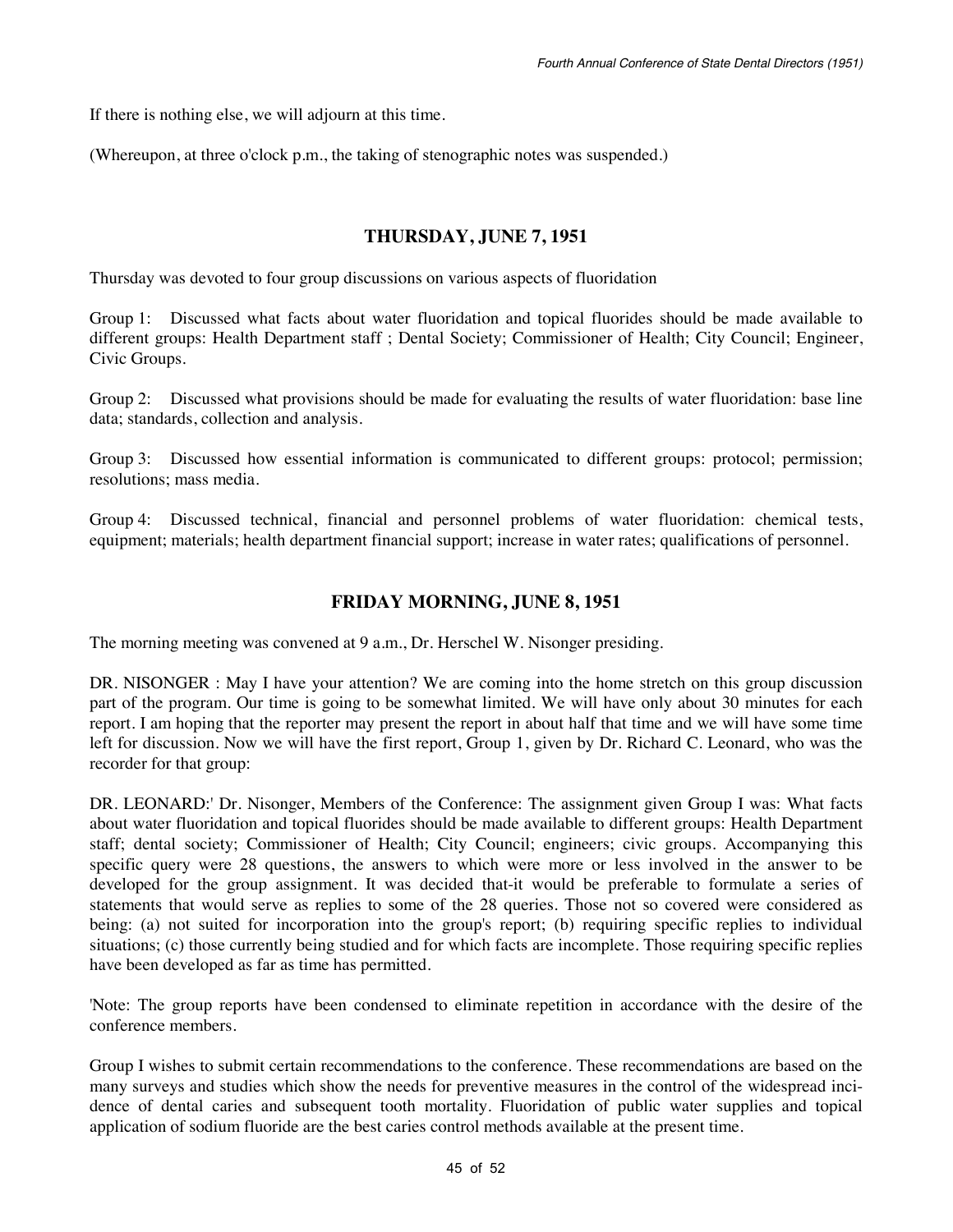If there is nothing else, we will adjourn at this time.

(Whereupon, at three o'clock p.m., the taking of stenographic notes was suspended.)

## THURSDAY, JUNE 7, 1951

Thursday was devoted to four group discussions on various aspects of fluoridation

Group 1: Discussed what facts about water fluoridation and topical fluorides should be made available to different groups: Health Department staff ; Dental Society; Commissioner of Health; City Council; Engineer, Civic Groups.

Group 2: Discussed what provisions should be made for evaluating the results of water fluoridation: base line data; standards, collection and analysis.

Group 3: Discussed how essential information is communicated to different groups: protocol; permission; resolutions; mass media.

Group 4: Discussed technical, financial and personnel problems of water fluoridation: chemical tests, equipment; materials; health department financial support; increase in water rates; qualifications of personnel.

## FRIDAY MORNING, JUNE 8, 1951

The morning meeting was convened at 9 a.m., Dr. Herschel W. Nisonger presiding.

DR. NISONGER : May I have your attention? We are coming into the home stretch on this group discussion part of the program. Our time is going to be somewhat limited. We will have only about 30 minutes for each report. I am hoping that the reporter may present the report in about half that time and we will have some time left for discussion. Now we will have the first report, Group 1, given by Dr. Richard C. Leonard, who was the recorder for that group:

DR. LEONARD:' Dr. Nisonger, Members of the Conference: The assignment given Group I was: What facts about water fluoridation and topical fluorides should be made available to different groups: Health Department staff; dental society; Commissioner of Health; City Council; engineers; civic groups. Accompanying this specific query were 28 questions, the answers to which were more or less involved in the answer to be developed for the group assignment. It was decided that-it would be preferable to formulate a series of statements that would serve as replies to some of the 28 queries. Those not so covered were considered as being: (a) not suited for incorporation into the group's report; (b) requiring specific replies to individual situations; (c) those currently being studied and for which facts are incomplete. Those requiring specific replies have been developed as far as time has permitted.

'Note: The group reports have been condensed to eliminate repetition in accordance with the desire of the conference members.

Group I wishes to submit certain recommendations to the conference. These recommendations are based on the many surveys and studies which show the needs for preventive measures in the control of the widespread incidence of dental caries and subsequent tooth mortality. Fluoridation of public water supplies and topical application of sodium fluoride are the best caries control methods available at the present time.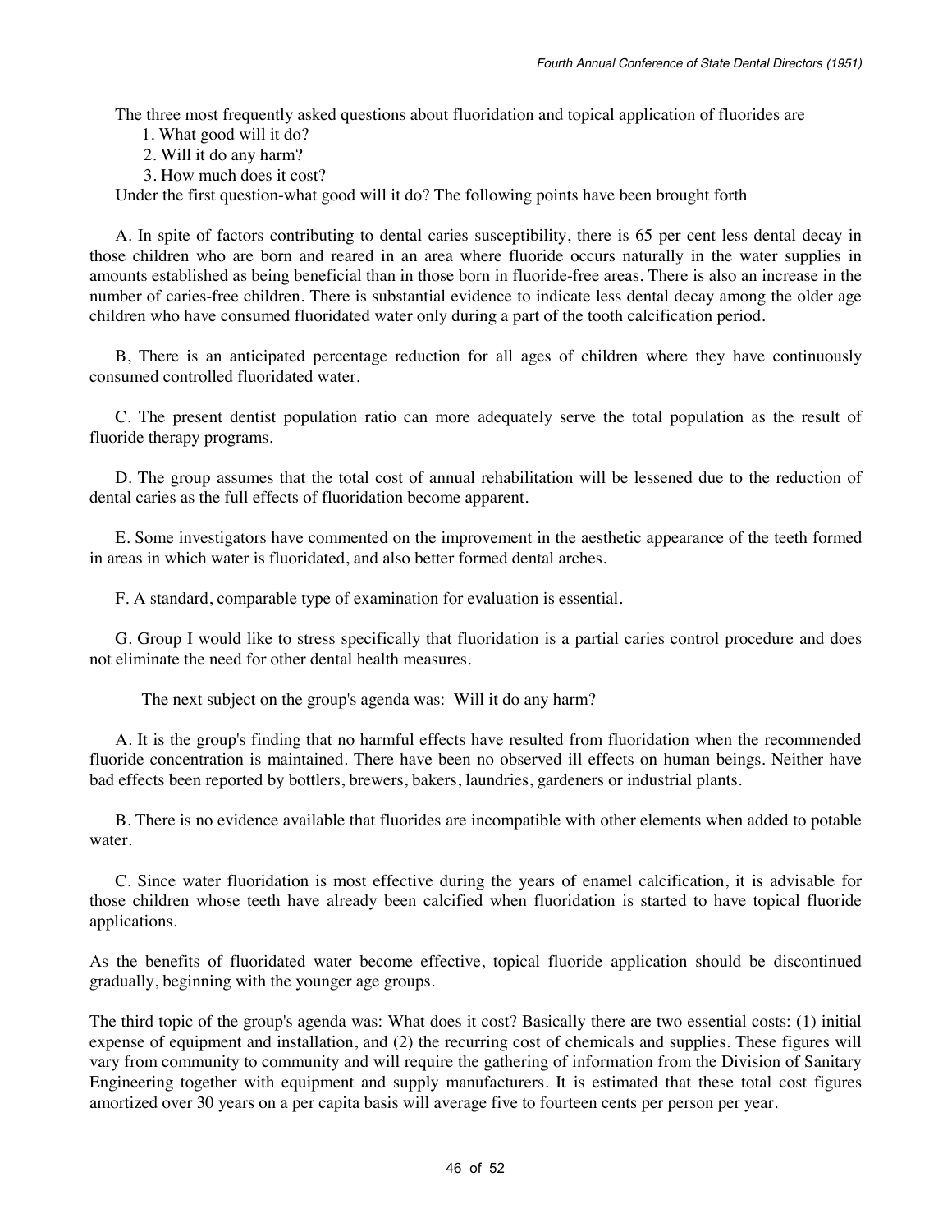The three most frequently asked questions about fluoridation and topical application of fluorides are

1. What good will it do?
2. Will it do any harm?
3. How much does it cost?

Under the first question-what good will it do? The following points have been brought forth

A. In spite of factors contributing to dental caries susceptibility, there is 65 per cent less dental decay in those children who are born and reared in an area where fluoride occurs naturally in the water supplies in amounts established as being beneficial than in those born in fluoride-free areas. There is also an increase in the number of caries-free children. There is substantial evidence to indicate less dental decay among the older age children who have consumed fluoridated water only during a part of the tooth calcification period.

B, There is an anticipated percentage reduction for all ages of children where they have continuously consumed controlled fluoridated water.

C. The present dentist population ratio can more adequately serve the total population as the result of fluoride therapy programs.

D. The group assumes that the total cost of annual rehabilitation will be lessened due to the reduction of dental caries as the full effects of fluoridation become apparent.

E. Some investigators have commented on the improvement in the aesthetic appearance of the teeth formed in areas in which water is fluoridated, and also better formed dental arches.

F. A standard, comparable type of examination for evaluation is essential.

G. Group I would like to stress specifically that fluoridation is a partial caries control procedure and does not eliminate the need for other dental health measures.

The next subject on the group's agenda was: Will it do any harm?

A. It is the group's finding that no harmful effects have resulted from fluoridation when the recommended fluoride concentration is maintained. There have been no observed ill effects on human beings. Neither have bad effects been reported by bottlers, brewers, bakers, laundries, gardeners or industrial plants.

B. There is no evidence available that fluorides are incompatible with other elements when added to potable water.

C. Since water fluoridation is most effective during the years of enamel calcification, it is advisable for those children whose teeth have already been calcified when fluoridation is started to have topical fluoride applications.

As the benefits of fluoridated water become effective, topical fluoride application should be discontinued gradually, beginning with the younger age groups.

The third topic of the group's agenda was: What does it cost? Basically there are two essential costs: (1) initial expense of equipment and installation, and (2) the recurring cost of chemicals and supplies. These figures will vary from community to community and will require the gathering of information from the Division of Sanitary Engineering together with equipment and supply manufacturers. It is estimated that these total cost figures amortized over 30 years on a per capita basis will average five to fourteen cents per person per year.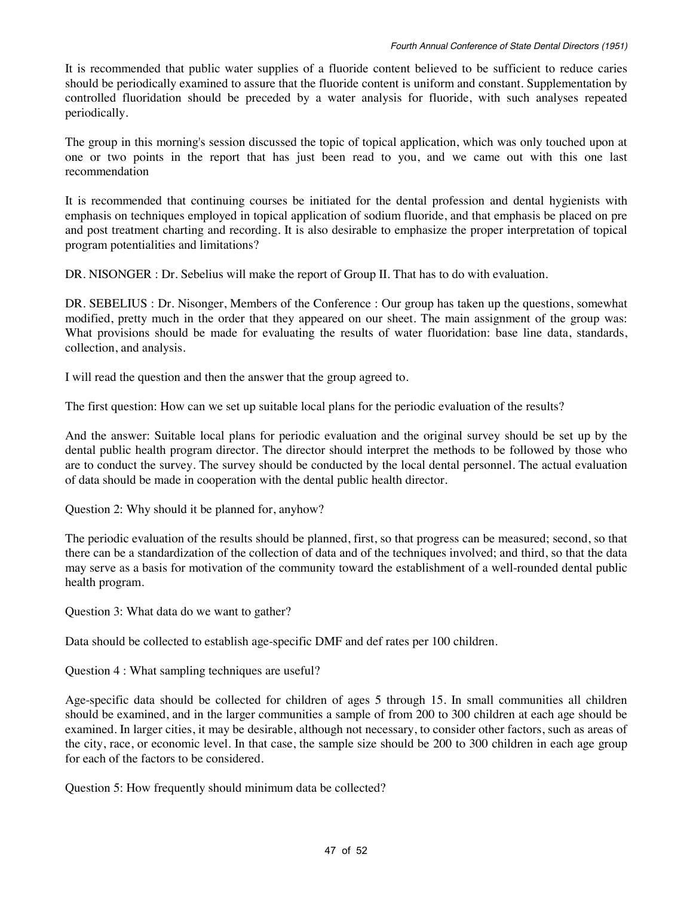It is recommended that public water supplies of a fluoride content believed to be sufficient to reduce caries should be periodically examined to assure that the fluoride content is uniform and constant. Supplementation by controlled fluoridation should be preceded by a water analysis for fluoride, with such analyses repeated periodically.

The group in this morning's session discussed the topic of topical application, which was only touched upon at one or two points in the report that has just been read to you, and we came out with this one last recommendation

It is recommended that continuing courses be initiated for the dental profession and dental hygienists with emphasis on techniques employed in topical application of sodium fluoride, and that emphasis be placed on pre and post treatment charting and recording. It is also desirable to emphasize the proper interpretation of topical program potentialities and limitations?

DR. NISONGER : Dr. Sebelius will make the report of Group II. That has to do with evaluation.

DR. SEBELIUS : Dr. Nisonger, Members of the Conference : Our group has taken up the questions, somewhat modified, pretty much in the order that they appeared on our sheet. The main assignment of the group was: What provisions should be made for evaluating the results of water fluoridation: base line data, standards, collection, and analysis.

I will read the question and then the answer that the group agreed to.

The first question: How can we set up suitable local plans for the periodic evaluation of the results?

And the answer: Suitable local plans for periodic evaluation and the original survey should be set up by the dental public health program director. The director should interpret the methods to be followed by those who are to conduct the survey. The survey should be conducted by the local dental personnel. The actual evaluation of data should be made in cooperation with the dental public health director.

Question 2: Why should it be planned for, anyhow?

The periodic evaluation of the results should be planned, first, so that progress can be measured; second, so that there can be a standardization of the collection of data and of the techniques involved; and third, so that the data may serve as a basis for motivation of the community toward the establishment of a well-rounded dental public health program.

Question 3: What data do we want to gather?

Data should be collected to establish age-specific DMF and def rates per 100 children.

Question 4 : What sampling techniques are useful?

Age-specific data should be collected for children of ages 5 through 15. In small communities all children should be examined, and in the larger communities a sample of from 200 to 300 children at each age should be examined. In larger cities, it may be desirable, although not necessary, to consider other factors, such as areas of the city, race, or economic level. In that case, the sample size should be 200 to 300 children in each age group for each of the factors to be considered.

Question 5: How frequently should minimum data be collected?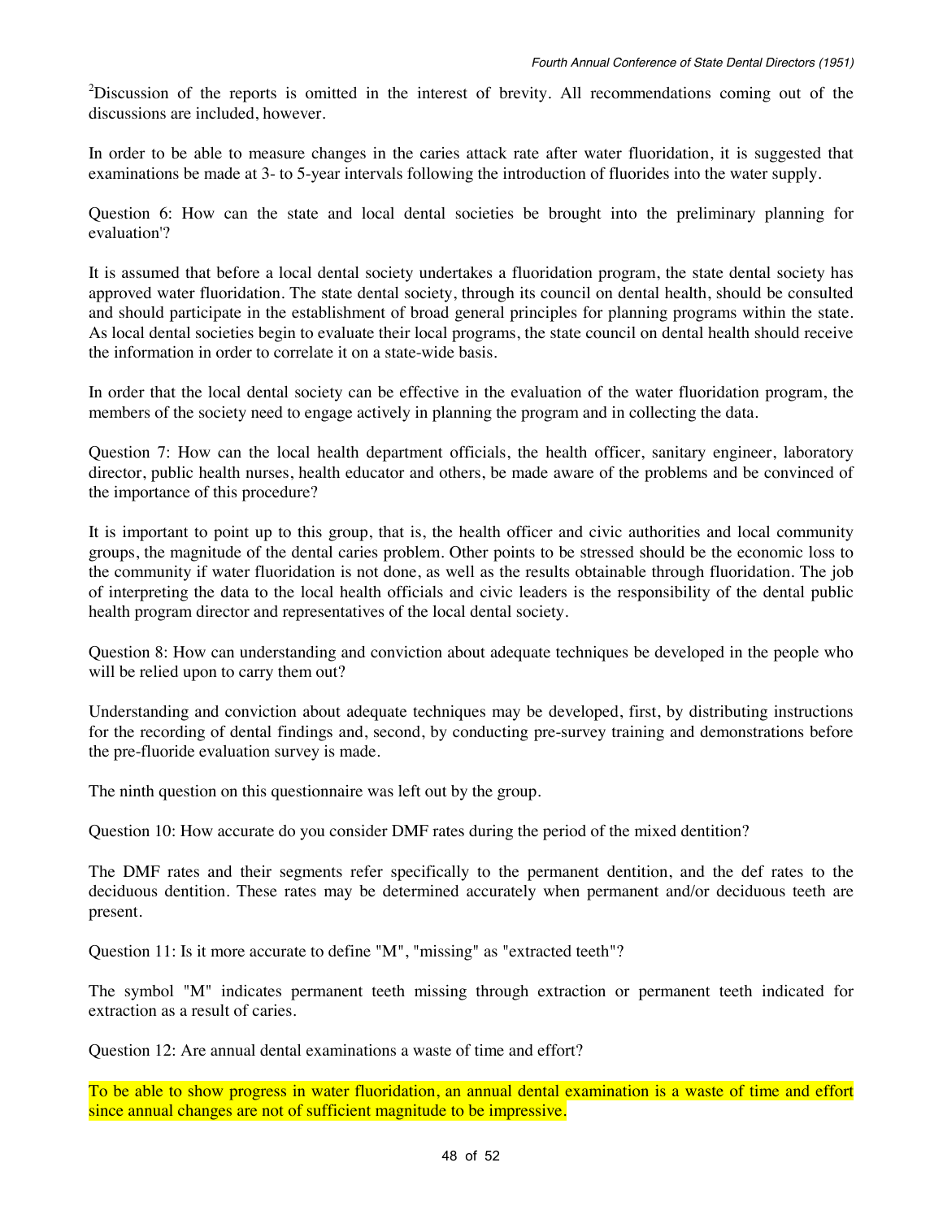[2]Discussion of the reports is omitted in the interest of brevity. All recommendations coming out of the discussions are included, however.

In order to be able to measure changes in the caries attack rate after water fluoridation, it is suggested that examinations be made at 3- to 5-year intervals following the introduction of fluorides into the water supply.

Question 6: How can the state and local dental societies be brought into the preliminary planning for evaluation'?

It is assumed that before a local dental society undertakes a fluoridation program, the state dental society has approved water fluoridation. The state dental society, through its council on dental health, should be consulted and should participate in the establishment of broad general principles for planning programs within the state. As local dental societies begin to evaluate their local programs, the state council on dental health should receive the information in order to correlate it on a state-wide basis.

In order that the local dental society can be effective in the evaluation of the water fluoridation program, the members of the society need to engage actively in planning the program and in collecting the data.

Question 7: How can the local health department officials, the health officer, sanitary engineer, laboratory director, public health nurses, health educator and others, be made aware of the problems and be convinced of the importance of this procedure?

It is important to point up to this group, that is, the health officer and civic authorities and local community groups, the magnitude of the dental caries problem. Other points to be stressed should be the economic loss to the community if water fluoridation is not done, as well as the results obtainable through fluoridation. The job of interpreting the data to the local health officials and civic leaders is the responsibility of the dental public health program director and representatives of the local dental society.

Question 8: How can understanding and conviction about adequate techniques be developed in the people who will be relied upon to carry them out?

Understanding and conviction about adequate techniques may be developed, first, by distributing instructions for the recording of dental findings and, second, by conducting pre-survey training and demonstrations before the pre-fluoride evaluation survey is made.

The ninth question on this questionnaire was left out by the group.

Question 10: How accurate do you consider DMF rates during the period of the mixed dentition?

The DMF rates and their segments refer specifically to the permanent dentition, and the def rates to the deciduous dentition. These rates may be determined accurately when permanent and/or deciduous teeth are present.

Question 11: Is it more accurate to define "M", "missing" as "extracted teeth"?

The symbol "M" indicates permanent teeth missing through extraction or permanent teeth indicated for extraction as a result of caries.

Question 12: Are annual dental examinations a waste of time and effort?

To be able to show progress in water fluoridation, an annual dental examination is a waste of time and effort since annual changes are not of sufficient magnitude to be impressive.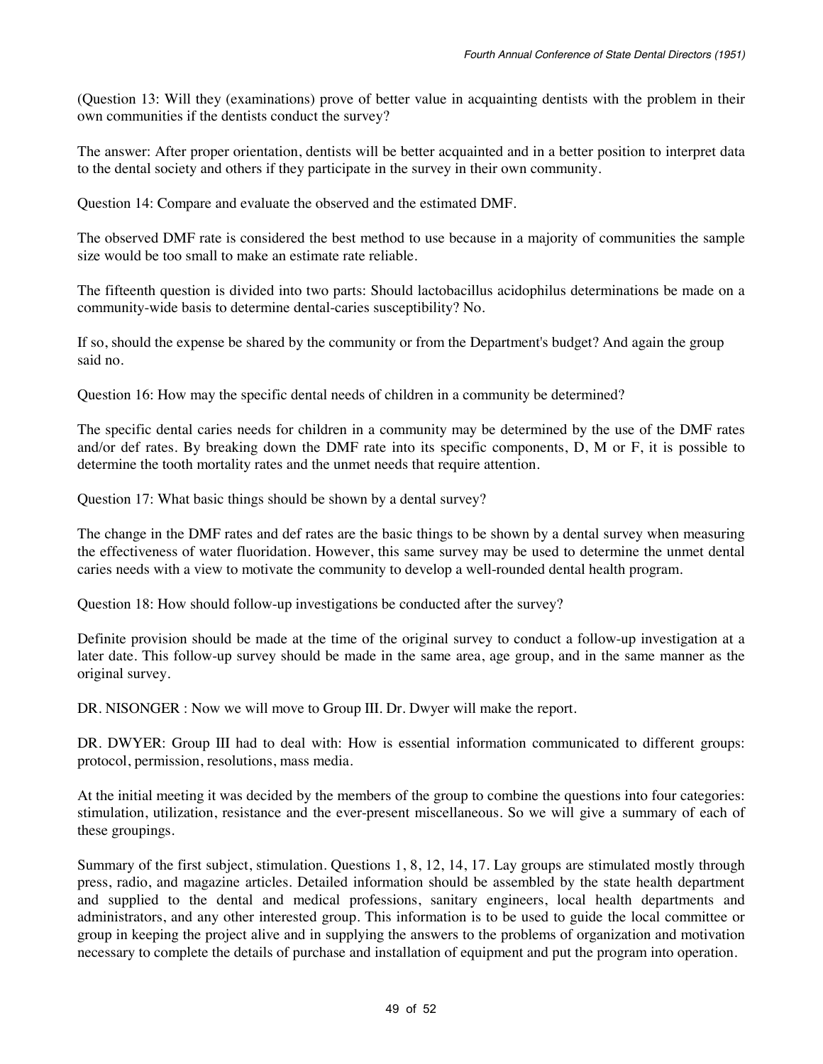(Question 13: Will they (examinations) prove of better value in acquainting dentists with the problem in their own communities if the dentists conduct the survey?

The answer: After proper orientation, dentists will be better acquainted and in a better position to interpret data to the dental society and others if they participate in the survey in their own community.

Question 14: Compare and evaluate the observed and the estimated DMF.

The observed DMF rate is considered the best method to use because in a majority of communities the sample size would be too small to make an estimate rate reliable.

The fifteenth question is divided into two parts: Should lactobacillus acidophilus determinations be made on a community-wide basis to determine dental-caries susceptibility? No.

If so, should the expense be shared by the community or from the Department's budget? And again the group said no.

Question 16: How may the specific dental needs of children in a community be determined?

The specific dental caries needs for children in a community may be determined by the use of the DMF rates and/or def rates. By breaking down the DMF rate into its specific components, D, M or F, it is possible to determine the tooth mortality rates and the unmet needs that require attention.

Question 17: What basic things should be shown by a dental survey?

The change in the DMF rates and def rates are the basic things to be shown by a dental survey when measuring the effectiveness of water fluoridation. However, this same survey may be used to determine the unmet dental caries needs with a view to motivate the community to develop a well-rounded dental health program.

Question 18: How should follow-up investigations be conducted after the survey?

Definite provision should be made at the time of the original survey to conduct a follow-up investigation at a later date. This follow-up survey should be made in the same area, age group, and in the same manner as the original survey.

DR. NISONGER : Now we will move to Group III. Dr. Dwyer will make the report.

DR. DWYER: Group III had to deal with: How is essential information communicated to different groups: protocol, permission, resolutions, mass media.

At the initial meeting it was decided by the members of the group to combine the questions into four categories: stimulation, utilization, resistance and the ever-present miscellaneous. So we will give a summary of each of these groupings.

Summary of the first subject, stimulation. Questions 1, 8, 12, 14, 17. Lay groups are stimulated mostly through press, radio, and magazine articles. Detailed information should be assembled by the state health department and supplied to the dental and medical professions, sanitary engineers, local health departments and administrators, and any other interested group. This information is to be used to guide the local committee or group in keeping the project alive and in supplying the answers to the problems of organization and motivation necessary to complete the details of purchase and installation of equipment and put the program into operation.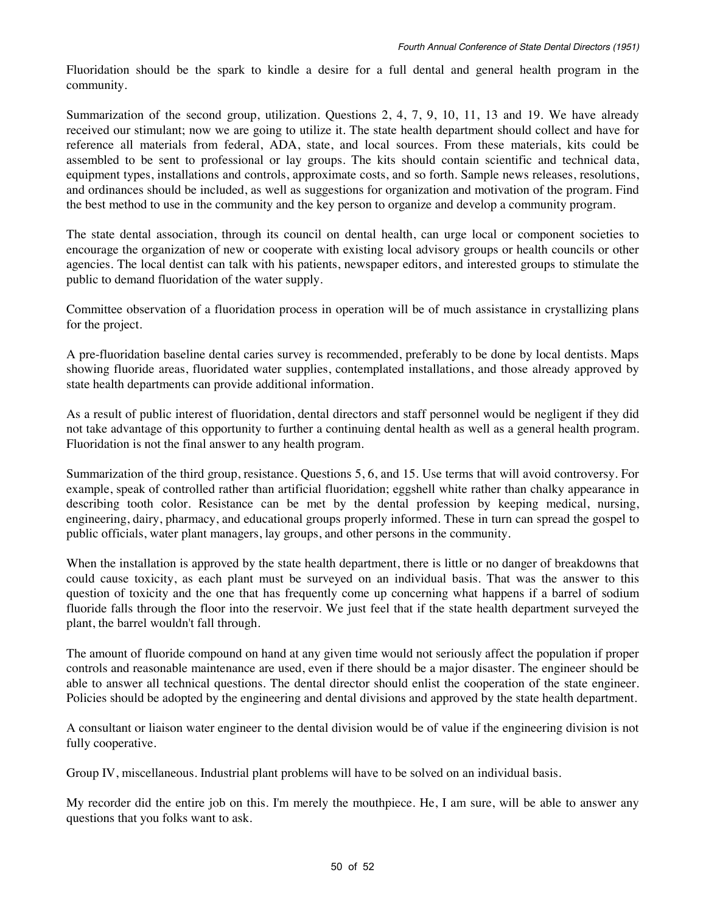Fluoridation should be the spark to kindle a desire for a full dental and general health program in the community.

Summarization of the second group, utilization. Questions 2, 4, 7, 9, 10, 11, 13 and 19. We have already received our stimulant; now we are going to utilize it. The state health department should collect and have for reference all materials from federal, ADA, state, and local sources. From these materials, kits could be assembled to be sent to professional or lay groups. The kits should contain scientific and technical data, equipment types, installations and controls, approximate costs, and so forth. Sample news releases, resolutions, and ordinances should be included, as well as suggestions for organization and motivation of the program. Find the best method to use in the community and the key person to organize and develop a community program.

The state dental association, through its council on dental health, can urge local or component societies to encourage the organization of new or cooperate with existing local advisory groups or health councils or other agencies. The local dentist can talk with his patients, newspaper editors, and interested groups to stimulate the public to demand fluoridation of the water supply.

Committee observation of a fluoridation process in operation will be of much assistance in crystallizing plans for the project.

A pre-fluoridation baseline dental caries survey is recommended, preferably to be done by local dentists. Maps showing fluoride areas, fluoridated water supplies, contemplated installations, and those already approved by state health departments can provide additional information.

As a result of public interest of fluoridation, dental directors and staff personnel would be negligent if they did not take advantage of this opportunity to further a continuing dental health as well as a general health program. Fluoridation is not the final answer to any health program.

Summarization of the third group, resistance. Questions 5, 6, and 15. Use terms that will avoid controversy. For example, speak of controlled rather than artificial fluoridation; eggshell white rather than chalky appearance in describing tooth color. Resistance can be met by the dental profession by keeping medical, nursing, engineering, dairy, pharmacy, and educational groups properly informed. These in turn can spread the gospel to public officials, water plant managers, lay groups, and other persons in the community.

When the installation is approved by the state health department, there is little or no danger of breakdowns that could cause toxicity, as each plant must be surveyed on an individual basis. That was the answer to this question of toxicity and the one that has frequently come up concerning what happens if a barrel of sodium fluoride falls through the floor into the reservoir. We just feel that if the state health department surveyed the plant, the barrel wouldn't fall through.

The amount of fluoride compound on hand at any given time would not seriously affect the population if proper controls and reasonable maintenance are used, even if there should be a major disaster. The engineer should be able to answer all technical questions. The dental director should enlist the cooperation of the state engineer. Policies should be adopted by the engineering and dental divisions and approved by the state health department.

A consultant or liaison water engineer to the dental division would be of value if the engineering division is not fully cooperative.

Group IV, miscellaneous. Industrial plant problems will have to be solved on an individual basis.

My recorder did the entire job on this. I'm merely the mouthpiece. He, I am sure, will be able to answer any questions that you folks want to ask.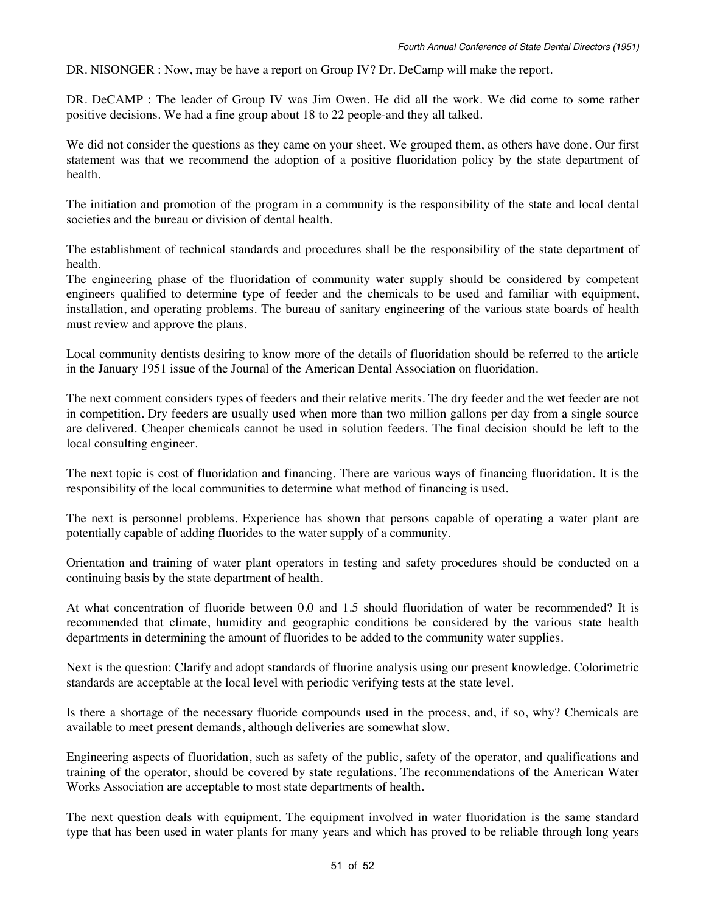DR. NISONGER : Now, may be have a report on Group IV? Dr. DeCamp will make the report.

DR. DeCAMP : The leader of Group IV was Jim Owen. He did all the work. We did come to some rather positive decisions. We had a fine group about 18 to 22 people-and they all talked.

We did not consider the questions as they came on your sheet. We grouped them, as others have done. Our first statement was that we recommend the adoption of a positive fluoridation policy by the state department of health.

The initiation and promotion of the program in a community is the responsibility of the state and local dental societies and the bureau or division of dental health.

The establishment of technical standards and procedures shall be the responsibility of the state department of health.

The engineering phase of the fluoridation of community water supply should be considered by competent engineers qualified to determine type of feeder and the chemicals to be used and familiar with equipment, installation, and operating problems. The bureau of sanitary engineering of the various state boards of health must review and approve the plans.

Local community dentists desiring to know more of the details of fluoridation should be referred to the article in the January 1951 issue of the Journal of the American Dental Association on fluoridation.

The next comment considers types of feeders and their relative merits. The dry feeder and the wet feeder are not in competition. Dry feeders are usually used when more than two million gallons per day from a single source are delivered. Cheaper chemicals cannot be used in solution feeders. The final decision should be left to the local consulting engineer.

The next topic is cost of fluoridation and financing. There are various ways of financing fluoridation. It is the responsibility of the local communities to determine what method of financing is used.

The next is personnel problems. Experience has shown that persons capable of operating a water plant are potentially capable of adding fluorides to the water supply of a community.

Orientation and training of water plant operators in testing and safety procedures should be conducted on a continuing basis by the state department of health.

At what concentration of fluoride between 0.0 and 1.5 should fluoridation of water be recommended? It is recommended that climate, humidity and geographic conditions be considered by the various state health departments in determining the amount of fluorides to be added to the community water supplies.

Next is the question: Clarify and adopt standards of fluorine analysis using our present knowledge. Colorimetric standards are acceptable at the local level with periodic verifying tests at the state level.

Is there a shortage of the necessary fluoride compounds used in the process, and, if so, why? Chemicals are available to meet present demands, although deliveries are somewhat slow.

Engineering aspects of fluoridation, such as safety of the public, safety of the operator, and qualifications and training of the operator, should be covered by state regulations. The recommendations of the American Water Works Association are acceptable to most state departments of health.

The next question deals with equipment. The equipment involved in water fluoridation is the same standard type that has been used in water plants for many years and which has proved to be reliable through long years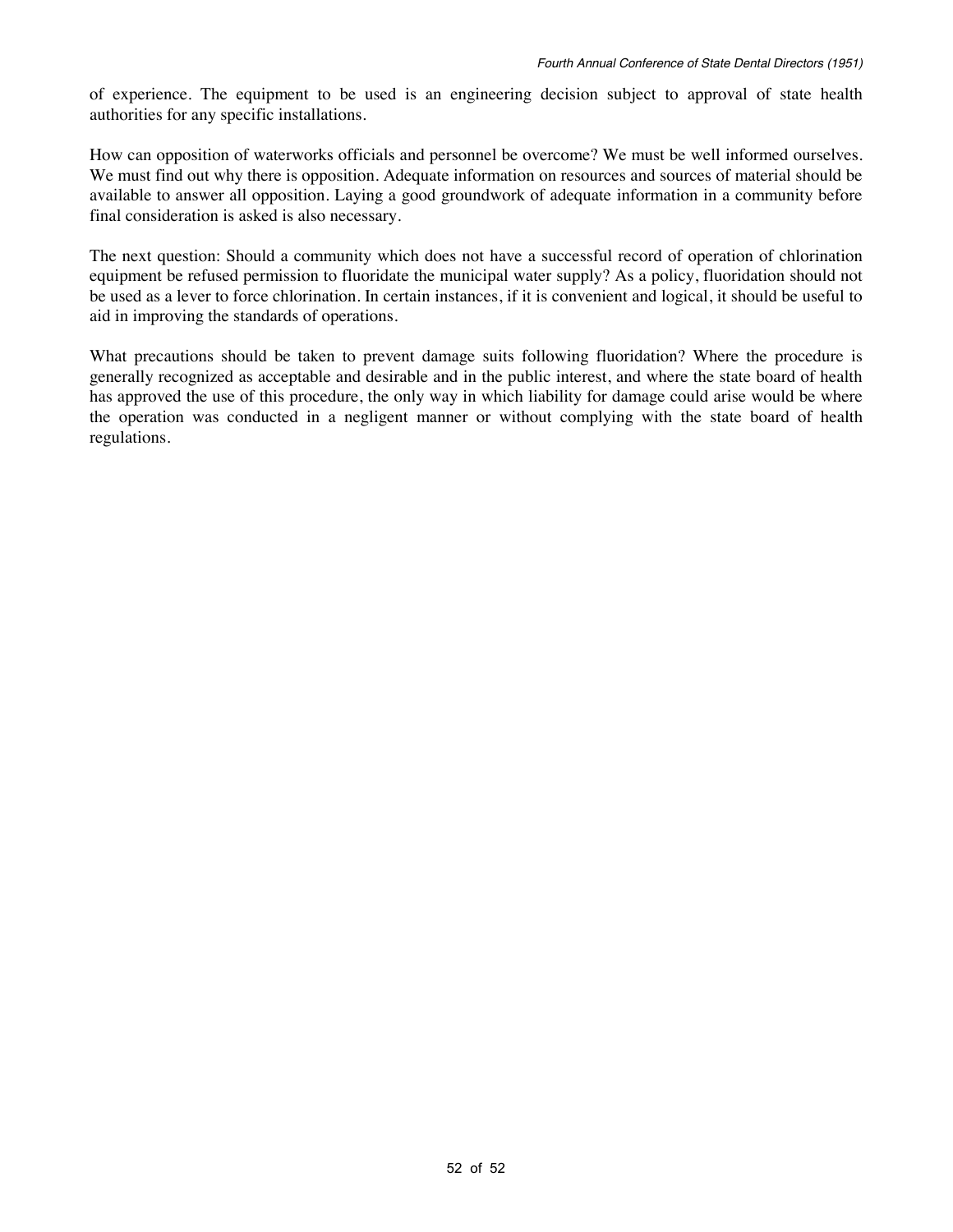of experience. The equipment to be used is an engineering decision subject to approval of state health authorities for any specific installations.

How can opposition of waterworks officials and personnel be overcome? We must be well informed ourselves. We must find out why there is opposition. Adequate information on resources and sources of material should be available to answer all opposition. Laying a good groundwork of adequate information in a community before final consideration is asked is also necessary.

The next question: Should a community which does not have a successful record of operation of chlorination equipment be refused permission to fluoridate the municipal water supply? As a policy, fluoridation should not be used as a lever to force chlorination. In certain instances, if it is convenient and logical, it should be useful to aid in improving the standards of operations.

What precautions should be taken to prevent damage suits following fluoridation? Where the procedure is generally recognized as acceptable and desirable and in the public interest, and where the state board of health has approved the use of this procedure, the only way in which liability for damage could arise would be where the operation was conducted in a negligent manner or without complying with the state board of health regulations.